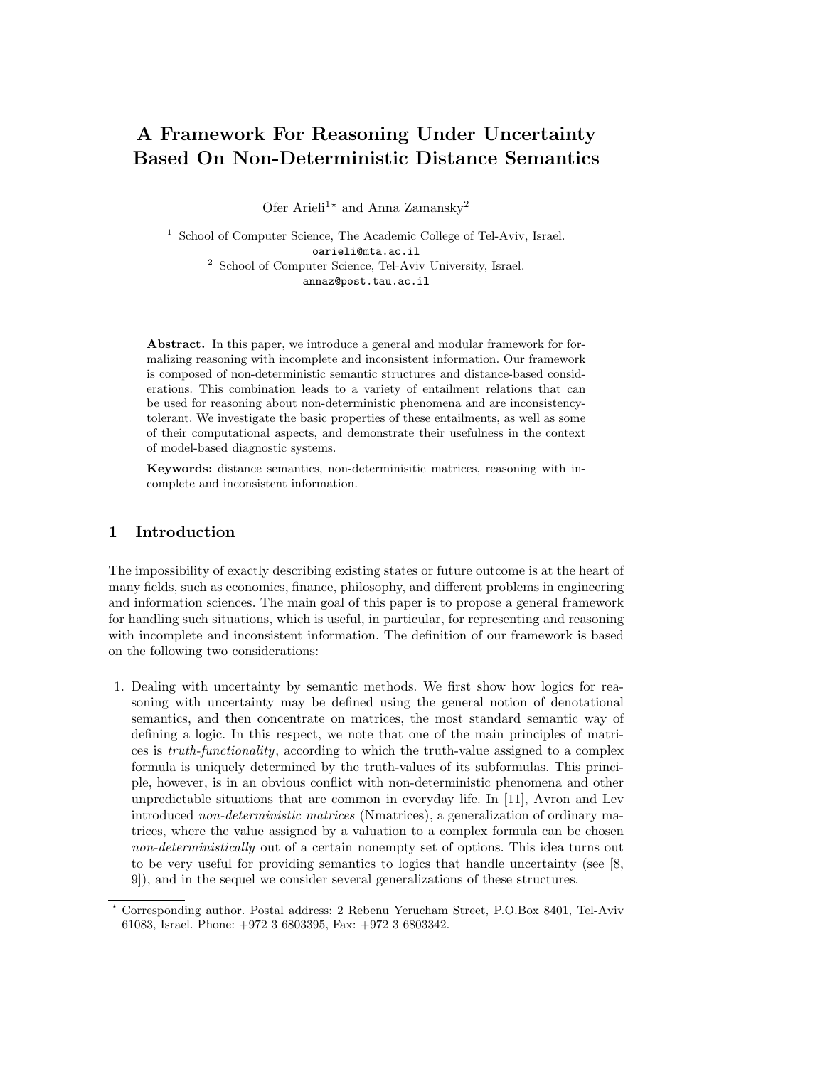# A Framework For Reasoning Under Uncertainty Based On Non-Deterministic Distance Semantics

Ofer Arieli[1]* and Anna Zamansky[2]

[1] School of Computer Science, The Academic College of Tel-Aviv, Israel.
oarieli@mta.ac.il

[2] School of Computer Science, Tel-Aviv University, Israel.
annaz@post.tau.ac.il

**Abstract.** In this paper, we introduce a general and modular framework for formalizing reasoning with incomplete and inconsistent information. Our framework is composed of non-deterministic semantic structures and distance-based considerations. This combination leads to a variety of entailment relations that can be used for reasoning about non-deterministic phenomena and are inconsistency-tolerant. We investigate the basic properties of these entailments, as well as some of their computational aspects, and demonstrate their usefulness in the context of model-based diagnostic systems.

**Keywords:** distance semantics, non-determinisitic matrices, reasoning with incomplete and inconsistent information.

## 1 Introduction

The impossibility of exactly describing existing states or future outcome is at the heart of many fields, such as economics, finance, philosophy, and different problems in engineering and information sciences. The main goal of this paper is to propose a general framework for handling such situations, which is useful, in particular, for representing and reasoning with incomplete and inconsistent information. The definition of our framework is based on the following two considerations:

1. Dealing with uncertainty by semantic methods. We first show how logics for reasoning with uncertainty may be defined using the general notion of denotational semantics, and then concentrate on matrices, the most standard semantic way of defining a logic. In this respect, we note that one of the main principles of matrices is *truth-functionality*, according to which the truth-value assigned to a complex formula is uniquely determined by the truth-values of its subformulas. This principle, however, is in an obvious conflict with non-deterministic phenomena and other unpredictable situations that are common in everyday life. In [11], Avron and Lev introduced *non-deterministic matrices* (Nmatrices), a generalization of ordinary matrices, where the value assigned by a valuation to a complex formula can be chosen *non-deterministically* out of a certain nonempty set of options. This idea turns out to be very useful for providing semantics to logics that handle uncertainty (see [8, 9]), and in the sequel we consider several generalizations of these structures.

* Corresponding author. Postal address: 2 Rebenu Yerucham Street, P.O.Box 8401, Tel-Aviv 61083, Israel. Phone: +972 3 6803395, Fax: +972 3 6803342.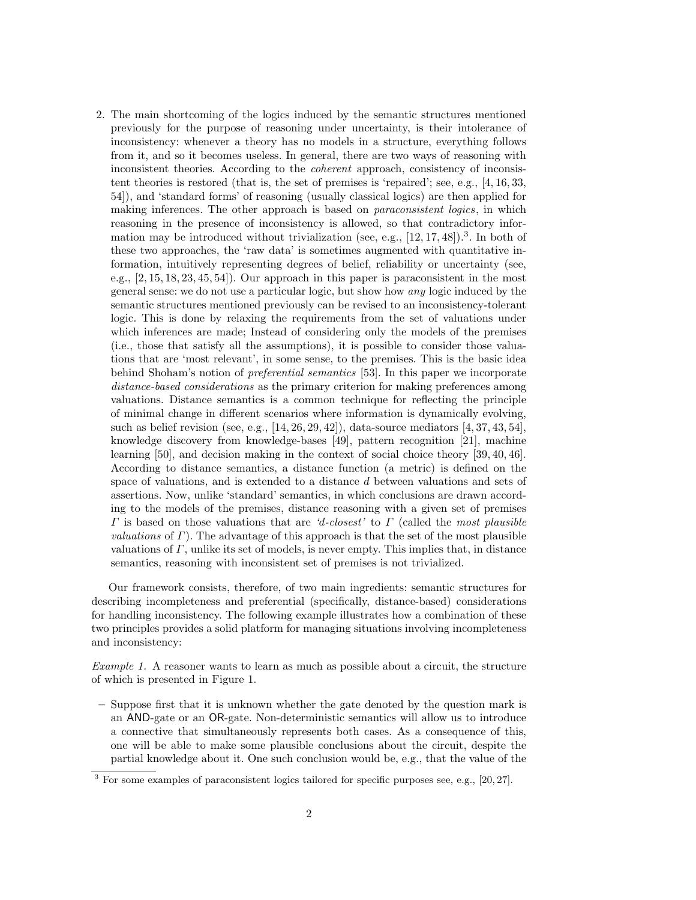2. The main shortcoming of the logics induced by the semantic structures mentioned previously for the purpose of reasoning under uncertainty, is their intolerance of inconsistency: whenever a theory has no models in a structure, everything follows from it, and so it becomes useless. In general, there are two ways of reasoning with inconsistent theories. According to the *coherent* approach, consistency of inconsistent theories is restored (that is, the set of premises is 'repaired'; see, e.g., [4, 16, 33, 54]), and 'standard forms' of reasoning (usually classical logics) are then applied for making inferences. The other approach is based on *paraconsistent logics*, in which reasoning in the presence of inconsistency is allowed, so that contradictory information may be introduced without trivialization (see, e.g., [12, 17, 48]).[3]. In both of these two approaches, the 'raw data' is sometimes augmented with quantitative information, intuitively representing degrees of belief, reliability or uncertainty (see, e.g., [2, 15, 18, 23, 45, 54]). Our approach in this paper is paraconsistent in the most general sense: we do not use a particular logic, but show how *any* logic induced by the semantic structures mentioned previously can be revised to an inconsistency-tolerant logic. This is done by relaxing the requirements from the set of valuations under which inferences are made; Instead of considering only the models of the premises (i.e., those that satisfy all the assumptions), it is possible to consider those valuations that are 'most relevant', in some sense, to the premises. This is the basic idea behind Shoham's notion of *preferential semantics* [53]. In this paper we incorporate *distance-based considerations* as the primary criterion for making preferences among valuations. Distance semantics is a common technique for reflecting the principle of minimal change in different scenarios where information is dynamically evolving, such as belief revision (see, e.g., [14, 26, 29, 42]), data-source mediators [4, 37, 43, 54], knowledge discovery from knowledge-bases [49], pattern recognition [21], machine learning [50], and decision making in the context of social choice theory [39, 40, 46]. According to distance semantics, a distance function (a metric) is defined on the space of valuations, and is extended to a distance $d$ between valuations and sets of assertions. Now, unlike 'standard' semantics, in which conclusions are drawn according to the models of the premises, distance reasoning with a given set of premises $\Gamma$ is based on those valuations that are *'d-closest'* to $\Gamma$ (called the *most plausible valuations* of $\Gamma$). The advantage of this approach is that the set of the most plausible valuations of $\Gamma$, unlike its set of models, is never empty. This implies that, in distance semantics, reasoning with inconsistent set of premises is not trivialized.

Our framework consists, therefore, of two main ingredients: semantic structures for describing incompleteness and preferential (specifically, distance-based) considerations for handling inconsistency. The following example illustrates how a combination of these two principles provides a solid platform for managing situations involving incompleteness and inconsistency:

*Example 1.* A reasoner wants to learn as much as possible about a circuit, the structure of which is presented in Figure 1.

– Suppose first that it is unknown whether the gate denoted by the question mark is an AND-gate or an OR-gate. Non-deterministic semantics will allow us to introduce a connective that simultaneously represents both cases. As a consequence of this, one will be able to make some plausible conclusions about the circuit, despite the partial knowledge about it. One such conclusion would be, e.g., that the value of the

[3] For some examples of paraconsistent logics tailored for specific purposes see, e.g., [20, 27].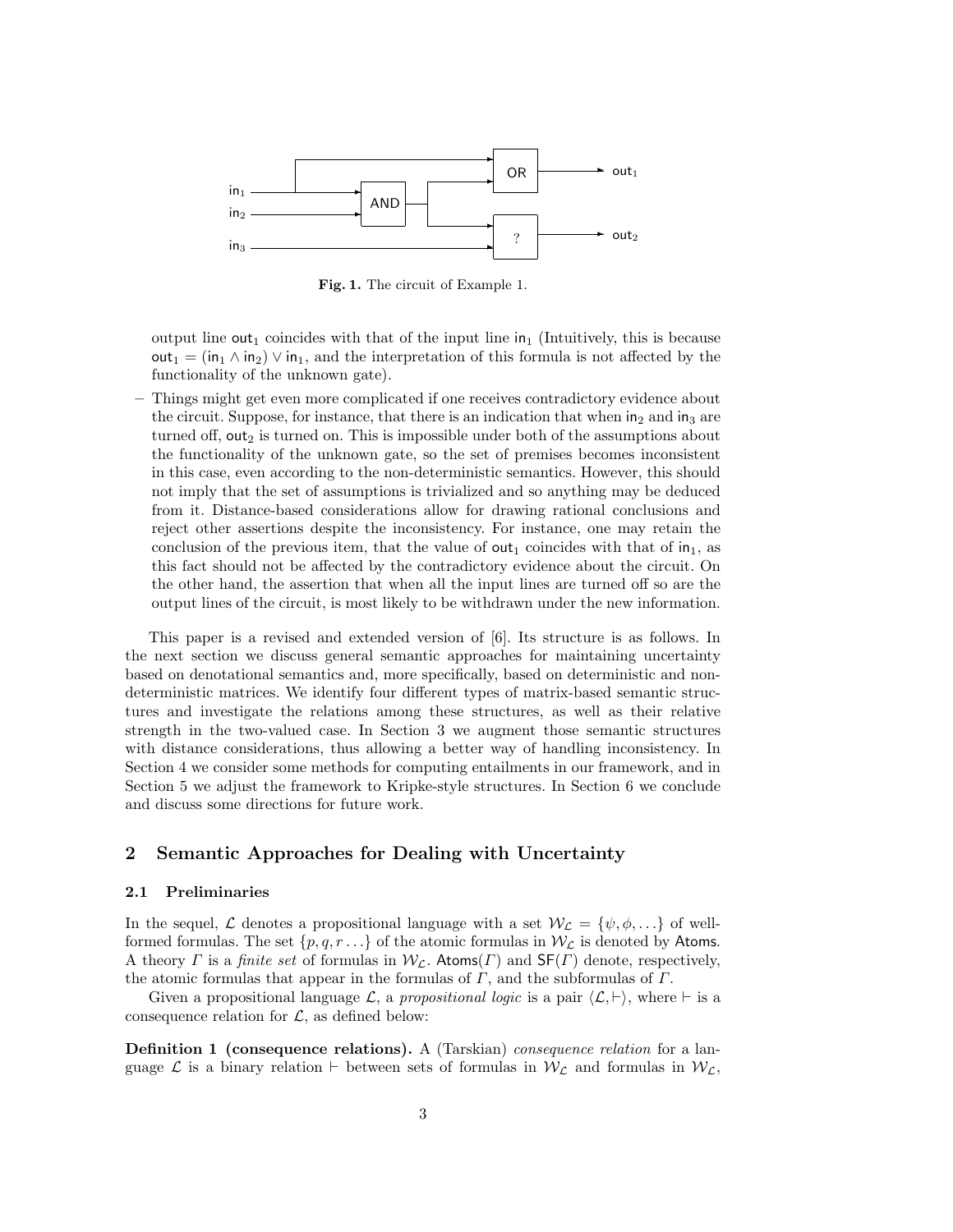Fig. 1. The circuit of Example 1.

output line $\mathsf{out}_1$ coincides with that of the input line $\mathsf{in}_1$ (Intuitively, this is because $\mathsf{out}_1 = (\mathsf{in}_1 \wedge \mathsf{in}_2) \vee \mathsf{in}_1$, and the interpretation of this formula is not affected by the functionality of the unknown gate).

- Things might get even more complicated if one receives contradictory evidence about the circuit. Suppose, for instance, that there is an indication that when $\mathsf{in}_2$ and $\mathsf{in}_3$ are turned off, $\mathsf{out}_2$ is turned on. This is impossible under both of the assumptions about the functionality of the unknown gate, so the set of premises becomes inconsistent in this case, even according to the non-deterministic semantics. However, this should not imply that the set of assumptions is trivialized and so anything may be deduced from it. Distance-based considerations allow for drawing rational conclusions and reject other assertions despite the inconsistency. For instance, one may retain the conclusion of the previous item, that the value of $\mathsf{out}_1$ coincides with that of $\mathsf{in}_1$, as this fact should not be affected by the contradictory evidence about the circuit. On the other hand, the assertion that when all the input lines are turned off so are the output lines of the circuit, is most likely to be withdrawn under the new information.

This paper is a revised and extended version of [6]. Its structure is as follows. In the next section we discuss general semantic approaches for maintaining uncertainty based on denotational semantics and, more specifically, based on deterministic and non-deterministic matrices. We identify four different types of matrix-based semantic structures and investigate the relations among these structures, as well as their relative strength in the two-valued case. In Section 3 we augment those semantic structures with distance considerations, thus allowing a better way of handling inconsistency. In Section 4 we consider some methods for computing entailments in our framework, and in Section 5 we adjust the framework to Kripke-style structures. In Section 6 we conclude and discuss some directions for future work.

## 2 Semantic Approaches for Dealing with Uncertainty

### 2.1 Preliminaries

In the sequel, $\mathcal{L}$ denotes a propositional language with a set $\mathcal{W}_\mathcal{L} = \{\psi, \phi, \ldots\}$ of well-formed formulas. The set $\{p, q, r \ldots\}$ of the atomic formulas in $\mathcal{W}_\mathcal{L}$ is denoted by $\mathsf{Atoms}$. A theory $\Gamma$ is a *finite set* of formulas in $\mathcal{W}_\mathcal{L}$. $\mathsf{Atoms}(\Gamma)$ and $\mathsf{SF}(\Gamma)$ denote, respectively, the atomic formulas that appear in the formulas of $\Gamma$, and the subformulas of $\Gamma$.

Given a propositional language $\mathcal{L}$, a *propositional logic* is a pair $\langle \mathcal{L}, \vdash \rangle$, where $\vdash$ is a consequence relation for $\mathcal{L}$, as defined below:

**Definition 1 (consequence relations).** A (Tarskian) *consequence relation* for a language $\mathcal{L}$ is a binary relation $\vdash$ between sets of formulas in $\mathcal{W}_\mathcal{L}$ and formulas in $\mathcal{W}_\mathcal{L}$,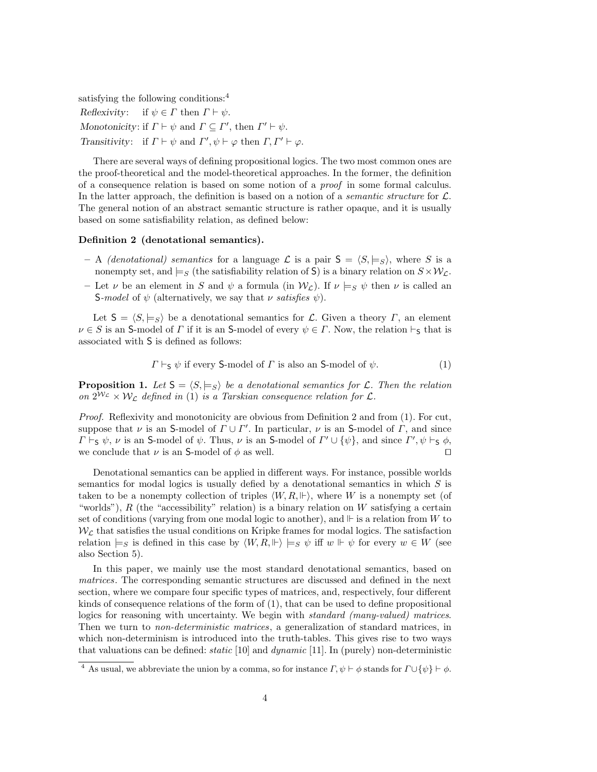satisfying the following conditions:[4]

*Reflexivity*: if $\psi \in \Gamma$ then $\Gamma \vdash \psi$.

*Monotonicity*: if $\Gamma \vdash \psi$ and $\Gamma \subseteq \Gamma'$, then $\Gamma' \vdash \psi$.

*Transitivity*: if $\Gamma \vdash \psi$ and $\Gamma', \psi \vdash \varphi$ then $\Gamma, \Gamma' \vdash \varphi$.

There are several ways of defining propositional logics. The two most common ones are the proof-theoretical and the model-theoretical approaches. In the former, the definition of a consequence relation is based on some notion of a *proof* in some formal calculus. In the latter approach, the definition is based on a notion of a *semantic structure* for $\mathcal{L}$. The general notion of an abstract semantic structure is rather opaque, and it is usually based on some satisfiability relation, as defined below:

**Definition 2 (denotational semantics).**

- A *(denotational) semantics* for a language $\mathcal{L}$ is a pair $\mathsf{S} = \langle S, \models_S \rangle$, where $S$ is a nonempty set, and $\models_S$ (the satisfiability relation of $\mathsf{S}$) is a binary relation on $S \times \mathcal{W}_\mathcal{L}$.
- Let $\nu$ be an element in $S$ and $\psi$ a formula (in $\mathcal{W}_\mathcal{L}$). If $\nu \models_S \psi$ then $\nu$ is called an $\mathsf{S}$*-model* of $\psi$ (alternatively, we say that $\nu$ *satisfies* $\psi$).

Let $\mathsf{S} = \langle S, \models_S \rangle$ be a denotational semantics for $\mathcal{L}$. Given a theory $\Gamma$, an element $\nu \in S$ is an $\mathsf{S}$-model of $\Gamma$ if it is an $\mathsf{S}$-model of every $\psi \in \Gamma$. Now, the relation $\vdash_\mathsf{S}$ that is associated with $\mathsf{S}$ is defined as follows:

$$\Gamma \vdash_\mathsf{S} \psi \text{ if every } \mathsf{S}\text{-model of } \Gamma \text{ is also an } \mathsf{S}\text{-model of } \psi. \tag{1}$$

**Proposition 1.** *Let $\mathsf{S} = \langle S, \models_S \rangle$ be a denotational semantics for $\mathcal{L}$. Then the relation on $2^{\mathcal{W}_\mathcal{L}} \times \mathcal{W}_\mathcal{L}$ defined in (1) is a Tarskian consequence relation for $\mathcal{L}$.*

*Proof.* Reflexivity and monotonicity are obvious from Definition 2 and from (1). For cut, suppose that $\nu$ is an $\mathsf{S}$-model of $\Gamma \cup \Gamma'$. In particular, $\nu$ is an $\mathsf{S}$-model of $\Gamma$, and since $\Gamma \vdash_\mathsf{S} \psi$, $\nu$ is an $\mathsf{S}$-model of $\psi$. Thus, $\nu$ is an $\mathsf{S}$-model of $\Gamma' \cup \{\psi\}$, and since $\Gamma', \psi \vdash_\mathsf{S} \phi$, we conclude that $\nu$ is an $\mathsf{S}$-model of $\phi$ as well. ⊓⊔

Denotational semantics can be applied in different ways. For instance, possible worlds semantics for modal logics is usually defied by a denotational semantics in which $S$ is taken to be a nonempty collection of triples $\langle W, R, \Vdash \rangle$, where $W$ is a nonempty set (of "worlds"), $R$ (the "accessibility" relation) is a binary relation on $W$ satisfying a certain set of conditions (varying from one modal logic to another), and $\Vdash$ is a relation from $W$ to $\mathcal{W}_\mathcal{L}$ that satisfies the usual conditions on Kripke frames for modal logics. The satisfaction relation $\models_S$ is defined in this case by $\langle W, R, \Vdash \rangle \models_S \psi$ iff $w \Vdash \psi$ for every $w \in W$ (see also Section 5).

In this paper, we mainly use the most standard denotational semantics, based on *matrices*. The corresponding semantic structures are discussed and defined in the next section, where we compare four specific types of matrices, and, respectively, four different kinds of consequence relations of the form of (1), that can be used to define propositional logics for reasoning with uncertainty. We begin with *standard (many-valued) matrices*. Then we turn to *non-deterministic matrices*, a generalization of standard matrices, in which non-determinism is introduced into the truth-tables. This gives rise to two ways that valuations can be defined: *static* [10] and *dynamic* [11]. In (purely) non-deterministic

[4] As usual, we abbreviate the union by a comma, so for instance $\Gamma, \psi \vdash \phi$ stands for $\Gamma \cup \{\psi\} \vdash \phi$.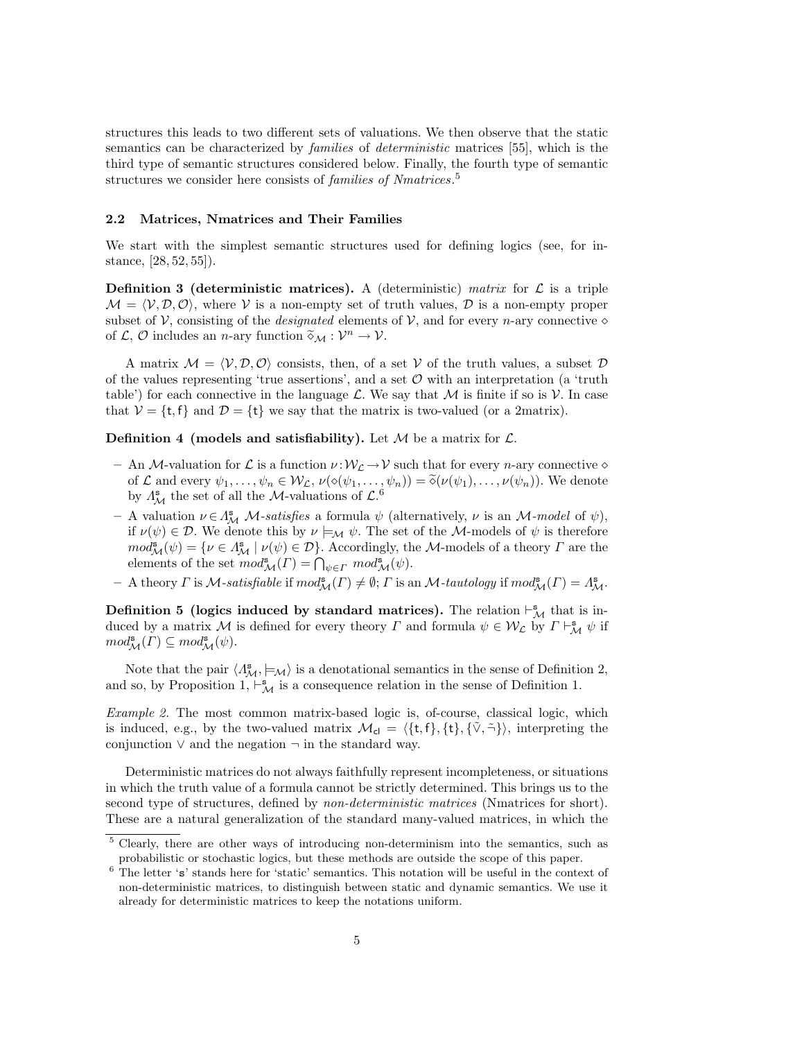structures this leads to two different sets of valuations. We then observe that the static semantics can be characterized by *families* of *deterministic* matrices [55], which is the third type of semantic structures considered below. Finally, the fourth type of semantic structures we consider here consists of *families of Nmatrices*.[5]

## 2.2 Matrices, Nmatrices and Their Families

We start with the simplest semantic structures used for defining logics (see, for instance, [28, 52, 55]).

**Definition 3 (deterministic matrices).** A (deterministic) *matrix* for $\mathcal{L}$ is a triple $\mathcal{M} = \langle \mathcal{V}, \mathcal{D}, \mathcal{O} \rangle$, where $\mathcal{V}$ is a non-empty set of truth values, $\mathcal{D}$ is a non-empty proper subset of $\mathcal{V}$, consisting of the *designated* elements of $\mathcal{V}$, and for every $n$-ary connective $\diamond$ of $\mathcal{L}$, $\mathcal{O}$ includes an $n$-ary function $\widetilde{\diamond}_{\mathcal{M}} : \mathcal{V}^n \to \mathcal{V}$.

A matrix $\mathcal{M} = \langle \mathcal{V}, \mathcal{D}, \mathcal{O} \rangle$ consists, then, of a set $\mathcal{V}$ of the truth values, a subset $\mathcal{D}$ of the values representing 'true assertions', and a set $\mathcal{O}$ with an interpretation (a 'truth table') for each connective in the language $\mathcal{L}$. We say that $\mathcal{M}$ is finite if so is $\mathcal{V}$. In case that $\mathcal{V} = \{\mathsf{t}, \mathsf{f}\}$ and $\mathcal{D} = \{\mathsf{t}\}$ we say that the matrix is two-valued (or a 2matrix).

**Definition 4 (models and satisfiability).** Let $\mathcal{M}$ be a matrix for $\mathcal{L}$.

- An $\mathcal{M}$-valuation for $\mathcal{L}$ is a function $\nu : \mathcal{W}_{\mathcal{L}} \to \mathcal{V}$ such that for every $n$-ary connective $\diamond$ of $\mathcal{L}$ and every $\psi_1, \ldots, \psi_n \in \mathcal{W}_{\mathcal{L}}$, $\nu(\diamond(\psi_1, \ldots, \psi_n)) = \widetilde{\diamond}(\nu(\psi_1), \ldots, \nu(\psi_n))$. We denote by $\Lambda^{\mathsf{s}}_{\mathcal{M}}$ the set of all the $\mathcal{M}$-valuations of $\mathcal{L}$.[6]
- A valuation $\nu \in \Lambda^{\mathsf{s}}_{\mathcal{M}}$ $\mathcal{M}$-*satisfies* a formula $\psi$ (alternatively, $\nu$ is an $\mathcal{M}$-*model* of $\psi$), if $\nu(\psi) \in \mathcal{D}$. We denote this by $\nu \models_{\mathcal{M}} \psi$. The set of the $\mathcal{M}$-models of $\psi$ is therefore $mod^{\mathsf{s}}_{\mathcal{M}}(\psi) = \{\nu \in \Lambda^{\mathsf{s}}_{\mathcal{M}} \mid \nu(\psi) \in \mathcal{D}\}$. Accordingly, the $\mathcal{M}$-models of a theory $\Gamma$ are the elements of the set $mod^{\mathsf{s}}_{\mathcal{M}}(\Gamma) = \bigcap_{\psi \in \Gamma} mod^{\mathsf{s}}_{\mathcal{M}}(\psi)$.
- A theory $\Gamma$ is $\mathcal{M}$-*satisfiable* if $mod^{\mathsf{s}}_{\mathcal{M}}(\Gamma) \neq \emptyset$; $\Gamma$ is an $\mathcal{M}$-*tautology* if $mod^{\mathsf{s}}_{\mathcal{M}}(\Gamma) = \Lambda^{\mathsf{s}}_{\mathcal{M}}$.

**Definition 5 (logics induced by standard matrices).** The relation $\vdash^{\mathsf{s}}_{\mathcal{M}}$ that is induced by a matrix $\mathcal{M}$ is defined for every theory $\Gamma$ and formula $\psi \in \mathcal{W}_{\mathcal{L}}$ by $\Gamma \vdash^{\mathsf{s}}_{\mathcal{M}} \psi$ if $mod^{\mathsf{s}}_{\mathcal{M}}(\Gamma) \subseteq mod^{\mathsf{s}}_{\mathcal{M}}(\psi)$.

Note that the pair $\langle \Lambda^{\mathsf{s}}_{\mathcal{M}}, \models_{\mathcal{M}} \rangle$ is a denotational semantics in the sense of Definition 2, and so, by Proposition 1, $\vdash^{\mathsf{s}}_{\mathcal{M}}$ is a consequence relation in the sense of Definition 1.

*Example 2.* The most common matrix-based logic is, of-course, classical logic, which is induced, e.g., by the two-valued matrix $\mathcal{M}_{\mathsf{cl}} = \langle \{\mathsf{t}, \mathsf{f}\}, \{\mathsf{t}\}, \{\tilde{\vee}, \tilde{\neg}\} \rangle$, interpreting the conjunction $\vee$ and the negation $\neg$ in the standard way.

Deterministic matrices do not always faithfully represent incompleteness, or situations in which the truth value of a formula cannot be strictly determined. This brings us to the second type of structures, defined by *non-deterministic matrices* (Nmatrices for short). These are a natural generalization of the standard many-valued matrices, in which the

[5] Clearly, there are other ways of introducing non-determinism into the semantics, such as probabilistic or stochastic logics, but these methods are outside the scope of this paper.

[6] The letter '$\mathsf{s}$' stands here for 'static' semantics. This notation will be useful in the context of non-deterministic matrices, to distinguish between static and dynamic semantics. We use it already for deterministic matrices to keep the notations uniform.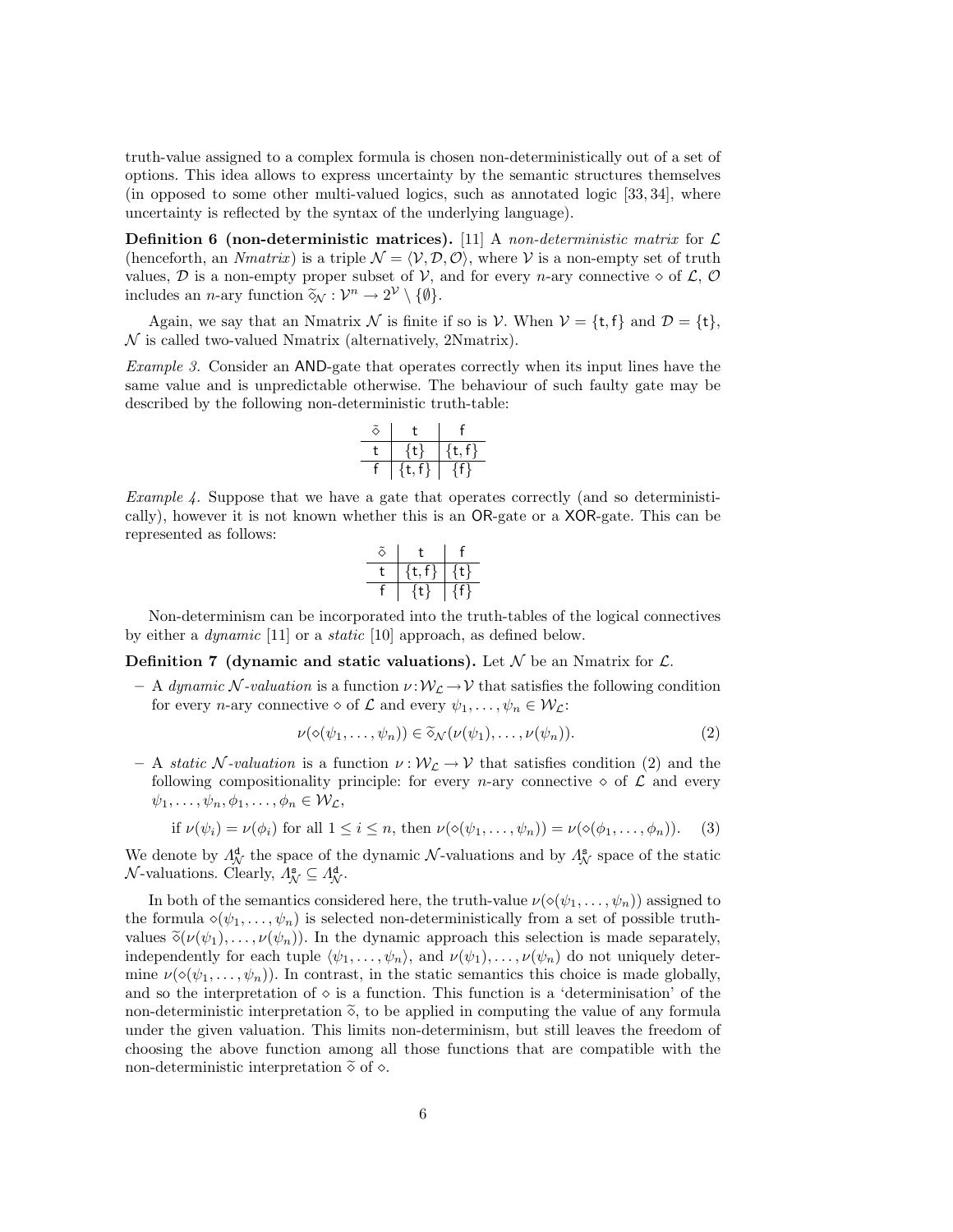truth-value assigned to a complex formula is chosen non-deterministically out of a set of options. This idea allows to express uncertainty by the semantic structures themselves (in opposed to some other multi-valued logics, such as annotated logic [33, 34], where uncertainty is reflected by the syntax of the underlying language).

**Definition 6 (non-deterministic matrices).** [11] A *non-deterministic matrix* for $\mathcal{L}$ (henceforth, an *Nmatrix*) is a triple $\mathcal{N} = \langle \mathcal{V}, \mathcal{D}, \mathcal{O} \rangle$, where $\mathcal{V}$ is a non-empty set of truth values, $\mathcal{D}$ is a non-empty proper subset of $\mathcal{V}$, and for every $n$-ary connective $\diamond$ of $\mathcal{L}$, $\mathcal{O}$ includes an $n$-ary function $\widetilde{\diamond}_{\mathcal{N}} : \mathcal{V}^n \to 2^{\mathcal{V}} \setminus \{\emptyset\}$.

Again, we say that an Nmatrix $\mathcal{N}$ is finite if so is $\mathcal{V}$. When $\mathcal{V} = \{\mathsf{t}, \mathsf{f}\}$ and $\mathcal{D} = \{\mathsf{t}\}$, $\mathcal{N}$ is called two-valued Nmatrix (alternatively, 2Nmatrix).

*Example 3.* Consider an AND-gate that operates correctly when its input lines have the same value and is unpredictable otherwise. The behaviour of such faulty gate may be described by the following non-deterministic truth-table:

| $\tilde{\diamond}$ | t | f |
|---|---|---|
| t | {t} | {t, f} |
| f | {t, f} | {f} |

*Example 4.* Suppose that we have a gate that operates correctly (and so deterministically), however it is not known whether this is an OR-gate or a XOR-gate. This can be represented as follows:

| $\tilde{\diamond}$ | t | f |
|---|---|---|
| t | {t, f} | {t} |
| f | {t} | {f} |

Non-determinism can be incorporated into the truth-tables of the logical connectives by either a *dynamic* [11] or a *static* [10] approach, as defined below.

**Definition 7 (dynamic and static valuations).** Let $\mathcal{N}$ be an Nmatrix for $\mathcal{L}$.

– A *dynamic $\mathcal{N}$-valuation* is a function $\nu : \mathcal{W}_{\mathcal{L}} \to \mathcal{V}$ that satisfies the following condition for every $n$-ary connective $\diamond$ of $\mathcal{L}$ and every $\psi_1, \ldots, \psi_n \in \mathcal{W}_{\mathcal{L}}$:

$$\nu(\diamond(\psi_1, \ldots, \psi_n)) \in \widetilde{\diamond}_{\mathcal{N}}(\nu(\psi_1), \ldots, \nu(\psi_n)). \qquad (2)$$

– A *static $\mathcal{N}$-valuation* is a function $\nu : \mathcal{W}_{\mathcal{L}} \to \mathcal{V}$ that satisfies condition (2) and the following compositionality principle: for every $n$-ary connective $\diamond$ of $\mathcal{L}$ and every $\psi_1, \ldots, \psi_n, \phi_1, \ldots, \phi_n \in \mathcal{W}_{\mathcal{L}}$,

$$\text{if } \nu(\psi_i) = \nu(\phi_i) \text{ for all } 1 \le i \le n, \text{ then } \nu(\diamond(\psi_1, \ldots, \psi_n)) = \nu(\diamond(\phi_1, \ldots, \phi_n)). \qquad (3)$$

We denote by $\Lambda^{\mathsf{d}}_{\mathcal{N}}$ the space of the dynamic $\mathcal{N}$-valuations and by $\Lambda^{\mathsf{s}}_{\mathcal{N}}$ space of the static $\mathcal{N}$-valuations. Clearly, $\Lambda^{\mathsf{s}}_{\mathcal{N}} \subseteq \Lambda^{\mathsf{d}}_{\mathcal{N}}$.

In both of the semantics considered here, the truth-value $\nu(\diamond(\psi_1, \ldots, \psi_n))$ assigned to the formula $\diamond(\psi_1, \ldots, \psi_n)$ is selected non-deterministically from a set of possible truth-values $\widetilde{\diamond}(\nu(\psi_1), \ldots, \nu(\psi_n))$. In the dynamic approach this selection is made separately, independently for each tuple $\langle \psi_1, \ldots, \psi_n \rangle$, and $\nu(\psi_1), \ldots, \nu(\psi_n)$ do not uniquely determine $\nu(\diamond(\psi_1, \ldots, \psi_n))$. In contrast, in the static semantics this choice is made globally, and so the interpretation of $\diamond$ is a function. This function is a 'determinisation' of the non-deterministic interpretation $\widetilde{\diamond}$, to be applied in computing the value of any formula under the given valuation. This limits non-determinism, but still leaves the freedom of choosing the above function among all those functions that are compatible with the non-deterministic interpretation $\widetilde{\diamond}$ of $\diamond$.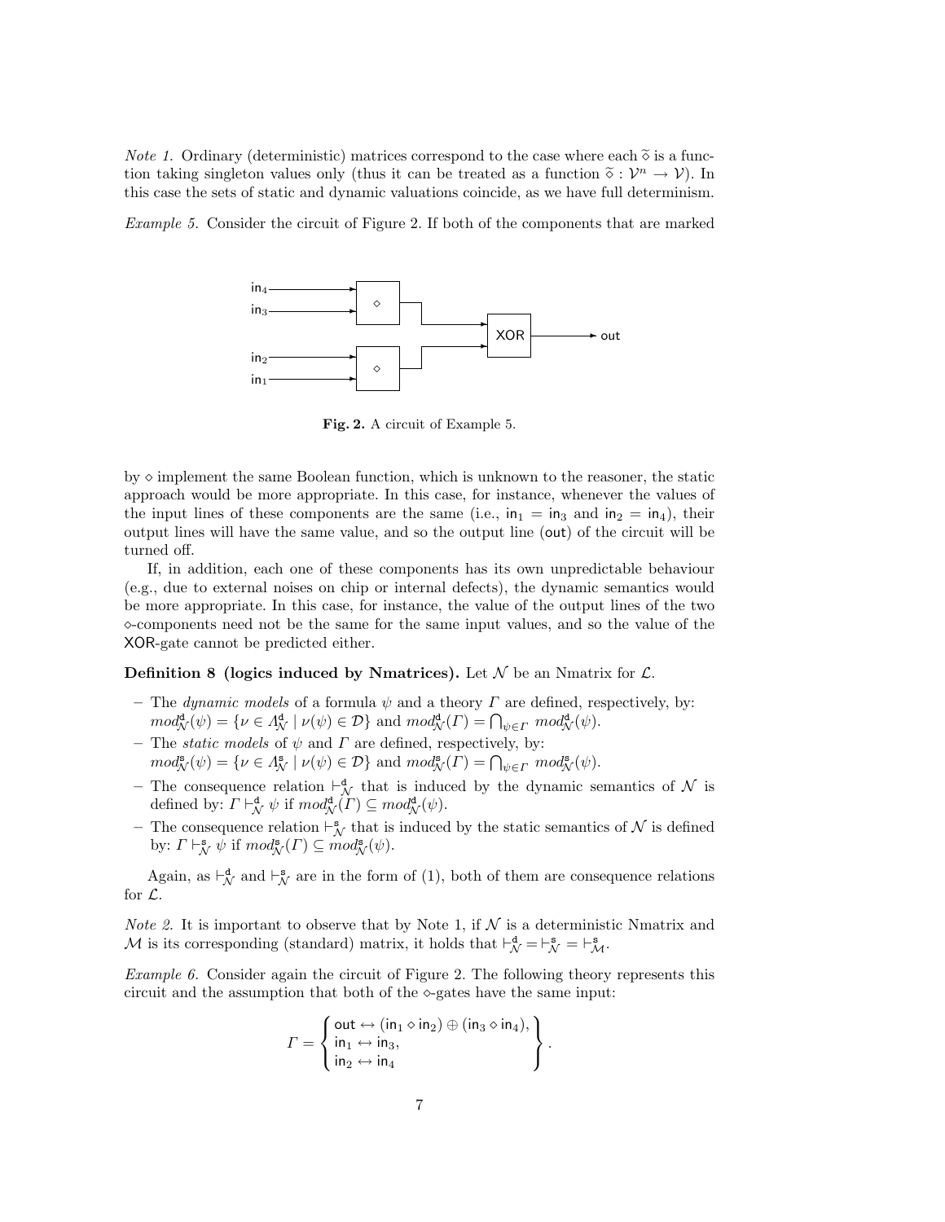*Note 1.* Ordinary (deterministic) matrices correspond to the case where each $\widetilde{\diamond}$ is a function taking singleton values only (thus it can be treated as a function $\widetilde{\diamond} : \mathcal{V}^n \to \mathcal{V}$). In this case the sets of static and dynamic valuations coincide, as we have full determinism.

*Example 5.* Consider the circuit of Figure 2. If both of the components that are marked by $\diamond$ implement the same Boolean function, which is unknown to the reasoner, the static approach would be more appropriate. In this case, for instance, whenever the values of the input lines of these components are the same (i.e., $\mathsf{in}_1 = \mathsf{in}_3$ and $\mathsf{in}_2 = \mathsf{in}_4$), their output lines will have the same value, and so the output line ($\mathsf{out}$) of the circuit will be turned off.

**Fig. 2.** A circuit of Example 5.

If, in addition, each one of these components has its own unpredictable behaviour (e.g., due to external noises on chip or internal defects), the dynamic semantics would be more appropriate. In this case, for instance, the value of the output lines of the two $\diamond$-components need not be the same for the same input values, and so the value of the XOR-gate cannot be predicted either.

**Definition 8 (logics induced by Nmatrices).** Let $\mathcal{N}$ be an Nmatrix for $\mathcal{L}$.

- The *dynamic models* of a formula $\psi$ and a theory $\Gamma$ are defined, respectively, by: $mod^{\mathsf{d}}_{\mathcal{N}}(\psi) = \{\nu \in \Lambda^{\mathsf{d}}_{\mathcal{N}} \mid \nu(\psi) \in \mathcal{D}\}$ and $mod^{\mathsf{d}}_{\mathcal{N}}(\Gamma) = \bigcap_{\psi \in \Gamma} mod^{\mathsf{d}}_{\mathcal{N}}(\psi)$.
- The *static models* of $\psi$ and $\Gamma$ are defined, respectively, by: $mod^{\mathsf{s}}_{\mathcal{N}}(\psi) = \{\nu \in \Lambda^{\mathsf{s}}_{\mathcal{N}} \mid \nu(\psi) \in \mathcal{D}\}$ and $mod^{\mathsf{s}}_{\mathcal{N}}(\Gamma) = \bigcap_{\psi \in \Gamma} mod^{\mathsf{s}}_{\mathcal{N}}(\psi)$.
- The consequence relation $\vdash^{\mathsf{d}}_{\mathcal{N}}$ that is induced by the dynamic semantics of $\mathcal{N}$ is defined by: $\Gamma \vdash^{\mathsf{d}}_{\mathcal{N}} \psi$ if $mod^{\mathsf{d}}_{\mathcal{N}}(\Gamma) \subseteq mod^{\mathsf{d}}_{\mathcal{N}}(\psi)$.
- The consequence relation $\vdash^{\mathsf{s}}_{\mathcal{N}}$ that is induced by the static semantics of $\mathcal{N}$ is defined by: $\Gamma \vdash^{\mathsf{s}}_{\mathcal{N}} \psi$ if $mod^{\mathsf{s}}_{\mathcal{N}}(\Gamma) \subseteq mod^{\mathsf{s}}_{\mathcal{N}}(\psi)$.

Again, as $\vdash^{\mathsf{d}}_{\mathcal{N}}$ and $\vdash^{\mathsf{s}}_{\mathcal{N}}$ are in the form of (1), both of them are consequence relations for $\mathcal{L}$.

*Note 2.* It is important to observe that by Note 1, if $\mathcal{N}$ is a deterministic Nmatrix and $\mathcal{M}$ is its corresponding (standard) matrix, it holds that $\vdash^{\mathsf{d}}_{\mathcal{N}} = \vdash^{\mathsf{s}}_{\mathcal{N}} = \vdash^{\mathsf{s}}_{\mathcal{M}}$.

*Example 6.* Consider again the circuit of Figure 2. The following theory represents this circuit and the assumption that both of the $\diamond$-gates have the same input:

$$\Gamma = \left\{ \begin{array}{l} \mathsf{out} \leftrightarrow (\mathsf{in}_1 \diamond \mathsf{in}_2) \oplus (\mathsf{in}_3 \diamond \mathsf{in}_4), \\ \mathsf{in}_1 \leftrightarrow \mathsf{in}_3, \\ \mathsf{in}_2 \leftrightarrow \mathsf{in}_4 \end{array} \right\}.$$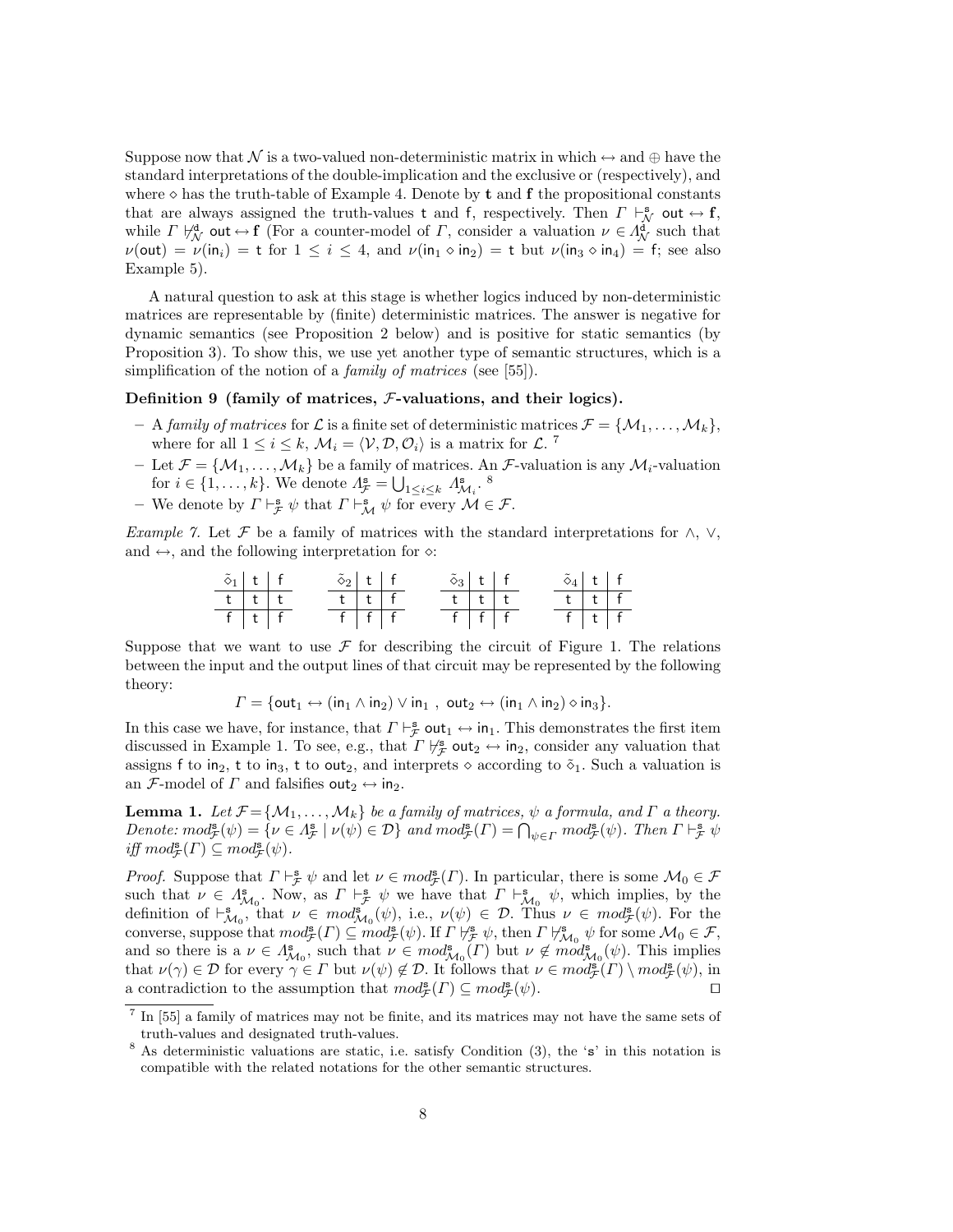Suppose now that $\mathcal{N}$ is a two-valued non-deterministic matrix in which $\leftrightarrow$ and $\oplus$ have the standard interpretations of the double-implication and the exclusive or (respectively), and where $\diamond$ has the truth-table of Example 4. Denote by $\mathbf{t}$ and $\mathbf{f}$ the propositional constants that are always assigned the truth-values $\mathsf{t}$ and $\mathsf{f}$, respectively. Then $\Gamma \vdash^{\mathsf{s}}_{\mathcal{N}} \mathsf{out} \leftrightarrow \mathbf{f}$, while $\Gamma \not\vdash^{\mathsf{d}}_{\mathcal{N}} \mathsf{out} \leftrightarrow \mathbf{f}$ (For a counter-model of $\Gamma$, consider a valuation $\nu \in \Lambda^{\mathsf{d}}_{\mathcal{N}}$ such that $\nu(\mathsf{out}) = \nu(\mathsf{in}_i) = \mathsf{t}$ for $1 \le i \le 4$, and $\nu(\mathsf{in}_1 \diamond \mathsf{in}_2) = \mathsf{t}$ but $\nu(\mathsf{in}_3 \diamond \mathsf{in}_4) = \mathsf{f}$; see also Example 5).

A natural question to ask at this stage is whether logics induced by non-deterministic matrices are representable by (finite) deterministic matrices. The answer is negative for dynamic semantics (see Proposition 2 below) and is positive for static semantics (by Proposition 3). To show this, we use yet another type of semantic structures, which is a simplification of the notion of a *family of matrices* (see [55]).

**Definition 9 (family of matrices, $\mathcal{F}$-valuations, and their logics).**

- A *family of matrices* for $\mathcal{L}$ is a finite set of deterministic matrices $\mathcal{F} = \{\mathcal{M}_1, \ldots, \mathcal{M}_k\}$, where for all $1 \le i \le k$, $\mathcal{M}_i = \langle \mathcal{V}, \mathcal{D}, \mathcal{O}_i \rangle$ is a matrix for $\mathcal{L}$. [7]
- Let $\mathcal{F} = \{\mathcal{M}_1, \ldots, \mathcal{M}_k\}$ be a family of matrices. An $\mathcal{F}$-valuation is any $\mathcal{M}_i$-valuation for $i \in \{1, \ldots, k\}$. We denote $\Lambda^{\mathsf{s}}_{\mathcal{F}} = \bigcup_{1 \le i \le k} \Lambda^{\mathsf{s}}_{\mathcal{M}_i}$. [8]
- We denote by $\Gamma \vdash^{\mathsf{s}}_{\mathcal{F}} \psi$ that $\Gamma \vdash^{\mathsf{s}}_{\mathcal{M}} \psi$ for every $\mathcal{M} \in \mathcal{F}$.

*Example 7.* Let $\mathcal{F}$ be a family of matrices with the standard interpretations for $\wedge$, $\vee$, and $\leftrightarrow$, and the following interpretation for $\diamond$:

| $\tilde{\diamond}_1$ | t | f |
|---|---|---|
| t | t | t |
| f | t | f |

| $\tilde{\diamond}_2$ | t | f |
|---|---|---|
| t | t | f |
| f | f | f |

| $\tilde{\diamond}_3$ | t | f |
|---|---|---|
| t | t | t |
| f | f | f |

| $\tilde{\diamond}_4$ | t | f |
|---|---|---|
| t | t | f |
| f | t | f |

Suppose that we want to use $\mathcal{F}$ for describing the circuit of Figure 1. The relations between the input and the output lines of that circuit may be represented by the following theory:

$$\Gamma = \{\mathsf{out}_1 \leftrightarrow (\mathsf{in}_1 \wedge \mathsf{in}_2) \vee \mathsf{in}_1 \ , \ \mathsf{out}_2 \leftrightarrow (\mathsf{in}_1 \wedge \mathsf{in}_2) \diamond \mathsf{in}_3\}.$$

In this case we have, for instance, that $\Gamma \vdash^{\mathsf{s}}_{\mathcal{F}} \mathsf{out}_1 \leftrightarrow \mathsf{in}_1$. This demonstrates the first item discussed in Example 1. To see, e.g., that $\Gamma \not\vdash^{\mathsf{s}}_{\mathcal{F}} \mathsf{out}_2 \leftrightarrow \mathsf{in}_2$, consider any valuation that assigns $\mathsf{f}$ to $\mathsf{in}_2$, $\mathsf{t}$ to $\mathsf{in}_3$, $\mathsf{t}$ to $\mathsf{out}_2$, and interprets $\diamond$ according to $\tilde{\diamond}_1$. Such a valuation is an $\mathcal{F}$-model of $\Gamma$ and falsifies $\mathsf{out}_2 \leftrightarrow \mathsf{in}_2$.

**Lemma 1.** *Let $\mathcal{F} = \{\mathcal{M}_1, \ldots, \mathcal{M}_k\}$ be a family of matrices, $\psi$ a formula, and $\Gamma$ a theory. Denote: $mod^{\mathsf{s}}_{\mathcal{F}}(\psi) = \{\nu \in \Lambda^{\mathsf{s}}_{\mathcal{F}} \mid \nu(\psi) \in \mathcal{D}\}$ and $mod^{\mathsf{s}}_{\mathcal{F}}(\Gamma) = \bigcap_{\psi \in \Gamma} mod^{\mathsf{s}}_{\mathcal{F}}(\psi)$. Then $\Gamma \vdash^{\mathsf{s}}_{\mathcal{F}} \psi$ iff $mod^{\mathsf{s}}_{\mathcal{F}}(\Gamma) \subseteq mod^{\mathsf{s}}_{\mathcal{F}}(\psi)$.*

*Proof.* Suppose that $\Gamma \vdash^{\mathsf{s}}_{\mathcal{F}} \psi$ and let $\nu \in mod^{\mathsf{s}}_{\mathcal{F}}(\Gamma)$. In particular, there is some $\mathcal{M}_0 \in \mathcal{F}$ such that $\nu \in \Lambda^{\mathsf{s}}_{\mathcal{M}_0}$. Now, as $\Gamma \vdash^{\mathsf{s}}_{\mathcal{F}} \psi$ we have that $\Gamma \vdash^{\mathsf{s}}_{\mathcal{M}_0} \psi$, which implies, by the definition of $\vdash^{\mathsf{s}}_{\mathcal{M}_0}$, that $\nu \in mod^{\mathsf{s}}_{\mathcal{M}_0}(\psi)$, i.e., $\nu(\psi) \in \mathcal{D}$. Thus $\nu \in mod^{\mathsf{s}}_{\mathcal{F}}(\psi)$. For the converse, suppose that $mod^{\mathsf{s}}_{\mathcal{F}}(\Gamma) \subseteq mod^{\mathsf{s}}_{\mathcal{F}}(\psi)$. If $\Gamma \not\vdash^{\mathsf{s}}_{\mathcal{F}} \psi$, then $\Gamma \not\vdash^{\mathsf{s}}_{\mathcal{M}_0} \psi$ for some $\mathcal{M}_0 \in \mathcal{F}$, and so there is a $\nu \in \Lambda^{\mathsf{s}}_{\mathcal{M}_0}$, such that $\nu \in mod^{\mathsf{s}}_{\mathcal{M}_0}(\Gamma)$ but $\nu \notin mod^{\mathsf{s}}_{\mathcal{M}_0}(\psi)$. This implies that $\nu(\gamma) \in \mathcal{D}$ for every $\gamma \in \Gamma$ but $\nu(\psi) \notin \mathcal{D}$. It follows that $\nu \in mod^{\mathsf{s}}_{\mathcal{F}}(\Gamma) \setminus mod^{\mathsf{s}}_{\mathcal{F}}(\psi)$, in a contradiction to the assumption that $mod^{\mathsf{s}}_{\mathcal{F}}(\Gamma) \subseteq mod^{\mathsf{s}}_{\mathcal{F}}(\psi)$. $\square$

[7] In [55] a family of matrices may not be finite, and its matrices may not have the same sets of truth-values and designated truth-values.

[8] As deterministic valuations are static, i.e. satisfy Condition (3), the '$\mathsf{s}$' in this notation is compatible with the related notations for the other semantic structures.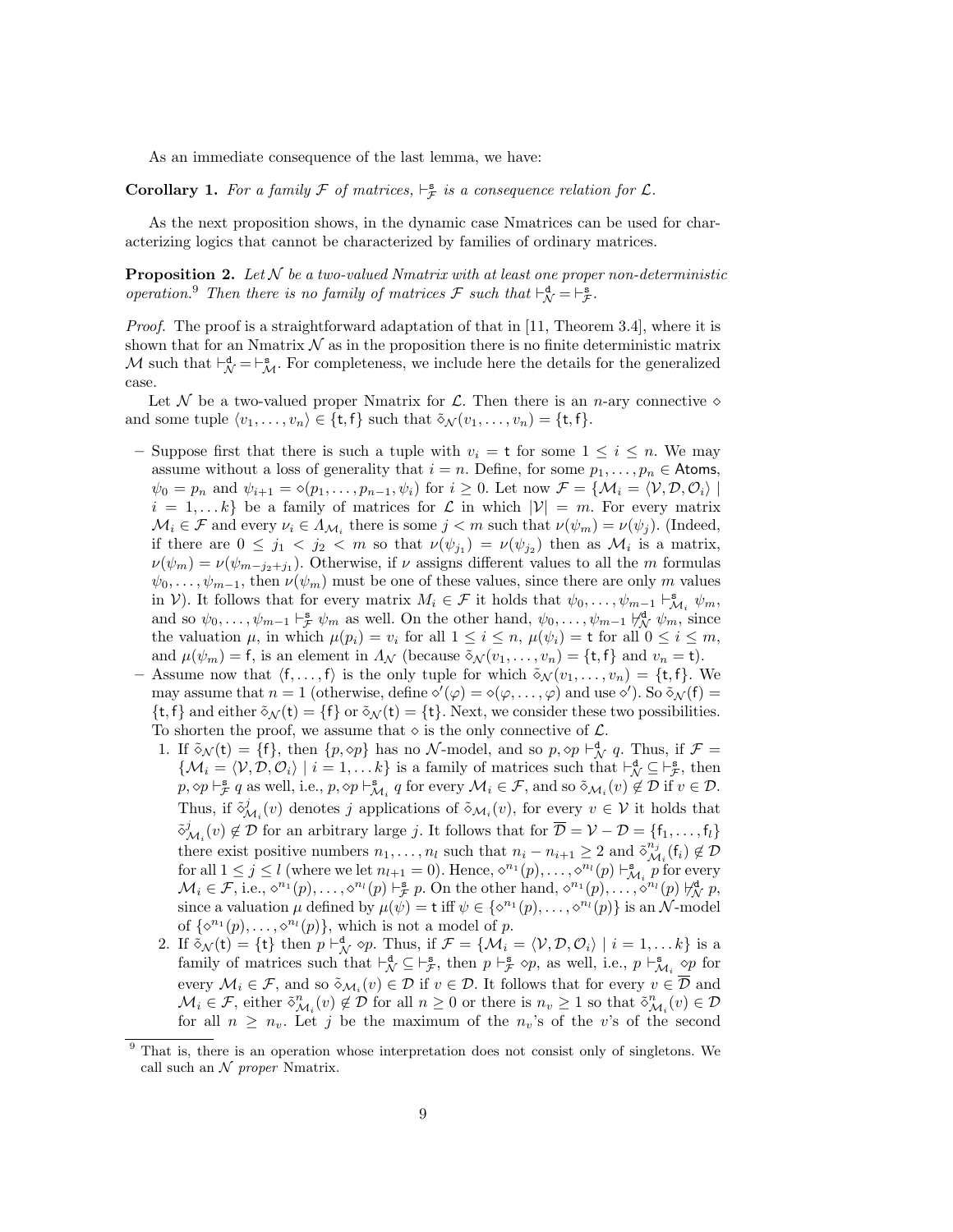As an immediate consequence of the last lemma, we have:

**Corollary 1.** *For a family $\mathcal{F}$ of matrices, $\vdash^{\mathsf{s}}_{\mathcal{F}}$ is a consequence relation for $\mathcal{L}$.*

As the next proposition shows, in the dynamic case Nmatrices can be used for characterizing logics that cannot be characterized by families of ordinary matrices.

**Proposition 2.** *Let $\mathcal{N}$ be a two-valued Nmatrix with at least one proper non-deterministic operation.*[9] *Then there is no family of matrices $\mathcal{F}$ such that $\vdash^{\mathsf{d}}_{\mathcal{N}} = \vdash^{\mathsf{s}}_{\mathcal{F}}$.*

*Proof.* The proof is a straightforward adaptation of that in [11, Theorem 3.4], where it is shown that for an Nmatrix $\mathcal{N}$ as in the proposition there is no finite deterministic matrix $\mathcal{M}$ such that $\vdash^{\mathsf{d}}_{\mathcal{N}} = \vdash^{\mathsf{s}}_{\mathcal{M}}$. For completeness, we include here the details for the generalized case.

Let $\mathcal{N}$ be a two-valued proper Nmatrix for $\mathcal{L}$. Then there is an $n$-ary connective $\diamond$ and some tuple $\langle v_1, \ldots, v_n \rangle \in \{\mathsf{t}, \mathsf{f}\}$ such that $\tilde{\diamond}_{\mathcal{N}}(v_1, \ldots, v_n) = \{\mathsf{t}, \mathsf{f}\}$.

- Suppose first that there is such a tuple with $v_i = \mathsf{t}$ for some $1 \leq i \leq n$. We may assume without a loss of generality that $i = n$. Define, for some $p_1, \ldots, p_n \in \mathsf{Atoms}$, $\psi_0 = p_n$ and $\psi_{i+1} = \diamond(p_1, \ldots, p_{n-1}, \psi_i)$ for $i \geq 0$. Let now $\mathcal{F} = \{\mathcal{M}_i = \langle \mathcal{V}, \mathcal{D}, \mathcal{O}_i \rangle \mid i = 1, \ldots k\}$ be a family of matrices for $\mathcal{L}$ in which $|\mathcal{V}| = m$. For every matrix $\mathcal{M}_i \in \mathcal{F}$ and every $\nu_i \in \Lambda_{\mathcal{M}_i}$ there is some $j < m$ such that $\nu(\psi_m) = \nu(\psi_j)$. (Indeed, if there are $0 \leq j_1 < j_2 < m$ so that $\nu(\psi_{j_1}) = \nu(\psi_{j_2})$ then as $\mathcal{M}_i$ is a matrix, $\nu(\psi_m) = \nu(\psi_{m-j_2+j_1})$. Otherwise, if $\nu$ assigns different values to all the $m$ formulas $\psi_0, \ldots, \psi_{m-1}$, then $\nu(\psi_m)$ must be one of these values, since there are only $m$ values in $\mathcal{V}$). It follows that for every matrix $M_i \in \mathcal{F}$ it holds that $\psi_0, \ldots, \psi_{m-1} \vdash^{\mathsf{s}}_{\mathcal{M}_i} \psi_m$, and so $\psi_0, \ldots, \psi_{m-1} \vdash^{\mathsf{s}}_{\mathcal{F}} \psi_m$ as well. On the other hand, $\psi_0, \ldots, \psi_{m-1} \nvdash^{\mathsf{d}}_{\mathcal{N}} \psi_m$, since the valuation $\mu$, in which $\mu(p_i) = v_i$ for all $1 \leq i \leq n$, $\mu(\psi_i) = \mathsf{t}$ for all $0 \leq i \leq m$, and $\mu(\psi_m) = \mathsf{f}$, is an element in $\Lambda_{\mathcal{N}}$ (because $\tilde{\diamond}_{\mathcal{N}}(v_1, \ldots, v_n) = \{\mathsf{t}, \mathsf{f}\}$ and $v_n = \mathsf{t}$).
- Assume now that $\langle \mathsf{f}, \ldots, \mathsf{f} \rangle$ is the only tuple for which $\tilde{\diamond}_{\mathcal{N}}(v_1, \ldots, v_n) = \{\mathsf{t}, \mathsf{f}\}$. We may assume that $n = 1$ (otherwise, define $\diamond'(\varphi) = \diamond(\varphi, \ldots, \varphi)$ and use $\diamond'$). So $\tilde{\diamond}_{\mathcal{N}}(\mathsf{f}) = \{\mathsf{t}, \mathsf{f}\}$ and either $\tilde{\diamond}_{\mathcal{N}}(\mathsf{t}) = \{\mathsf{f}\}$ or $\tilde{\diamond}_{\mathcal{N}}(\mathsf{t}) = \{\mathsf{t}\}$. Next, we consider these two possibilities. To shorten the proof, we assume that $\diamond$ is the only connective of $\mathcal{L}$.
  1. If $\tilde{\diamond}_{\mathcal{N}}(\mathsf{t}) = \{\mathsf{f}\}$, then $\{p, \diamond p\}$ has no $\mathcal{N}$-model, and so $p, \diamond p \vdash^{\mathsf{d}}_{\mathcal{N}} q$. Thus, if $\mathcal{F} = \{\mathcal{M}_i = \langle \mathcal{V}, \mathcal{D}, \mathcal{O}_i \rangle \mid i = 1, \ldots k\}$ is a family of matrices such that $\vdash^{\mathsf{d}}_{\mathcal{N}} \subseteq \vdash^{\mathsf{s}}_{\mathcal{F}}$, then $p, \diamond p \vdash^{\mathsf{s}}_{\mathcal{F}} q$ as well, i.e., $p, \diamond p \vdash^{\mathsf{s}}_{\mathcal{M}_i} q$ for every $\mathcal{M}_i \in \mathcal{F}$, and so $\tilde{\diamond}_{\mathcal{M}_i}(v) \notin \mathcal{D}$ if $v \in \mathcal{D}$. Thus, if $\tilde{\diamond}^j_{\mathcal{M}_i}(v)$ denotes $j$ applications of $\tilde{\diamond}_{\mathcal{M}_i}(v)$, for every $v \in \mathcal{V}$ it holds that $\tilde{\diamond}^j_{\mathcal{M}_i}(v) \notin \mathcal{D}$ for an arbitrary large $j$. It follows that for $\overline{\mathcal{D}} = \mathcal{V} - \mathcal{D} = \{\mathsf{f}_1, \ldots, \mathsf{f}_l\}$ there exist positive numbers $n_1, \ldots, n_l$ such that $n_i - n_{i+1} \geq 2$ and $\tilde{\diamond}^{n_j}_{\mathcal{M}_i}(\mathsf{f}_i) \notin \mathcal{D}$ for all $1 \leq j \leq l$ (where we let $n_{l+1} = 0$). Hence, $\diamond^{n_1}(p), \ldots, \diamond^{n_l}(p) \vdash^{\mathsf{s}}_{\mathcal{M}_i} p$ for every $\mathcal{M}_i \in \mathcal{F}$, i.e., $\diamond^{n_1}(p), \ldots, \diamond^{n_l}(p) \vdash^{\mathsf{s}}_{\mathcal{F}} p$. On the other hand, $\diamond^{n_1}(p), \ldots, \diamond^{n_l}(p) \nvdash^{\mathsf{d}}_{\mathcal{N}} p$, since a valuation $\mu$ defined by $\mu(\psi) = \mathsf{t}$ iff $\psi \in \{\diamond^{n_1}(p), \ldots, \diamond^{n_l}(p)\}$ is an $\mathcal{N}$-model of $\{\diamond^{n_1}(p), \ldots, \diamond^{n_l}(p)\}$, which is not a model of $p$.
  2. If $\tilde{\diamond}_{\mathcal{N}}(\mathsf{t}) = \{\mathsf{t}\}$ then $p \vdash^{\mathsf{d}}_{\mathcal{N}} \diamond p$. Thus, if $\mathcal{F} = \{\mathcal{M}_i = \langle \mathcal{V}, \mathcal{D}, \mathcal{O}_i \rangle \mid i = 1, \ldots k\}$ is a family of matrices such that $\vdash^{\mathsf{d}}_{\mathcal{N}} \subseteq \vdash^{\mathsf{s}}_{\mathcal{F}}$, then $p \vdash^{\mathsf{s}}_{\mathcal{F}} \diamond p$, as well, i.e., $p \vdash^{\mathsf{s}}_{\mathcal{M}_i} \diamond p$ for every $\mathcal{M}_i \in \mathcal{F}$, and so $\tilde{\diamond}_{\mathcal{M}_i}(v) \in \mathcal{D}$ if $v \in \mathcal{D}$. It follows that for every $v \in \overline{\mathcal{D}}$ and $\mathcal{M}_i \in \mathcal{F}$, either $\tilde{\diamond}^n_{\mathcal{M}_i}(v) \notin \mathcal{D}$ for all $n \geq 0$ or there is $n_v \geq 1$ so that $\tilde{\diamond}^n_{\mathcal{M}_i}(v) \in \mathcal{D}$ for all $n \geq n_v$. Let $j$ be the maximum of the $n_v$'s of the $v$'s of the second

[9] That is, there is an operation whose interpretation does not consist only of singletons. We call such an $\mathcal{N}$ *proper* Nmatrix.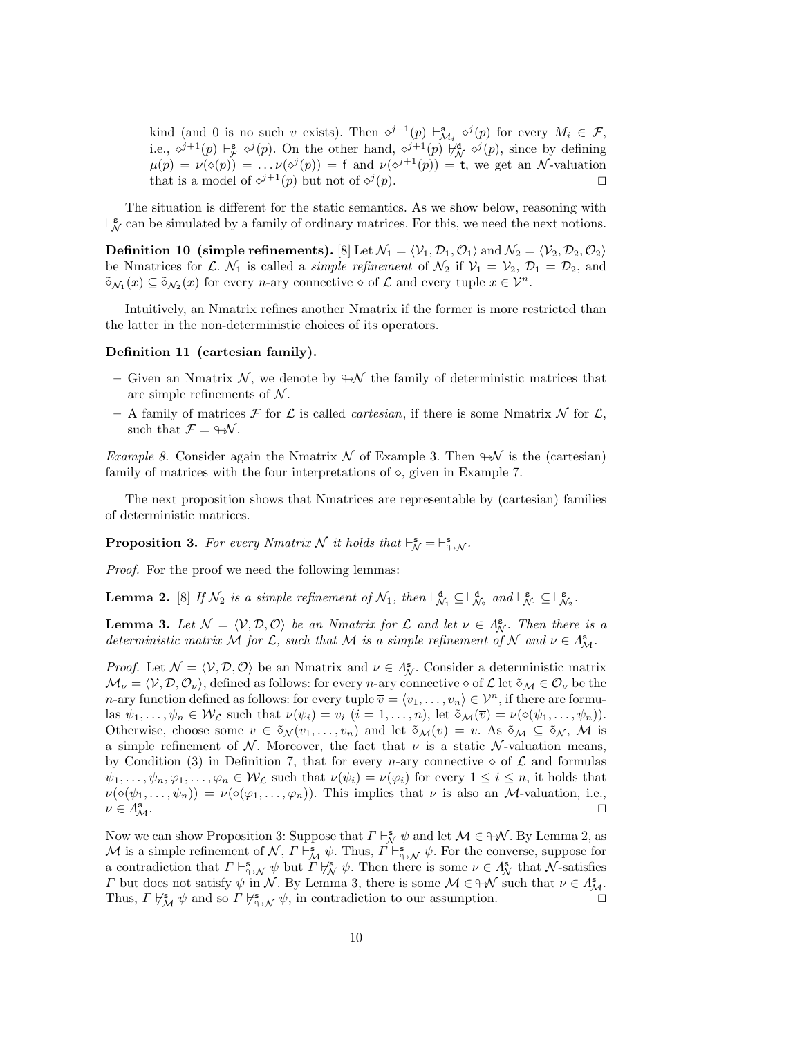kind (and 0 is no such $v$ exists). Then $\diamond^{j+1}(p) \vdash^{\mathsf{s}}_{\mathcal{M}_i} \diamond^j(p)$ for every $M_i \in \mathcal{F}$, i.e., $\diamond^{j+1}(p) \vdash^{\mathsf{s}}_{\mathcal{F}} \diamond^j(p)$. On the other hand, $\diamond^{j+1}(p) \not\vdash^{\mathsf{d}}_{\mathcal{N}} \diamond^j(p)$, since by defining $\mu(p) = \nu(\diamond(p)) = \ldots \nu(\diamond^j(p)) = \mathsf{f}$ and $\nu(\diamond^{j+1}(p)) = \mathsf{t}$, we get an $\mathcal{N}$-valuation that is a model of $\diamond^{j+1}(p)$ but not of $\diamond^j(p)$. ◻

The situation is different for the static semantics. As we show below, reasoning with $\vdash^{\mathsf{s}}_{\mathcal{N}}$ can be simulated by a family of ordinary matrices. For this, we need the next notions.

**Definition 10 (simple refinements).** [8] Let $\mathcal{N}_1 = \langle \mathcal{V}_1, \mathcal{D}_1, \mathcal{O}_1 \rangle$ and $\mathcal{N}_2 = \langle \mathcal{V}_2, \mathcal{D}_2, \mathcal{O}_2 \rangle$ be Nmatrices for $\mathcal{L}$. $\mathcal{N}_1$ is called a *simple refinement* of $\mathcal{N}_2$ if $\mathcal{V}_1 = \mathcal{V}_2$, $\mathcal{D}_1 = \mathcal{D}_2$, and $\tilde{\diamond}_{\mathcal{N}_1}(\overline{x}) \subseteq \tilde{\diamond}_{\mathcal{N}_2}(\overline{x})$ for every $n$-ary connective $\diamond$ of $\mathcal{L}$ and every tuple $\overline{x} \in \mathcal{V}^n$.

Intuitively, an Nmatrix refines another Nmatrix if the former is more restricted than the latter in the non-deterministic choices of its operators.

**Definition 11 (cartesian family).**

- Given an Nmatrix $\mathcal{N}$, we denote by $\looparrowright\mathcal{N}$ the family of deterministic matrices that are simple refinements of $\mathcal{N}$.
- A family of matrices $\mathcal{F}$ for $\mathcal{L}$ is called *cartesian*, if there is some Nmatrix $\mathcal{N}$ for $\mathcal{L}$, such that $\mathcal{F} = \looparrowright\mathcal{N}$.

*Example 8.* Consider again the Nmatrix $\mathcal{N}$ of Example 3. Then $\looparrowright\mathcal{N}$ is the (cartesian) family of matrices with the four interpretations of $\diamond$, given in Example 7.

The next proposition shows that Nmatrices are representable by (cartesian) families of deterministic matrices.

**Proposition 3.** *For every Nmatrix $\mathcal{N}$ it holds that $\vdash^{\mathsf{s}}_{\mathcal{N}} = \vdash^{\mathsf{s}}_{\looparrowright\mathcal{N}}$.*

*Proof.* For the proof we need the following lemmas:

**Lemma 2.** [8] *If $\mathcal{N}_2$ is a simple refinement of $\mathcal{N}_1$, then $\vdash^{\mathsf{d}}_{\mathcal{N}_1} \subseteq \vdash^{\mathsf{d}}_{\mathcal{N}_2}$ and $\vdash^{\mathsf{s}}_{\mathcal{N}_1} \subseteq \vdash^{\mathsf{s}}_{\mathcal{N}_2}$.*

**Lemma 3.** *Let $\mathcal{N} = \langle \mathcal{V}, \mathcal{D}, \mathcal{O} \rangle$ be an Nmatrix for $\mathcal{L}$ and let $\nu \in \Lambda^{\mathsf{s}}_{\mathcal{N}}$. Then there is a deterministic matrix $\mathcal{M}$ for $\mathcal{L}$, such that $\mathcal{M}$ is a simple refinement of $\mathcal{N}$ and $\nu \in \Lambda^{\mathsf{s}}_{\mathcal{M}}$.*

*Proof.* Let $\mathcal{N} = \langle \mathcal{V}, \mathcal{D}, \mathcal{O} \rangle$ be an Nmatrix and $\nu \in \Lambda^{\mathsf{s}}_{\mathcal{N}}$. Consider a deterministic matrix $\mathcal{M}_\nu = \langle \mathcal{V}, \mathcal{D}, \mathcal{O}_\nu \rangle$, defined as follows: for every $n$-ary connective $\diamond$ of $\mathcal{L}$ let $\tilde{\diamond}_{\mathcal{M}} \in \mathcal{O}_\nu$ be the $n$-ary function defined as follows: for every tuple $\overline{v} = \langle v_1, \ldots, v_n \rangle \in \mathcal{V}^n$, if there are formulas $\psi_1, \ldots, \psi_n \in \mathcal{W}_{\mathcal{L}}$ such that $\nu(\psi_i) = v_i$ $(i = 1, \ldots, n)$, let $\tilde{\diamond}_{\mathcal{M}}(\overline{v}) = \nu(\diamond(\psi_1, \ldots, \psi_n))$. Otherwise, choose some $v \in \tilde{\diamond}_{\mathcal{N}}(v_1, \ldots, v_n)$ and let $\tilde{\diamond}_{\mathcal{M}}(\overline{v}) = v$. As $\tilde{\diamond}_{\mathcal{M}} \subseteq \tilde{\diamond}_{\mathcal{N}}$, $\mathcal{M}$ is a simple refinement of $\mathcal{N}$. Moreover, the fact that $\nu$ is a static $\mathcal{N}$-valuation means, by Condition (3) in Definition 7, that for every $n$-ary connective $\diamond$ of $\mathcal{L}$ and formulas $\psi_1, \ldots, \psi_n, \varphi_1, \ldots, \varphi_n \in \mathcal{W}_{\mathcal{L}}$ such that $\nu(\psi_i) = \nu(\varphi_i)$ for every $1 \leq i \leq n$, it holds that $\nu(\diamond(\psi_1, \ldots, \psi_n)) = \nu(\diamond(\varphi_1, \ldots, \varphi_n))$. This implies that $\nu$ is also an $\mathcal{M}$-valuation, i.e., $\nu \in \Lambda^{\mathsf{s}}_{\mathcal{M}}$. ◻

Now we can show Proposition 3: Suppose that $\Gamma \vdash^{\mathsf{s}}_{\mathcal{N}} \psi$ and let $\mathcal{M} \in \looparrowright\mathcal{N}$. By Lemma 2, as $\mathcal{M}$ is a simple refinement of $\mathcal{N}$, $\Gamma \vdash^{\mathsf{s}}_{\mathcal{M}} \psi$. Thus, $\Gamma \vdash^{\mathsf{s}}_{\looparrowright\mathcal{N}} \psi$. For the converse, suppose for a contradiction that $\Gamma \vdash^{\mathsf{s}}_{\looparrowright\mathcal{N}} \psi$ but $\Gamma \not\vdash^{\mathsf{s}}_{\mathcal{N}} \psi$. Then there is some $\nu \in \Lambda^{\mathsf{s}}_{\mathcal{N}}$ that $\mathcal{N}$-satisfies $\Gamma$ but does not satisfy $\psi$ in $\mathcal{N}$. By Lemma 3, there is some $\mathcal{M} \in \looparrowright\mathcal{N}$ such that $\nu \in \Lambda^{\mathsf{s}}_{\mathcal{M}}$. Thus, $\Gamma \not\vdash^{\mathsf{s}}_{\mathcal{M}} \psi$ and so $\Gamma \not\vdash^{\mathsf{s}}_{\looparrowright\mathcal{N}} \psi$, in contradiction to our assumption. ◻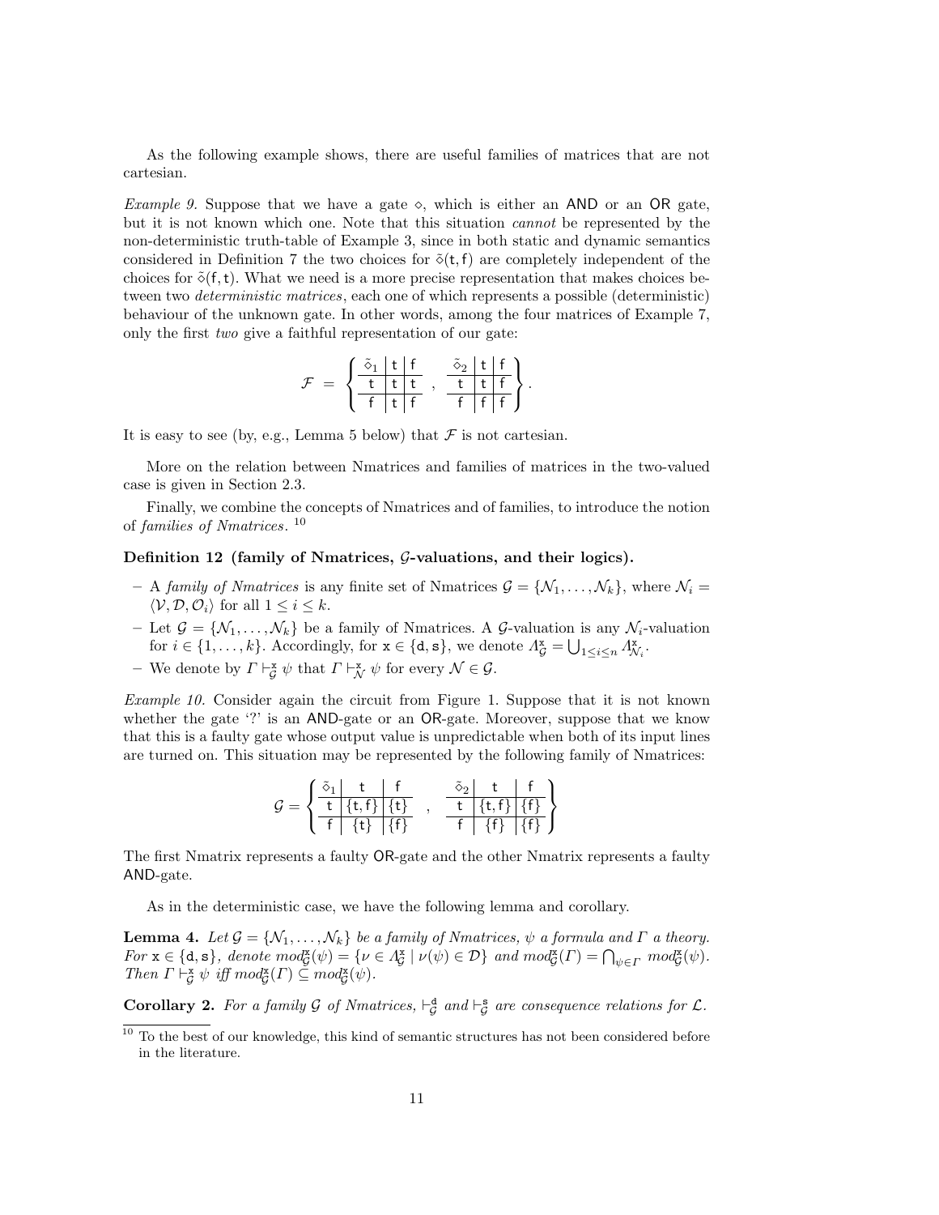As the following example shows, there are useful families of matrices that are not cartesian.

*Example 9.* Suppose that we have a gate $\diamond$, which is either an AND or an OR gate, but it is not known which one. Note that this situation *cannot* be represented by the non-deterministic truth-table of Example 3, since in both static and dynamic semantics considered in Definition 7 the two choices for $\tilde{\diamond}(\mathsf{t},\mathsf{f})$ are completely independent of the choices for $\tilde{\diamond}(\mathsf{f},\mathsf{t})$. What we need is a more precise representation that makes choices between two *deterministic matrices*, each one of which represents a possible (deterministic) behaviour of the unknown gate. In other words, among the four matrices of Example 7, only the first *two* give a faithful representation of our gate:

$$\mathcal{F} = \left\{ \begin{array}{c|c|c} \tilde{\diamond}_1 & \mathsf{t} & \mathsf{f} \\ \hline \mathsf{t} & \mathsf{t} & \mathsf{t} \\ \hline \mathsf{f} & \mathsf{t} & \mathsf{f} \end{array} \;,\; \begin{array}{c|c|c} \tilde{\diamond}_2 & \mathsf{t} & \mathsf{f} \\ \hline \mathsf{t} & \mathsf{t} & \mathsf{f} \\ \hline \mathsf{f} & \mathsf{f} & \mathsf{f} \end{array} \right\}.$$

It is easy to see (by, e.g., Lemma 5 below) that $\mathcal{F}$ is not cartesian.

More on the relation between Nmatrices and families of matrices in the two-valued case is given in Section 2.3.

Finally, we combine the concepts of Nmatrices and of families, to introduce the notion of *families of Nmatrices*. [10]

**Definition 12 (family of Nmatrices, $\mathcal{G}$-valuations, and their logics).**

- A *family of Nmatrices* is any finite set of Nmatrices $\mathcal{G} = \{\mathcal{N}_1, \ldots, \mathcal{N}_k\}$, where $\mathcal{N}_i = \langle \mathcal{V}, \mathcal{D}, \mathcal{O}_i \rangle$ for all $1 \leq i \leq k$.
- Let $\mathcal{G} = \{\mathcal{N}_1, \ldots, \mathcal{N}_k\}$ be a family of Nmatrices. A $\mathcal{G}$-valuation is any $\mathcal{N}_i$-valuation for $i \in \{1, \ldots, k\}$. Accordingly, for $\mathtt{x} \in \{\mathtt{d}, \mathtt{s}\}$, we denote $\Lambda^{\mathtt{x}}_{\mathcal{G}} = \bigcup_{1 \leq i \leq n} \Lambda^{\mathtt{x}}_{\mathcal{N}_i}$.
- We denote by $\Gamma \vdash^{\mathtt{x}}_{\mathcal{G}} \psi$ that $\Gamma \vdash^{\mathtt{x}}_{\mathcal{N}} \psi$ for every $\mathcal{N} \in \mathcal{G}$.

*Example 10.* Consider again the circuit from Figure 1. Suppose that it is not known whether the gate '?' is an AND-gate or an OR-gate. Moreover, suppose that we know that this is a faulty gate whose output value is unpredictable when both of its input lines are turned on. This situation may be represented by the following family of Nmatrices:

$$\mathcal{G} = \left\{ \begin{array}{c|c|c} \tilde{\diamond}_1 & \mathsf{t} & \mathsf{f} \\ \hline \mathsf{t} & \{\mathsf{t},\mathsf{f}\} & \{\mathsf{t}\} \\ \hline \mathsf{f} & \{\mathsf{t}\} & \{\mathsf{f}\} \end{array} \;,\; \begin{array}{c|c|c} \tilde{\diamond}_2 & \mathsf{t} & \mathsf{f} \\ \hline \mathsf{t} & \{\mathsf{t},\mathsf{f}\} & \{\mathsf{f}\} \\ \hline \mathsf{f} & \{\mathsf{f}\} & \{\mathsf{f}\} \end{array} \right\}$$

The first Nmatrix represents a faulty OR-gate and the other Nmatrix represents a faulty AND-gate.

As in the deterministic case, we have the following lemma and corollary.

**Lemma 4.** *Let $\mathcal{G} = \{\mathcal{N}_1, \ldots, \mathcal{N}_k\}$ be a family of Nmatrices, $\psi$ a formula and $\Gamma$ a theory. For $\mathtt{x} \in \{\mathtt{d}, \mathtt{s}\}$, denote $mod^{\mathtt{x}}_{\mathcal{G}}(\psi) = \{\nu \in \Lambda^{\mathtt{x}}_{\mathcal{G}} \mid \nu(\psi) \in \mathcal{D}\}$ and $mod^{\mathtt{x}}_{\mathcal{G}}(\Gamma) = \bigcap_{\psi \in \Gamma} mod^{\mathtt{x}}_{\mathcal{G}}(\psi)$. Then $\Gamma \vdash^{\mathtt{x}}_{\mathcal{G}} \psi$ iff $mod^{\mathtt{x}}_{\mathcal{G}}(\Gamma) \subseteq mod^{\mathtt{x}}_{\mathcal{G}}(\psi)$.*

**Corollary 2.** *For a family $\mathcal{G}$ of Nmatrices, $\vdash^{\mathtt{d}}_{\mathcal{G}}$ and $\vdash^{\mathtt{s}}_{\mathcal{G}}$ are consequence relations for $\mathcal{L}$.*

[10] To the best of our knowledge, this kind of semantic structures has not been considered before in the literature.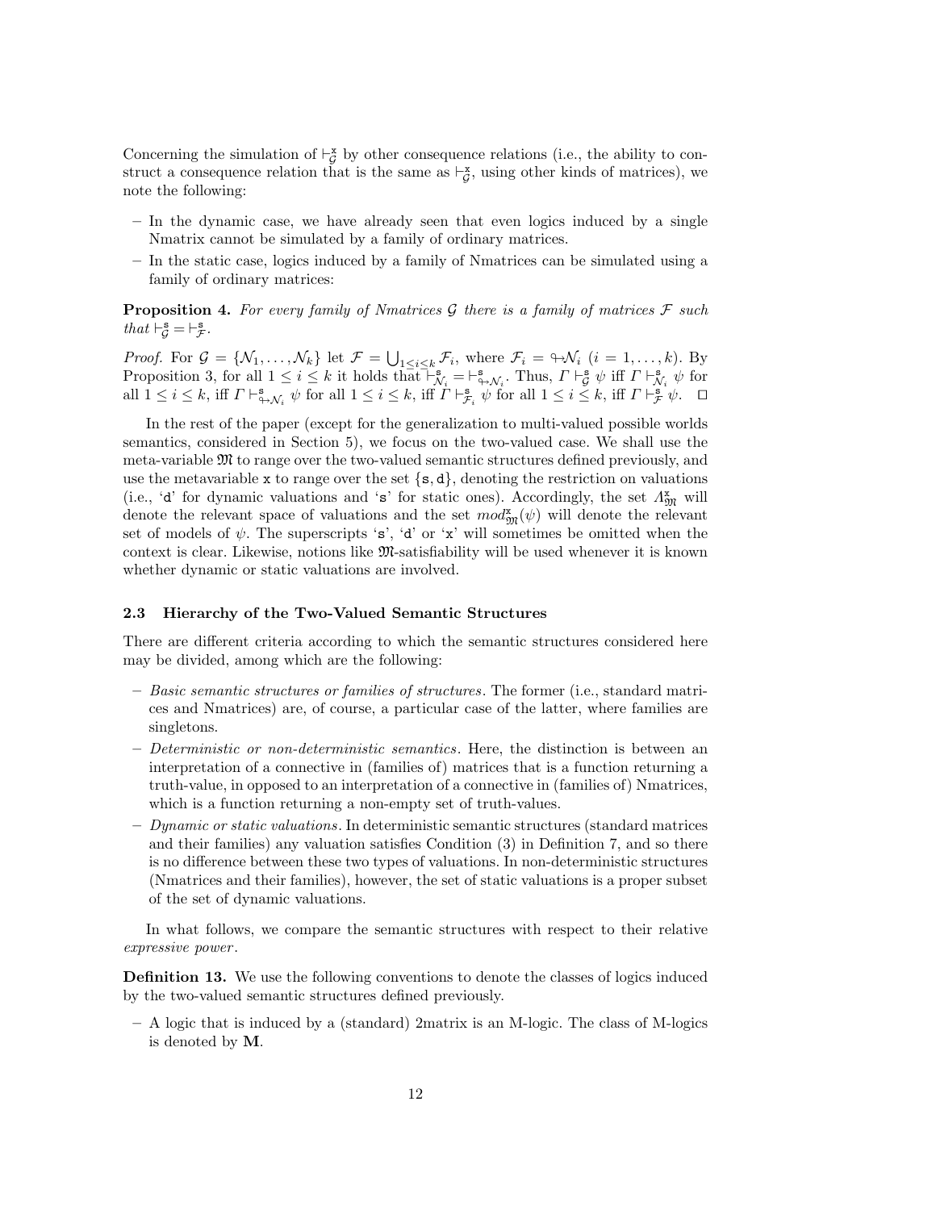Concerning the simulation of $\vdash^{\mathtt{x}}_{\mathcal{G}}$ by other consequence relations (i.e., the ability to construct a consequence relation that is the same as $\vdash^{\mathtt{x}}_{\mathcal{G}}$, using other kinds of matrices), we note the following:

- In the dynamic case, we have already seen that even logics induced by a single Nmatrix cannot be simulated by a family of ordinary matrices.
- In the static case, logics induced by a family of Nmatrices can be simulated using a family of ordinary matrices:

**Proposition 4.** *For every family of Nmatrices $\mathcal{G}$ there is a family of matrices $\mathcal{F}$ such that $\vdash^{\mathtt{s}}_{\mathcal{G}} = \vdash^{\mathtt{s}}_{\mathcal{F}}$.*

*Proof.* For $\mathcal{G} = \{\mathcal{N}_1, \ldots, \mathcal{N}_k\}$ let $\mathcal{F} = \bigcup_{1 \leq i \leq k} \mathcal{F}_i$, where $\mathcal{F}_i = \looparrowright\mathcal{N}_i$ $(i = 1, \ldots, k)$. By Proposition 3, for all $1 \leq i \leq k$ it holds that $\vdash^{\mathtt{s}}_{\mathcal{N}_i} = \vdash^{\mathtt{s}}_{\looparrowright\mathcal{N}_i}$. Thus, $\Gamma \vdash^{\mathtt{s}}_{\mathcal{G}} \psi$ iff $\Gamma \vdash^{\mathtt{s}}_{\mathcal{N}_i} \psi$ for all $1 \leq i \leq k$, iff $\Gamma \vdash^{\mathtt{s}}_{\looparrowright\mathcal{N}_i} \psi$ for all $1 \leq i \leq k$, iff $\Gamma \vdash^{\mathtt{s}}_{\mathcal{F}_i} \psi$ for all $1 \leq i \leq k$, iff $\Gamma \vdash^{\mathtt{s}}_{\mathcal{F}} \psi$. $\square$

In the rest of the paper (except for the generalization to multi-valued possible worlds semantics, considered in Section 5), we focus on the two-valued case. We shall use the meta-variable $\mathfrak{M}$ to range over the two-valued semantic structures defined previously, and use the metavariable $\mathtt{x}$ to range over the set $\{\mathtt{s}, \mathtt{d}\}$, denoting the restriction on valuations (i.e., '$\mathtt{d}$' for dynamic valuations and '$\mathtt{s}$' for static ones). Accordingly, the set $\Lambda^{\mathtt{x}}_{\mathfrak{M}}$ will denote the relevant space of valuations and the set $mod^{\mathtt{x}}_{\mathfrak{M}}(\psi)$ will denote the relevant set of models of $\psi$. The superscripts '$\mathtt{s}$', '$\mathtt{d}$' or '$\mathtt{x}$' will sometimes be omitted when the context is clear. Likewise, notions like $\mathfrak{M}$-satisfiability will be used whenever it is known whether dynamic or static valuations are involved.

### 2.3 Hierarchy of the Two-Valued Semantic Structures

There are different criteria according to which the semantic structures considered here may be divided, among which are the following:

- *Basic semantic structures or families of structures*. The former (i.e., standard matrices and Nmatrices) are, of course, a particular case of the latter, where families are singletons.
- *Deterministic or non-deterministic semantics*. Here, the distinction is between an interpretation of a connective in (families of) matrices that is a function returning a truth-value, in opposed to an interpretation of a connective in (families of) Nmatrices, which is a function returning a non-empty set of truth-values.
- *Dynamic or static valuations*. In deterministic semantic structures (standard matrices and their families) any valuation satisfies Condition (3) in Definition 7, and so there is no difference between these two types of valuations. In non-deterministic structures (Nmatrices and their families), however, the set of static valuations is a proper subset of the set of dynamic valuations.

In what follows, we compare the semantic structures with respect to their relative *expressive power*.

**Definition 13.** We use the following conventions to denote the classes of logics induced by the two-valued semantic structures defined previously.

- A logic that is induced by a (standard) 2matrix is an M-logic. The class of M-logics is denoted by **M**.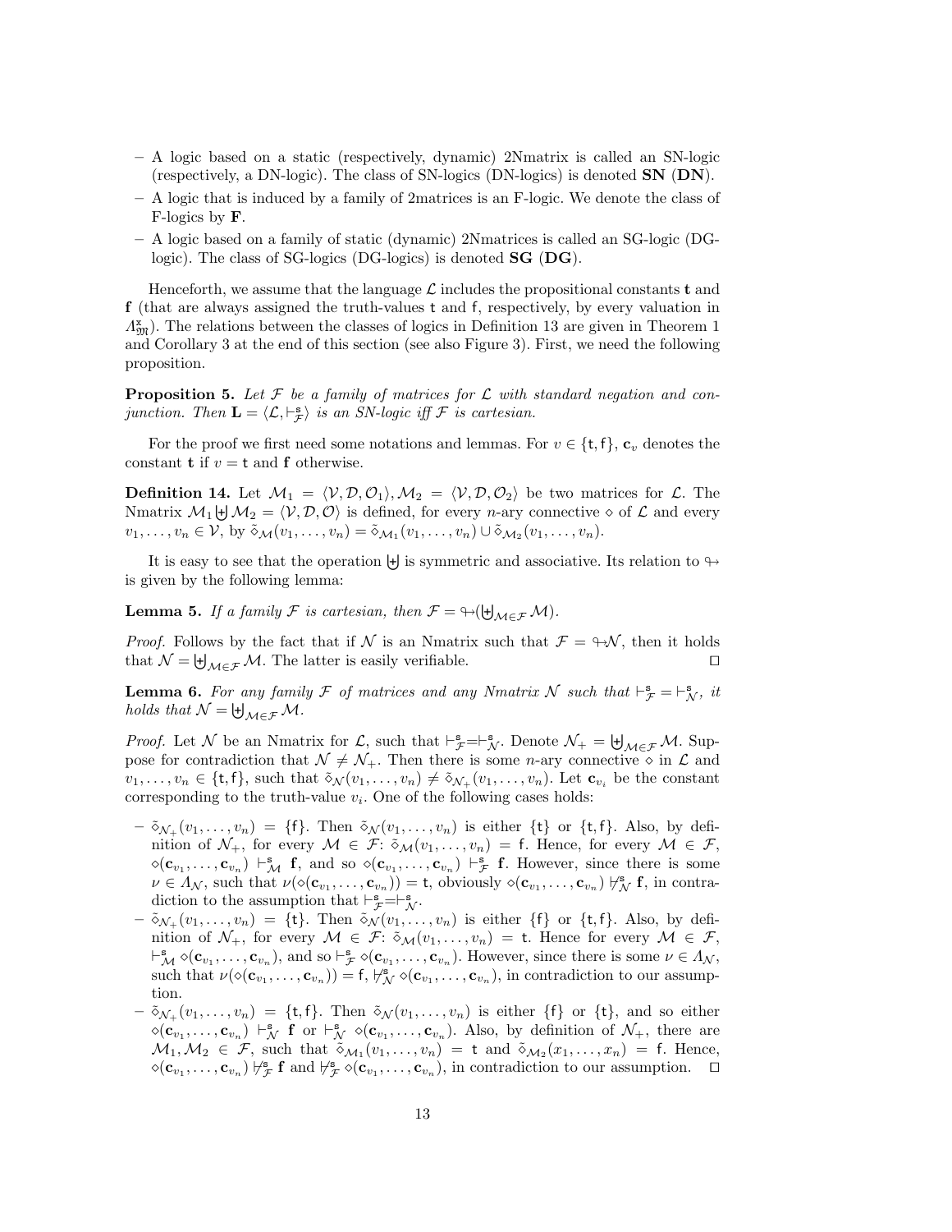– A logic based on a static (respectively, dynamic) 2Nmatrix is called an SN-logic (respectively, a DN-logic). The class of SN-logics (DN-logics) is denoted **SN** (**DN**).
– A logic that is induced by a family of 2matrices is an F-logic. We denote the class of F-logics by **F**.
– A logic based on a family of static (dynamic) 2Nmatrices is called an SG-logic (DG-logic). The class of SG-logics (DG-logics) is denoted **SG** (**DG**).

Henceforth, we assume that the language $\mathcal{L}$ includes the propositional constants $\mathbf{t}$ and $\mathbf{f}$ (that are always assigned the truth-values $\mathsf{t}$ and $\mathsf{f}$, respectively, by every valuation in $\Lambda^{\mathsf{x}}_{\mathfrak{M}}$). The relations between the classes of logics in Definition 13 are given in Theorem 1 and Corollary 3 at the end of this section (see also Figure 3). First, we need the following proposition.

**Proposition 5.** *Let $\mathcal{F}$ be a family of matrices for $\mathcal{L}$ with standard negation and conjunction. Then $\mathbf{L} = \langle \mathcal{L}, \vdash^{\mathsf{s}}_{\mathcal{F}} \rangle$ is an SN-logic iff $\mathcal{F}$ is cartesian.*

For the proof we first need some notations and lemmas. For $v \in \{\mathsf{t},\mathsf{f}\}$, $\mathbf{c}_v$ denotes the constant $\mathbf{t}$ if $v = \mathsf{t}$ and $\mathbf{f}$ otherwise.

**Definition 14.** Let $\mathcal{M}_1 = \langle \mathcal{V}, \mathcal{D}, \mathcal{O}_1 \rangle, \mathcal{M}_2 = \langle \mathcal{V}, \mathcal{D}, \mathcal{O}_2 \rangle$ be two matrices for $\mathcal{L}$. The Nmatrix $\mathcal{M}_1 \uplus \mathcal{M}_2 = \langle \mathcal{V}, \mathcal{D}, \mathcal{O} \rangle$ is defined, for every $n$-ary connective $\diamond$ of $\mathcal{L}$ and every $v_1, \ldots, v_n \in \mathcal{V}$, by $\tilde{\diamond}_{\mathcal{M}}(v_1, \ldots, v_n) = \tilde{\diamond}_{\mathcal{M}_1}(v_1, \ldots, v_n) \cup \tilde{\diamond}_{\mathcal{M}_2}(v_1, \ldots, v_n)$.

It is easy to see that the operation $\uplus$ is symmetric and associative. Its relation to $\looparrowright$ is given by the following lemma:

**Lemma 5.** *If a family $\mathcal{F}$ is cartesian, then $\mathcal{F} = \looparrowright(\biguplus_{\mathcal{M} \in \mathcal{F}} \mathcal{M})$.*

*Proof.* Follows by the fact that if $\mathcal{N}$ is an Nmatrix such that $\mathcal{F} = \looparrowright\mathcal{N}$, then it holds that $\mathcal{N} = \biguplus_{\mathcal{M} \in \mathcal{F}} \mathcal{M}$. The latter is easily verifiable. ☐

**Lemma 6.** *For any family $\mathcal{F}$ of matrices and any Nmatrix $\mathcal{N}$ such that $\vdash^{\mathsf{s}}_{\mathcal{F}} = \vdash^{\mathsf{s}}_{\mathcal{N}}$, it holds that $\mathcal{N} = \biguplus_{\mathcal{M} \in \mathcal{F}} \mathcal{M}$.*

*Proof.* Let $\mathcal{N}$ be an Nmatrix for $\mathcal{L}$, such that $\vdash^{\mathsf{s}}_{\mathcal{F}} = \vdash^{\mathsf{s}}_{\mathcal{N}}$. Denote $\mathcal{N}_+ = \biguplus_{\mathcal{M} \in \mathcal{F}} \mathcal{M}$. Suppose for contradiction that $\mathcal{N} \neq \mathcal{N}_+$. Then there is some $n$-ary connective $\diamond$ in $\mathcal{L}$ and $v_1, \ldots, v_n \in \{\mathsf{t},\mathsf{f}\}$, such that $\tilde{\diamond}_{\mathcal{N}}(v_1, \ldots, v_n) \neq \tilde{\diamond}_{\mathcal{N}_+}(v_1, \ldots, v_n)$. Let $\mathbf{c}_{v_i}$ be the constant corresponding to the truth-value $v_i$. One of the following cases holds:

– $\tilde{\diamond}_{\mathcal{N}_+}(v_1, \ldots, v_n) = \{\mathsf{f}\}$. Then $\tilde{\diamond}_{\mathcal{N}}(v_1, \ldots, v_n)$ is either $\{\mathsf{t}\}$ or $\{\mathsf{t},\mathsf{f}\}$. Also, by definition of $\mathcal{N}_+$, for every $\mathcal{M} \in \mathcal{F}$: $\tilde{\diamond}_{\mathcal{M}}(v_1, \ldots, v_n) = \mathsf{f}$. Hence, for every $\mathcal{M} \in \mathcal{F}$, $\diamond(\mathbf{c}_{v_1}, \ldots, \mathbf{c}_{v_n}) \vdash^{\mathsf{s}}_{\mathcal{M}} \mathbf{f}$, and so $\diamond(\mathbf{c}_{v_1}, \ldots, \mathbf{c}_{v_n}) \vdash^{\mathsf{s}}_{\mathcal{F}} \mathbf{f}$. However, since there is some $\nu \in \Lambda_{\mathcal{N}}$, such that $\nu(\diamond(\mathbf{c}_{v_1}, \ldots, \mathbf{c}_{v_n})) = \mathsf{t}$, obviously $\diamond(\mathbf{c}_{v_1}, \ldots, \mathbf{c}_{v_n}) \not\vdash^{\mathsf{s}}_{\mathcal{N}} \mathbf{f}$, in contradiction to the assumption that $\vdash^{\mathsf{s}}_{\mathcal{F}} = \vdash^{\mathsf{s}}_{\mathcal{N}}$.
– $\tilde{\diamond}_{\mathcal{N}_+}(v_1, \ldots, v_n) = \{\mathsf{t}\}$. Then $\tilde{\diamond}_{\mathcal{N}}(v_1, \ldots, v_n)$ is either $\{\mathsf{f}\}$ or $\{\mathsf{t},\mathsf{f}\}$. Also, by definition of $\mathcal{N}_+$, for every $\mathcal{M} \in \mathcal{F}$: $\tilde{\diamond}_{\mathcal{M}}(v_1, \ldots, v_n) = \mathsf{t}$. Hence for every $\mathcal{M} \in \mathcal{F}$, $\vdash^{\mathsf{s}}_{\mathcal{M}} \diamond(\mathbf{c}_{v_1}, \ldots, \mathbf{c}_{v_n})$, and so $\vdash^{\mathsf{s}}_{\mathcal{F}} \diamond(\mathbf{c}_{v_1}, \ldots, \mathbf{c}_{v_n})$. However, since there is some $\nu \in \Lambda_{\mathcal{N}}$, such that $\nu(\diamond(\mathbf{c}_{v_1}, \ldots, \mathbf{c}_{v_n})) = \mathsf{f}$, $\not\vdash^{\mathsf{s}}_{\mathcal{N}} \diamond(\mathbf{c}_{v_1}, \ldots, \mathbf{c}_{v_n})$, in contradiction to our assumption.
– $\tilde{\diamond}_{\mathcal{N}_+}(v_1, \ldots, v_n) = \{\mathsf{t},\mathsf{f}\}$. Then $\tilde{\diamond}_{\mathcal{N}}(v_1, \ldots, v_n)$ is either $\{\mathsf{f}\}$ or $\{\mathsf{t}\}$, and so either $\diamond(\mathbf{c}_{v_1}, \ldots, \mathbf{c}_{v_n}) \vdash^{\mathsf{s}}_{\mathcal{N}} \mathbf{f}$ or $\vdash^{\mathsf{s}}_{\mathcal{N}} \diamond(\mathbf{c}_{v_1}, \ldots, \mathbf{c}_{v_n})$. Also, by definition of $\mathcal{N}_+$, there are $\mathcal{M}_1, \mathcal{M}_2 \in \mathcal{F}$, such that $\tilde{\diamond}_{\mathcal{M}_1}(v_1, \ldots, v_n) = \mathsf{t}$ and $\tilde{\diamond}_{\mathcal{M}_2}(x_1, \ldots, x_n) = \mathsf{f}$. Hence, $\diamond(\mathbf{c}_{v_1}, \ldots, \mathbf{c}_{v_n}) \not\vdash^{\mathsf{s}}_{\mathcal{F}} \mathbf{f}$ and $\not\vdash^{\mathsf{s}}_{\mathcal{F}} \diamond(\mathbf{c}_{v_1}, \ldots, \mathbf{c}_{v_n})$, in contradiction to our assumption. ☐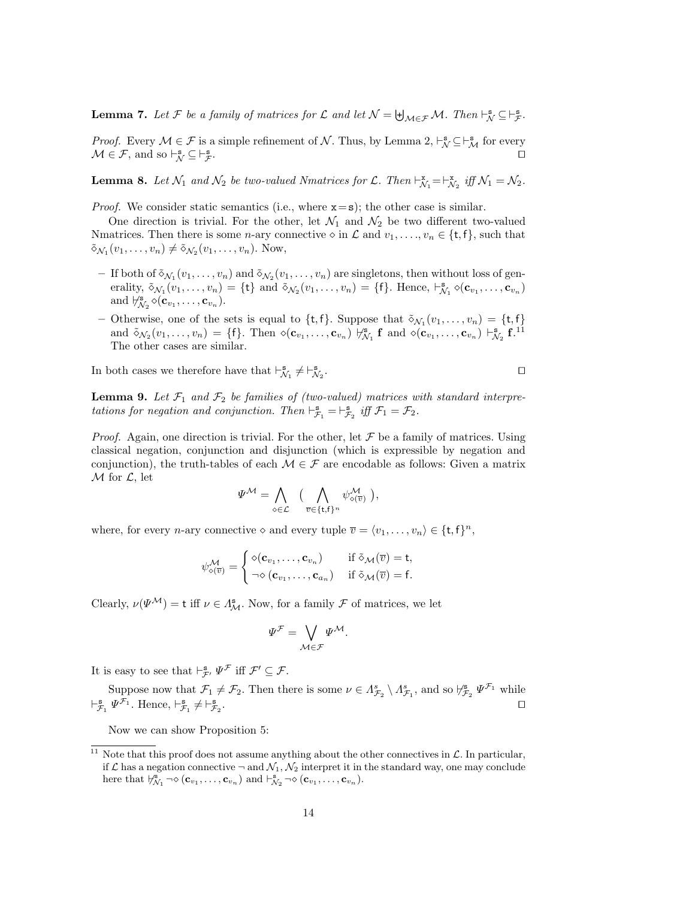**Lemma 7.** *Let $\mathcal{F}$ be a family of matrices for $\mathcal{L}$ and let $\mathcal{N} = \biguplus_{\mathcal{M}\in\mathcal{F}} \mathcal{M}$. Then $\vdash^{\mathsf{s}}_{\mathcal{N}} \subseteq \vdash^{\mathsf{s}}_{\mathcal{F}}$.*

*Proof.* Every $\mathcal{M} \in \mathcal{F}$ is a simple refinement of $\mathcal{N}$. Thus, by Lemma 2, $\vdash^{\mathsf{s}}_{\mathcal{N}} \subseteq \vdash^{\mathsf{s}}_{\mathcal{M}}$ for every $\mathcal{M} \in \mathcal{F}$, and so $\vdash^{\mathsf{s}}_{\mathcal{N}} \subseteq \vdash^{\mathsf{s}}_{\mathcal{F}}$. ◻

**Lemma 8.** *Let $\mathcal{N}_1$ and $\mathcal{N}_2$ be two-valued Nmatrices for $\mathcal{L}$. Then $\vdash^{\mathsf{x}}_{\mathcal{N}_1} = \vdash^{\mathsf{x}}_{\mathcal{N}_2}$ iff $\mathcal{N}_1 = \mathcal{N}_2$.*

*Proof.* We consider static semantics (i.e., where $\mathtt{x} = \mathtt{s}$); the other case is similar.

One direction is trivial. For the other, let $\mathcal{N}_1$ and $\mathcal{N}_2$ be two different two-valued Nmatrices. Then there is some $n$-ary connective $\diamond$ in $\mathcal{L}$ and $v_1, \ldots, v_n \in \{\mathsf{t}, \mathsf{f}\}$, such that $\tilde{\diamond}_{\mathcal{N}_1}(v_1, \ldots, v_n) \neq \tilde{\diamond}_{\mathcal{N}_2}(v_1, \ldots, v_n)$. Now,

- If both of $\tilde{\diamond}_{\mathcal{N}_1}(v_1, \ldots, v_n)$ and $\tilde{\diamond}_{\mathcal{N}_2}(v_1, \ldots, v_n)$ are singletons, then without loss of generality, $\tilde{\diamond}_{\mathcal{N}_1}(v_1, \ldots, v_n) = \{\mathsf{t}\}$ and $\tilde{\diamond}_{\mathcal{N}_2}(v_1, \ldots, v_n) = \{\mathsf{f}\}$. Hence, $\vdash^{\mathsf{s}}_{\mathcal{N}_1} \diamond(\mathbf{c}_{v_1}, \ldots, \mathbf{c}_{v_n})$ and $\not\vdash^{\mathsf{s}}_{\mathcal{N}_2} \diamond(\mathbf{c}_{v_1}, \ldots, \mathbf{c}_{v_n})$.
- Otherwise, one of the sets is equal to $\{\mathsf{t}, \mathsf{f}\}$. Suppose that $\tilde{\diamond}_{\mathcal{N}_1}(v_1, \ldots, v_n) = \{\mathsf{t}, \mathsf{f}\}$ and $\tilde{\diamond}_{\mathcal{N}_2}(v_1, \ldots, v_n) = \{\mathsf{f}\}$. Then $\diamond(\mathbf{c}_{v_1}, \ldots, \mathbf{c}_{v_n}) \not\vdash^{\mathsf{s}}_{\mathcal{N}_1} \mathbf{f}$ and $\diamond(\mathbf{c}_{v_1}, \ldots, \mathbf{c}_{v_n}) \vdash^{\mathsf{s}}_{\mathcal{N}_2} \mathbf{f}$.[11] The other cases are similar.

In both cases we therefore have that $\vdash^{\mathsf{s}}_{\mathcal{N}_1} \neq \vdash^{\mathsf{s}}_{\mathcal{N}_2}$. ◻

**Lemma 9.** *Let $\mathcal{F}_1$ and $\mathcal{F}_2$ be families of (two-valued) matrices with standard interpretations for negation and conjunction. Then $\vdash^{\mathsf{s}}_{\mathcal{F}_1} = \vdash^{\mathsf{s}}_{\mathcal{F}_2}$ iff $\mathcal{F}_1 = \mathcal{F}_2$.*

*Proof.* Again, one direction is trivial. For the other, let $\mathcal{F}$ be a family of matrices. Using classical negation, conjunction and disjunction (which is expressible by negation and conjunction), the truth-tables of each $\mathcal{M} \in \mathcal{F}$ are encodable as follows: Given a matrix $\mathcal{M}$ for $\mathcal{L}$, let

$$\Psi^{\mathcal{M}} = \bigwedge_{\diamond\in\mathcal{L}} \Big( \bigwedge_{\overline{v}\in\{\mathsf{t},\mathsf{f}\}^n} \psi^{\mathcal{M}}_{\diamond(\overline{v})} \Big),$$

where, for every $n$-ary connective $\diamond$ and every tuple $\overline{v} = \langle v_1, \ldots, v_n \rangle \in \{\mathsf{t}, \mathsf{f}\}^n$,

$$\psi^{\mathcal{M}}_{\diamond(\overline{v})} = \begin{cases} \diamond(\mathbf{c}_{v_1}, \ldots, \mathbf{c}_{v_n}) & \text{if } \tilde{\diamond}_{\mathcal{M}}(\overline{v}) = \mathsf{t}, \\ \neg\diamond(\mathbf{c}_{v_1}, \ldots, \mathbf{c}_{a_n}) & \text{if } \tilde{\diamond}_{\mathcal{M}}(\overline{v}) = \mathsf{f}. \end{cases}$$

Clearly, $\nu(\Psi^{\mathcal{M}}) = \mathsf{t}$ iff $\nu \in \Lambda^{\mathsf{s}}_{\mathcal{M}}$. Now, for a family $\mathcal{F}$ of matrices, we let

$$\Psi^{\mathcal{F}} = \bigvee_{\mathcal{M}\in\mathcal{F}} \Psi^{\mathcal{M}}.$$

It is easy to see that $\vdash^{\mathsf{s}}_{\mathcal{F}'} \Psi^{\mathcal{F}}$ iff $\mathcal{F}' \subseteq \mathcal{F}$.

Suppose now that $\mathcal{F}_1 \neq \mathcal{F}_2$. Then there is some $\nu \in \Lambda^{s}_{\mathcal{F}_2} \setminus \Lambda^{s}_{\mathcal{F}_1}$, and so $\not\vdash^{\mathsf{s}}_{\mathcal{F}_2} \Psi^{\mathcal{F}_1}$ while $\vdash^{\mathsf{s}}_{\mathcal{F}_1} \Psi^{\mathcal{F}_1}$. Hence, $\vdash^{\mathsf{s}}_{\mathcal{F}_1} \neq \vdash^{\mathsf{s}}_{\mathcal{F}_2}$. ◻

Now we can show Proposition 5:

[11] Note that this proof does not assume anything about the other connectives in $\mathcal{L}$. In particular, if $\mathcal{L}$ has a negation connective $\neg$ and $\mathcal{N}_1, \mathcal{N}_2$ interpret it in the standard way, one may conclude here that $\not\vdash^{\mathsf{s}}_{\mathcal{N}_1} \neg\diamond(\mathbf{c}_{v_1}, \ldots, \mathbf{c}_{v_n})$ and $\vdash^{\mathsf{s}}_{\mathcal{N}_2} \neg\diamond(\mathbf{c}_{v_1}, \ldots, \mathbf{c}_{v_n})$.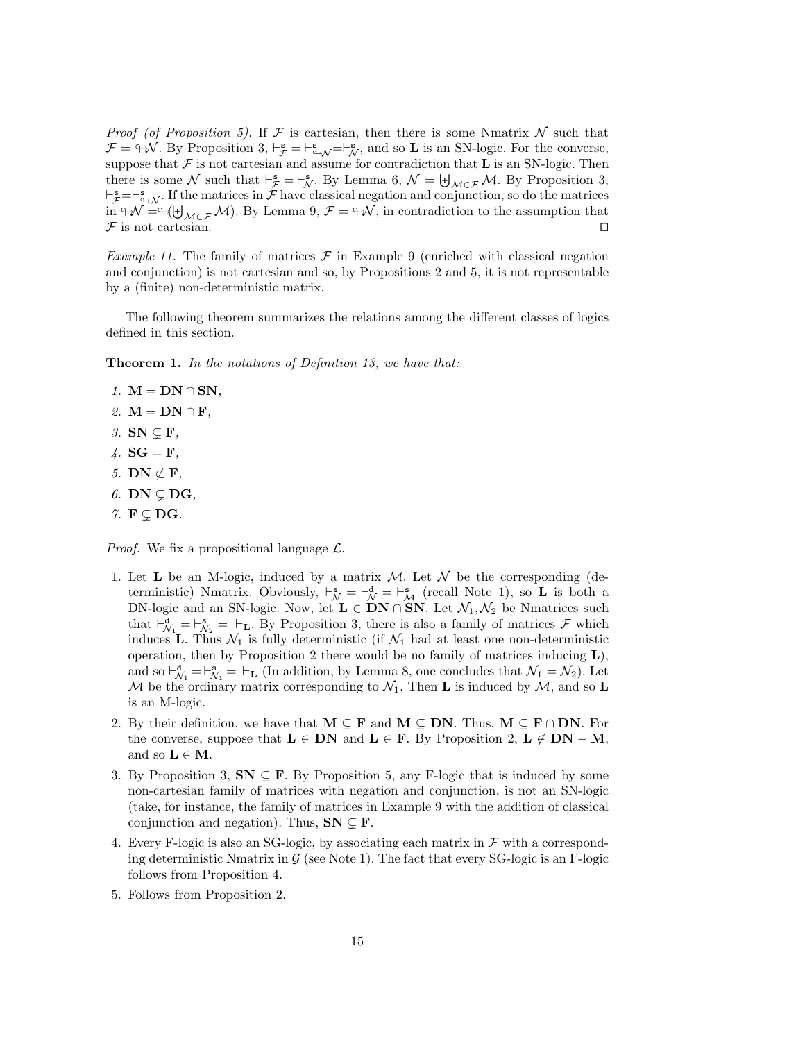*Proof (of Proposition 5).* If $\mathcal{F}$ is cartesian, then there is some Nmatrix $\mathcal{N}$ such that $\mathcal{F} = \looparrowright\mathcal{N}$. By Proposition 3, $\vdash^{\mathsf{s}}_{\mathcal{F}} = \vdash^{\mathsf{s}}_{\looparrowright\mathcal{N}} = \vdash^{\mathsf{s}}_{\mathcal{N}}$, and so $\mathbf{L}$ is an SN-logic. For the converse, suppose that $\mathcal{F}$ is not cartesian and assume for contradiction that $\mathbf{L}$ is an SN-logic. Then there is some $\mathcal{N}$ such that $\vdash^{\mathsf{s}}_{\mathcal{F}} = \vdash^{\mathsf{s}}_{\mathcal{N}}$. By Lemma 6, $\mathcal{N} = \biguplus_{\mathcal{M}\in\mathcal{F}} \mathcal{M}$. By Proposition 3, $\vdash^{\mathsf{s}}_{\mathcal{F}} = \vdash^{\mathsf{s}}_{\looparrowright\mathcal{N}}$. If the matrices in $\mathcal{F}$ have classical negation and conjunction, so do the matrices in $\looparrowright\mathcal{N} = \looparrowright(\biguplus_{\mathcal{M}\in\mathcal{F}} \mathcal{M})$. By Lemma 9, $\mathcal{F} = \looparrowright\mathcal{N}$, in contradiction to the assumption that $\mathcal{F}$ is not cartesian. ◻

*Example 11.* The family of matrices $\mathcal{F}$ in Example 9 (enriched with classical negation and conjunction) is not cartesian and so, by Propositions 2 and 5, it is not representable by a (finite) non-deterministic matrix.

The following theorem summarizes the relations among the different classes of logics defined in this section.

**Theorem 1.** *In the notations of Definition 13, we have that:*

1. $\mathbf{M} = \mathbf{DN} \cap \mathbf{SN}$,
2. $\mathbf{M} = \mathbf{DN} \cap \mathbf{F}$,
3. $\mathbf{SN} \subsetneq \mathbf{F}$,
4. $\mathbf{SG} = \mathbf{F}$,
5. $\mathbf{DN} \not\subset \mathbf{F}$,
6. $\mathbf{DN} \subsetneq \mathbf{DG}$,
7. $\mathbf{F} \subsetneq \mathbf{DG}$.

*Proof.* We fix a propositional language $\mathcal{L}$.

1. Let $\mathbf{L}$ be an M-logic, induced by a matrix $\mathcal{M}$. Let $\mathcal{N}$ be the corresponding (deterministic) Nmatrix. Obviously, $\vdash^{\mathsf{s}}_{\mathcal{N}} = \vdash^{\mathsf{d}}_{\mathcal{N}} = \vdash^{\mathsf{s}}_{\mathcal{M}}$ (recall Note 1), so $\mathbf{L}$ is both a DN-logic and an SN-logic. Now, let $\mathbf{L} \in \mathbf{DN} \cap \mathbf{SN}$. Let $\mathcal{N}_1, \mathcal{N}_2$ be Nmatrices such that $\vdash^{\mathsf{d}}_{\mathcal{N}_1} = \vdash^{\mathsf{s}}_{\mathcal{N}_2} = \vdash_{\mathbf{L}}$. By Proposition 3, there is also a family of matrices $\mathcal{F}$ which induces $\mathbf{L}$. Thus $\mathcal{N}_1$ is fully deterministic (if $\mathcal{N}_1$ had at least one non-deterministic operation, then by Proposition 2 there would be no family of matrices inducing $\mathbf{L}$), and so $\vdash^{\mathsf{d}}_{\mathcal{N}_1} = \vdash^{\mathsf{s}}_{\mathcal{N}_1} = \vdash_{\mathbf{L}}$ (In addition, by Lemma 8, one concludes that $\mathcal{N}_1 = \mathcal{N}_2$). Let $\mathcal{M}$ be the ordinary matrix corresponding to $\mathcal{N}_1$. Then $\mathbf{L}$ is induced by $\mathcal{M}$, and so $\mathbf{L}$ is an M-logic.
2. By their definition, we have that $\mathbf{M} \subseteq \mathbf{F}$ and $\mathbf{M} \subseteq \mathbf{DN}$. Thus, $\mathbf{M} \subseteq \mathbf{F} \cap \mathbf{DN}$. For the converse, suppose that $\mathbf{L} \in \mathbf{DN}$ and $\mathbf{L} \in \mathbf{F}$. By Proposition 2, $\mathbf{L} \notin \mathbf{DN} - \mathbf{M}$, and so $\mathbf{L} \in \mathbf{M}$.
3. By Proposition 3, $\mathbf{SN} \subseteq \mathbf{F}$. By Proposition 5, any F-logic that is induced by some non-cartesian family of matrices with negation and conjunction, is not an SN-logic (take, for instance, the family of matrices in Example 9 with the addition of classical conjunction and negation). Thus, $\mathbf{SN} \subsetneq \mathbf{F}$.
4. Every F-logic is also an SG-logic, by associating each matrix in $\mathcal{F}$ with a corresponding deterministic Nmatrix in $\mathcal{G}$ (see Note 1). The fact that every SG-logic is an F-logic follows from Proposition 4.
5. Follows from Proposition 2.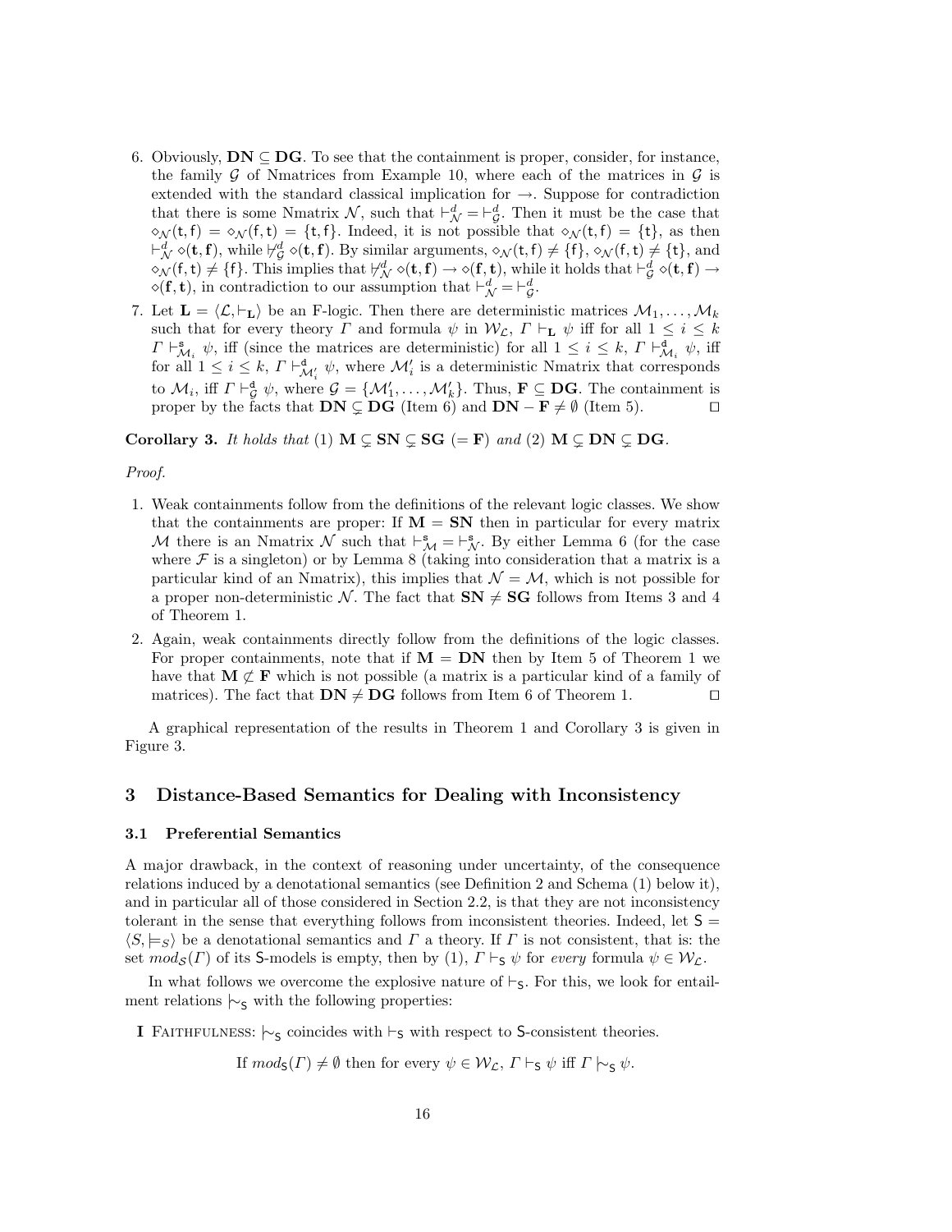6. Obviously, $\mathbf{DN} \subseteq \mathbf{DG}$. To see that the containment is proper, consider, for instance, the family $\mathcal{G}$ of Nmatrices from Example 10, where each of the matrices in $\mathcal{G}$ is extended with the standard classical implication for $\to$. Suppose for contradiction that there is some Nmatrix $\mathcal{N}$, such that $\vdash^d_{\mathcal{N}} = \vdash^d_{\mathcal{G}}$. Then it must be the case that $\diamond_{\mathcal{N}}(\mathsf{t},\mathsf{f}) = \diamond_{\mathcal{N}}(\mathsf{f},\mathsf{t}) = \{\mathsf{t},\mathsf{f}\}$. Indeed, it is not possible that $\diamond_{\mathcal{N}}(\mathsf{t},\mathsf{f}) = \{\mathsf{t}\}$, as then $\vdash^d_{\mathcal{N}} \diamond(\mathbf{t},\mathbf{f})$, while $\not\vdash^d_{\mathcal{G}} \diamond(\mathbf{t},\mathbf{f})$. By similar arguments, $\diamond_{\mathcal{N}}(\mathsf{t},\mathsf{f}) \neq \{\mathsf{f}\}$, $\diamond_{\mathcal{N}}(\mathsf{f},\mathsf{t}) \neq \{\mathsf{t}\}$, and $\diamond_{\mathcal{N}}(\mathsf{f},\mathsf{t}) \neq \{\mathsf{f}\}$. This implies that $\not\vdash^d_{\mathcal{N}} \diamond(\mathbf{t},\mathbf{f}) \to \diamond(\mathbf{f},\mathbf{t})$, while it holds that $\vdash^d_{\mathcal{G}} \diamond(\mathbf{t},\mathbf{f}) \to \diamond(\mathbf{f},\mathbf{t})$, in contradiction to our assumption that $\vdash^d_{\mathcal{N}} = \vdash^d_{\mathcal{G}}$.
7. Let $\mathbf{L} = \langle \mathcal{L}, \vdash_{\mathbf{L}} \rangle$ be an F-logic. Then there are deterministic matrices $\mathcal{M}_1, \ldots, \mathcal{M}_k$ such that for every theory $\Gamma$ and formula $\psi$ in $\mathcal{W}_{\mathcal{L}}$, $\Gamma \vdash_{\mathbf{L}} \psi$ iff for all $1 \leq i \leq k$ $\Gamma \vdash^{\mathsf{s}}_{\mathcal{M}_i} \psi$, iff (since the matrices are deterministic) for all $1 \leq i \leq k$, $\Gamma \vdash^{\mathsf{d}}_{\mathcal{M}_i} \psi$, iff for all $1 \leq i \leq k$, $\Gamma \vdash^{\mathsf{d}}_{\mathcal{M}'_i} \psi$, where $\mathcal{M}'_i$ is a deterministic Nmatrix that corresponds to $\mathcal{M}_i$, iff $\Gamma \vdash^{\mathsf{d}}_{\mathcal{G}} \psi$, where $\mathcal{G} = \{\mathcal{M}'_1, \ldots, \mathcal{M}'_k\}$. Thus, $\mathbf{F} \subseteq \mathbf{DG}$. The containment is proper by the facts that $\mathbf{DN} \subsetneq \mathbf{DG}$ (Item 6) and $\mathbf{DN} - \mathbf{F} \neq \emptyset$ (Item 5). ◻

**Corollary 3.** *It holds that* (1) $\mathbf{M} \subsetneq \mathbf{SN} \subsetneq \mathbf{SG}$ $(= \mathbf{F})$ *and* (2) $\mathbf{M} \subsetneq \mathbf{DN} \subsetneq \mathbf{DG}$.

*Proof.*

1. Weak containments follow from the definitions of the relevant logic classes. We show that the containments are proper: If $\mathbf{M} = \mathbf{SN}$ then in particular for every matrix $\mathcal{M}$ there is an Nmatrix $\mathcal{N}$ such that $\vdash^{\mathsf{s}}_{\mathcal{M}} = \vdash^{\mathsf{s}}_{\mathcal{N}}$. By either Lemma 6 (for the case where $\mathcal{F}$ is a singleton) or by Lemma 8 (taking into consideration that a matrix is a particular kind of an Nmatrix), this implies that $\mathcal{N} = \mathcal{M}$, which is not possible for a proper non-deterministic $\mathcal{N}$. The fact that $\mathbf{SN} \neq \mathbf{SG}$ follows from Items 3 and 4 of Theorem 1.
2. Again, weak containments directly follow from the definitions of the logic classes. For proper containments, note that if $\mathbf{M} = \mathbf{DN}$ then by Item 5 of Theorem 1 we have that $\mathbf{M} \not\subset \mathbf{F}$ which is not possible (a matrix is a particular kind of a family of matrices). The fact that $\mathbf{DN} \neq \mathbf{DG}$ follows from Item 6 of Theorem 1. ◻

A graphical representation of the results in Theorem 1 and Corollary 3 is given in Figure 3.

## 3 Distance-Based Semantics for Dealing with Inconsistency

### 3.1 Preferential Semantics

A major drawback, in the context of reasoning under uncertainty, of the consequence relations induced by a denotational semantics (see Definition 2 and Schema (1) below it), and in particular all of those considered in Section 2.2, is that they are not inconsistency tolerant in the sense that everything follows from inconsistent theories. Indeed, let $\mathsf{S} = \langle S, \models_S \rangle$ be a denotational semantics and $\Gamma$ a theory. If $\Gamma$ is not consistent, that is: the set $mod_{\mathcal{S}}(\Gamma)$ of its $\mathsf{S}$-models is empty, then by (1), $\Gamma \vdash_{\mathsf{S}} \psi$ for *every* formula $\psi \in \mathcal{W}_{\mathcal{L}}$.

In what follows we overcome the explosive nature of $\vdash_{\mathsf{S}}$. For this, we look for entailment relations $\mid\!\sim_{\mathsf{S}}$ with the following properties:

**I** Faithfulness: $\mid\!\sim_{\mathsf{S}}$ coincides with $\vdash_{\mathsf{S}}$ with respect to $\mathsf{S}$-consistent theories.

$$\text{If } mod_{\mathsf{S}}(\Gamma) \neq \emptyset \text{ then for every } \psi \in \mathcal{W}_{\mathcal{L}},\ \Gamma \vdash_{\mathsf{S}} \psi \text{ iff } \Gamma \mid\!\sim_{\mathsf{S}} \psi.$$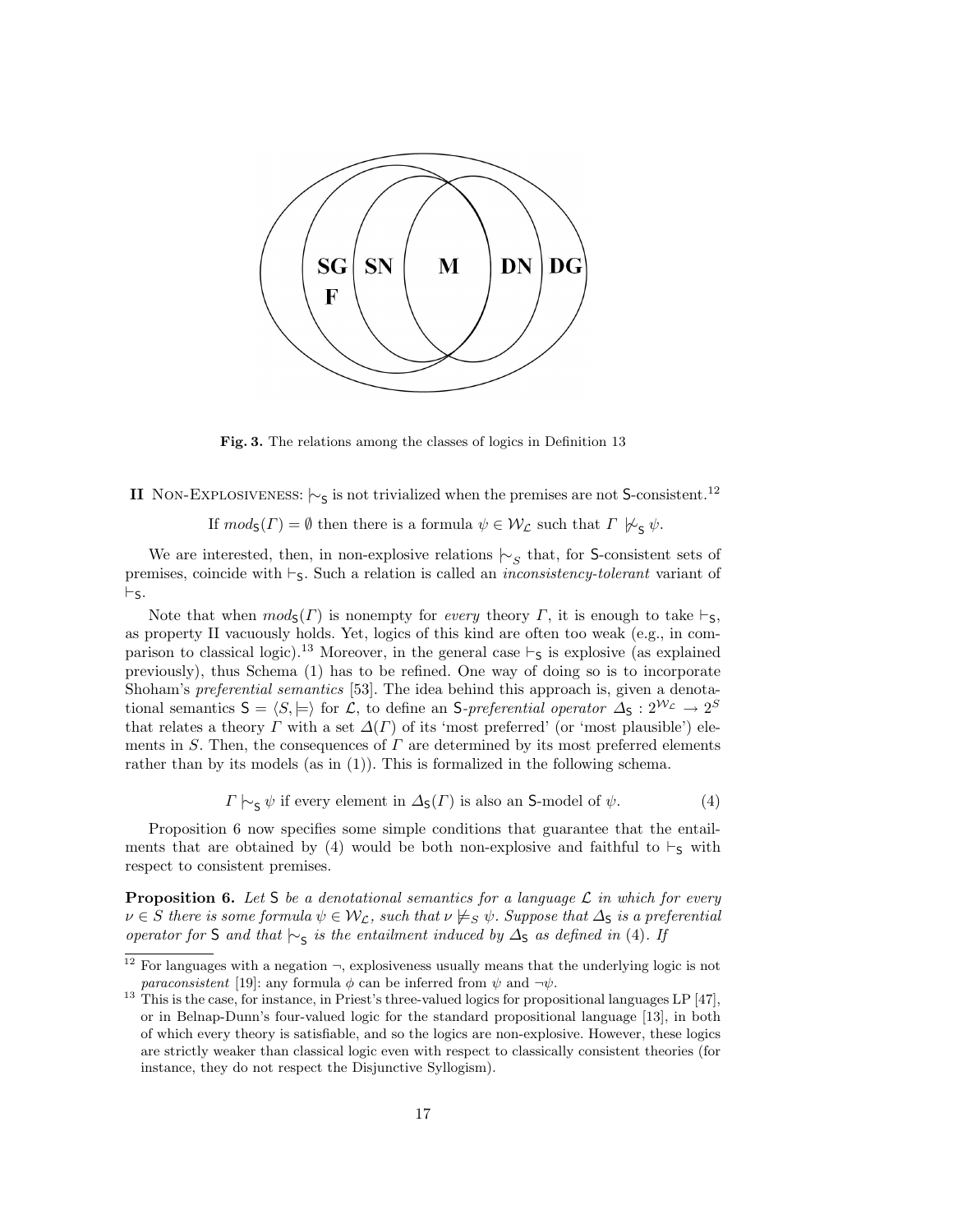SG SN M DN DG
F

**Fig. 3.** The relations among the classes of logics in Definition 13

**II** NON-EXPLOSIVENESS: $\mid\!\sim_{\mathsf{S}}$ is not trivialized when the premises are not $\mathsf{S}$-consistent.[12]

$$\text{If } mod_{\mathsf{S}}(\Gamma) = \emptyset \text{ then there is a formula } \psi \in \mathcal{W}_{\mathcal{L}} \text{ such that } \Gamma \not\mid\!\sim_{\mathsf{S}} \psi.$$

We are interested, then, in non-explosive relations $\mid\!\sim_{S}$ that, for $\mathsf{S}$-consistent sets of premises, coincide with $\vdash_{\mathsf{S}}$. Such a relation is called an *inconsistency-tolerant* variant of $\vdash_{\mathsf{S}}$.

Note that when $mod_{\mathsf{S}}(\Gamma)$ is nonempty for *every* theory $\Gamma$, it is enough to take $\vdash_{\mathsf{S}}$, as property II vacuously holds. Yet, logics of this kind are often too weak (e.g., in comparison to classical logic).[13] Moreover, in the general case $\vdash_{\mathsf{S}}$ is explosive (as explained previously), thus Schema (1) has to be refined. One way of doing so is to incorporate Shoham's *preferential semantics* [53]. The idea behind this approach is, given a denotational semantics $\mathsf{S} = \langle S, \models \rangle$ for $\mathcal{L}$, to define an $\mathsf{S}$-*preferential operator* $\Delta_{\mathsf{S}} : 2^{\mathcal{W}_{\mathcal{L}}} \to 2^{S}$ that relates a theory $\Gamma$ with a set $\Delta(\Gamma)$ of its 'most preferred' (or 'most plausible') elements in $S$. Then, the consequences of $\Gamma$ are determined by its most preferred elements rather than by its models (as in (1)). This is formalized in the following schema.

$$\Gamma \mid\!\sim_{\mathsf{S}} \psi \text{ if every element in } \Delta_{\mathsf{S}}(\Gamma) \text{ is also an } \mathsf{S}\text{-model of } \psi. \tag{4}$$

Proposition 6 now specifies some simple conditions that guarantee that the entailments that are obtained by (4) would be both non-explosive and faithful to $\vdash_{\mathsf{S}}$ with respect to consistent premises.

**Proposition 6.** *Let $\mathsf{S}$ be a denotational semantics for a language $\mathcal{L}$ in which for every $\nu \in S$ there is some formula $\psi \in \mathcal{W}_{\mathcal{L}}$, such that $\nu \not\models_{S} \psi$. Suppose that $\Delta_{\mathsf{S}}$ is a preferential operator for $\mathsf{S}$ and that $\mid\!\sim_{\mathsf{S}}$ is the entailment induced by $\Delta_{\mathsf{S}}$ as defined in (4). If*

---

[12] For languages with a negation $\neg$, explosiveness usually means that the underlying logic is not *paraconsistent* [19]: any formula $\phi$ can be inferred from $\psi$ and $\neg\psi$.

[13] This is the case, for instance, in Priest's three-valued logics for propositional languages LP [47], or in Belnap-Dunn's four-valued logic for the standard propositional language [13], in both of which every theory is satisfiable, and so the logics are non-explosive. However, these logics are strictly weaker than classical logic even with respect to classically consistent theories (for instance, they do not respect the Disjunctive Syllogism).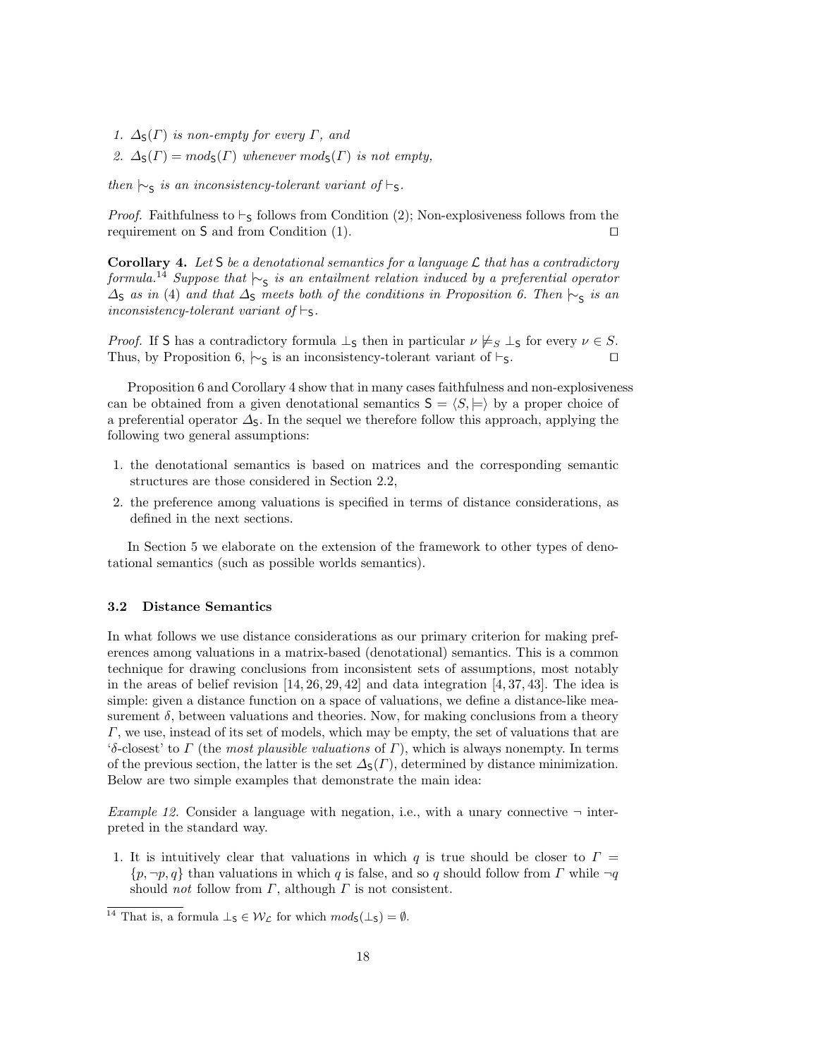1. $\Delta_{\mathsf{S}}(\Gamma)$ *is non-empty for every* $\Gamma$*, and*
2. $\Delta_{\mathsf{S}}(\Gamma) = mod_{\mathsf{S}}(\Gamma)$ *whenever* $mod_{\mathsf{S}}(\Gamma)$ *is not empty,*

*then* $\mid\!\sim_{\mathsf{S}}$ *is an inconsistency-tolerant variant of* $\vdash_{\mathsf{S}}$.

*Proof.* Faithfulness to $\vdash_{\mathsf{S}}$ follows from Condition (2); Non-explosiveness follows from the requirement on $\mathsf{S}$ and from Condition (1). ◻

**Corollary 4.** *Let* $\mathsf{S}$ *be a denotational semantics for a language* $\mathcal{L}$ *that has a contradictory formula.*[14] *Suppose that* $\mid\!\sim_{\mathsf{S}}$ *is an entailment relation induced by a preferential operator* $\Delta_{\mathsf{S}}$ *as in (4) and that* $\Delta_{\mathsf{S}}$ *meets both of the conditions in Proposition 6. Then* $\mid\!\sim_{\mathsf{S}}$ *is an inconsistency-tolerant variant of* $\vdash_{\mathsf{S}}$.

*Proof.* If $\mathsf{S}$ has a contradictory formula $\perp_{\mathsf{S}}$ then in particular $\nu \not\models_S \perp_{\mathsf{S}}$ for every $\nu \in S$. Thus, by Proposition 6, $\mid\!\sim_{\mathsf{S}}$ is an inconsistency-tolerant variant of $\vdash_{\mathsf{S}}$. ◻

Proposition 6 and Corollary 4 show that in many cases faithfulness and non-explosiveness can be obtained from a given denotational semantics $\mathsf{S} = \langle S, \models\rangle$ by a proper choice of a preferential operator $\Delta_{\mathsf{S}}$. In the sequel we therefore follow this approach, applying the following two general assumptions:

1. the denotational semantics is based on matrices and the corresponding semantic structures are those considered in Section 2.2,
2. the preference among valuations is specified in terms of distance considerations, as defined in the next sections.

In Section 5 we elaborate on the extension of the framework to other types of denotational semantics (such as possible worlds semantics).

### 3.2 Distance Semantics

In what follows we use distance considerations as our primary criterion for making preferences among valuations in a matrix-based (denotational) semantics. This is a common technique for drawing conclusions from inconsistent sets of assumptions, most notably in the areas of belief revision [14, 26, 29, 42] and data integration [4, 37, 43]. The idea is simple: given a distance function on a space of valuations, we define a distance-like measurement $\delta$, between valuations and theories. Now, for making conclusions from a theory $\Gamma$, we use, instead of its set of models, which may be empty, the set of valuations that are '$\delta$-closest' to $\Gamma$ (the *most plausible valuations* of $\Gamma$), which is always nonempty. In terms of the previous section, the latter is the set $\Delta_{\mathsf{S}}(\Gamma)$, determined by distance minimization. Below are two simple examples that demonstrate the main idea:

*Example 12.* Consider a language with negation, i.e., with a unary connective $\neg$ interpreted in the standard way.

1. It is intuitively clear that valuations in which $q$ is true should be closer to $\Gamma = \{p, \neg p, q\}$ than valuations in which $q$ is false, and so $q$ should follow from $\Gamma$ while $\neg q$ should *not* follow from $\Gamma$, although $\Gamma$ is not consistent.

[14] That is, a formula $\perp_{\mathsf{S}} \in \mathcal{W}_{\mathcal{L}}$ for which $mod_{\mathsf{S}}(\perp_{\mathsf{S}}) = \emptyset$.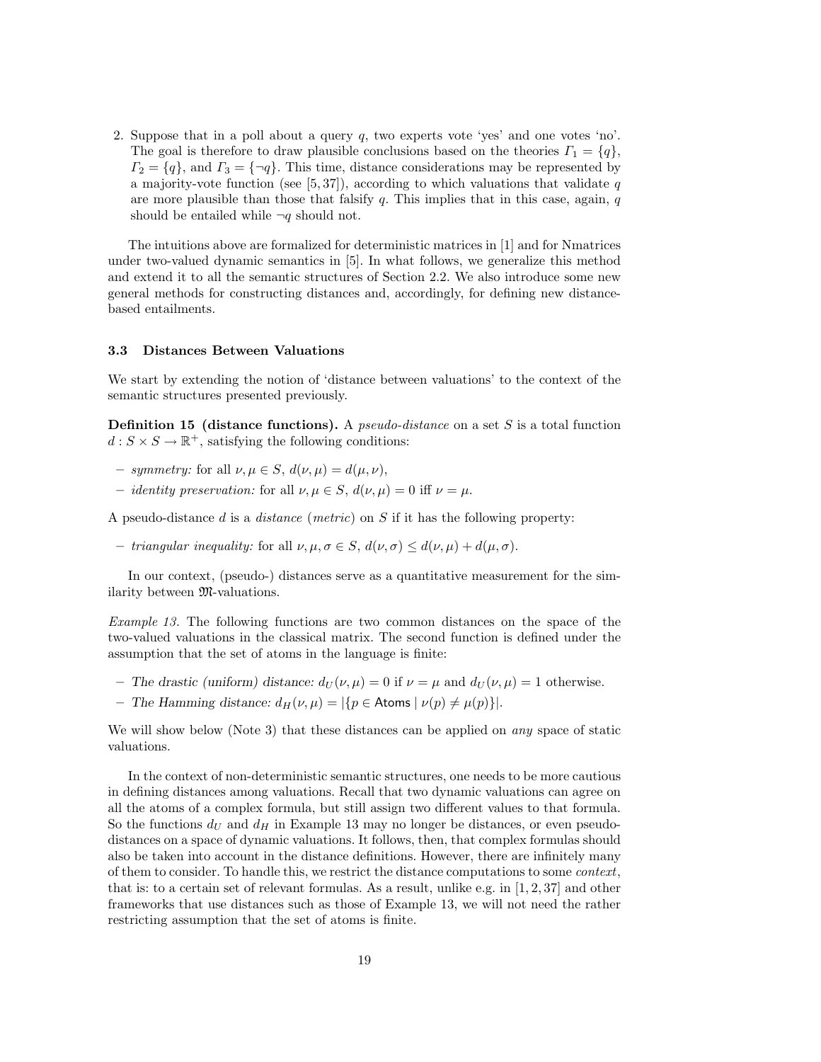2. Suppose that in a poll about a query $q$, two experts vote 'yes' and one votes 'no'. The goal is therefore to draw plausible conclusions based on the theories $\Gamma_1 = \{q\}$, $\Gamma_2 = \{q\}$, and $\Gamma_3 = \{\neg q\}$. This time, distance considerations may be represented by a majority-vote function (see [5, 37]), according to which valuations that validate $q$ are more plausible than those that falsify $q$. This implies that in this case, again, $q$ should be entailed while $\neg q$ should not.

The intuitions above are formalized for deterministic matrices in [1] and for Nmatrices under two-valued dynamic semantics in [5]. In what follows, we generalize this method and extend it to all the semantic structures of Section 2.2. We also introduce some new general methods for constructing distances and, accordingly, for defining new distance-based entailments.

### 3.3 Distances Between Valuations

We start by extending the notion of 'distance between valuations' to the context of the semantic structures presented previously.

**Definition 15 (distance functions).** A *pseudo-distance* on a set $S$ is a total function $d : S \times S \to \mathbb{R}^+$, satisfying the following conditions:

- *symmetry:* for all $\nu, \mu \in S$, $d(\nu, \mu) = d(\mu, \nu)$,
- *identity preservation:* for all $\nu, \mu \in S$, $d(\nu, \mu) = 0$ iff $\nu = \mu$.

A pseudo-distance $d$ is a *distance* (*metric*) on $S$ if it has the following property:

- *triangular inequality:* for all $\nu, \mu, \sigma \in S$, $d(\nu, \sigma) \leq d(\nu, \mu) + d(\mu, \sigma)$.

In our context, (pseudo-) distances serve as a quantitative measurement for the similarity between $\mathfrak{M}$-valuations.

*Example 13.* The following functions are two common distances on the space of the two-valued valuations in the classical matrix. The second function is defined under the assumption that the set of atoms in the language is finite:

- *The drastic (uniform) distance:* $d_U(\nu, \mu) = 0$ if $\nu = \mu$ and $d_U(\nu, \mu) = 1$ otherwise.
- *The Hamming distance:* $d_H(\nu, \mu) = |\{p \in \mathsf{Atoms} \mid \nu(p) \neq \mu(p)\}|$.

We will show below (Note 3) that these distances can be applied on *any* space of static valuations.

In the context of non-deterministic semantic structures, one needs to be more cautious in defining distances among valuations. Recall that two dynamic valuations can agree on all the atoms of a complex formula, but still assign two different values to that formula. So the functions $d_U$ and $d_H$ in Example 13 may no longer be distances, or even pseudo-distances on a space of dynamic valuations. It follows, then, that complex formulas should also be taken into account in the distance definitions. However, there are infinitely many of them to consider. To handle this, we restrict the distance computations to some *context*, that is: to a certain set of relevant formulas. As a result, unlike e.g. in [1, 2, 37] and other frameworks that use distances such as those of Example 13, we will not need the rather restricting assumption that the set of atoms is finite.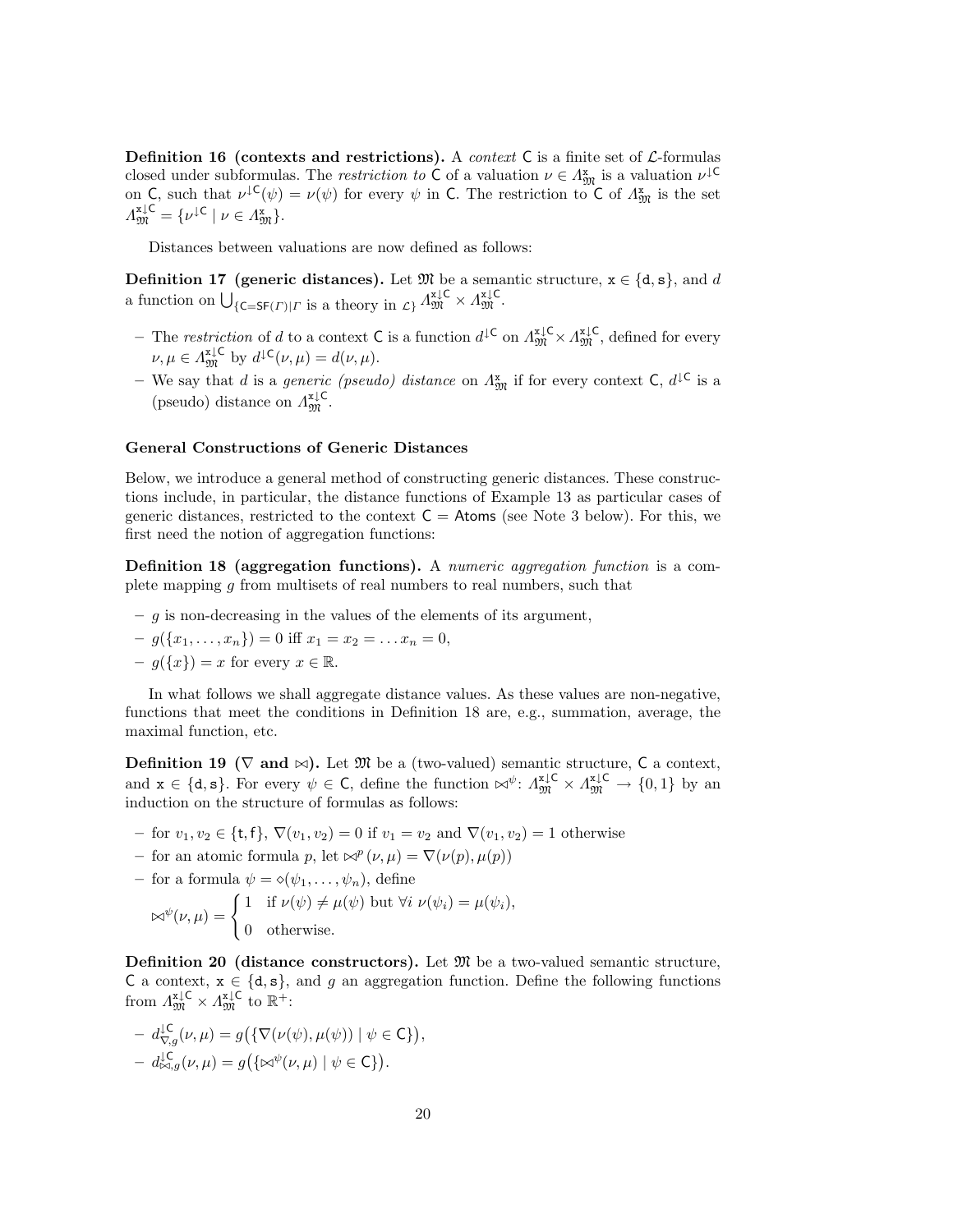**Definition 16 (contexts and restrictions).** A *context* $\mathsf{C}$ is a finite set of $\mathcal{L}$-formulas closed under subformulas. The *restriction to* $\mathsf{C}$ of a valuation $\nu \in \Lambda^{\mathtt{x}}_{\mathfrak{M}}$ is a valuation $\nu^{\downarrow \mathsf{C}}$ on $\mathsf{C}$, such that $\nu^{\downarrow \mathsf{C}}(\psi) = \nu(\psi)$ for every $\psi$ in $\mathsf{C}$. The restriction to $\mathsf{C}$ of $\Lambda^{\mathtt{x}}_{\mathfrak{M}}$ is the set $\Lambda^{\mathtt{x}\downarrow \mathsf{C}}_{\mathfrak{M}} = \{\nu^{\downarrow \mathsf{C}} \mid \nu \in \Lambda^{\mathtt{x}}_{\mathfrak{M}}\}$.

Distances between valuations are now defined as follows:

**Definition 17 (generic distances).** Let $\mathfrak{M}$ be a semantic structure, $\mathtt{x} \in \{\mathtt{d}, \mathtt{s}\}$, and $d$ a function on $\bigcup_{\{\mathsf{C}=\mathsf{SF}(\Gamma) \mid \Gamma \text{ is a theory in } \mathcal{L}\}} \Lambda^{\mathtt{x}\downarrow \mathsf{C}}_{\mathfrak{M}} \times \Lambda^{\mathtt{x}\downarrow \mathsf{C}}_{\mathfrak{M}}$.

- The *restriction* of $d$ to a context $\mathsf{C}$ is a function $d^{\downarrow \mathsf{C}}$ on $\Lambda^{\mathtt{x}\downarrow \mathsf{C}}_{\mathfrak{M}} \times \Lambda^{\mathtt{x}\downarrow \mathsf{C}}_{\mathfrak{M}}$, defined for every $\nu, \mu \in \Lambda^{\mathtt{x}\downarrow \mathsf{C}}_{\mathfrak{M}}$ by $d^{\downarrow \mathsf{C}}(\nu, \mu) = d(\nu, \mu)$.
- We say that $d$ is a *generic (pseudo) distance* on $\Lambda^{\mathtt{x}}_{\mathfrak{M}}$ if for every context $\mathsf{C}$, $d^{\downarrow \mathsf{C}}$ is a (pseudo) distance on $\Lambda^{\mathtt{x}\downarrow \mathsf{C}}_{\mathfrak{M}}$.

### General Constructions of Generic Distances

Below, we introduce a general method of constructing generic distances. These constructions include, in particular, the distance functions of Example 13 as particular cases of generic distances, restricted to the context $\mathsf{C} = \mathsf{Atoms}$ (see Note 3 below). For this, we first need the notion of aggregation functions:

**Definition 18 (aggregation functions).** A *numeric aggregation function* is a complete mapping $g$ from multisets of real numbers to real numbers, such that

- $g$ is non-decreasing in the values of the elements of its argument,
- $g(\{x_1, \ldots, x_n\}) = 0$ iff $x_1 = x_2 = \ldots x_n = 0$,
- $g(\{x\}) = x$ for every $x \in \mathbb{R}$.

In what follows we shall aggregate distance values. As these values are non-negative, functions that meet the conditions in Definition 18 are, e.g., summation, average, the maximal function, etc.

**Definition 19 ($\nabla$ and $\bowtie$).** Let $\mathfrak{M}$ be a (two-valued) semantic structure, $\mathsf{C}$ a context, and $\mathtt{x} \in \{\mathtt{d}, \mathtt{s}\}$. For every $\psi \in \mathsf{C}$, define the function $\bowtie^{\psi} \colon \Lambda^{\mathtt{x}\downarrow \mathsf{C}}_{\mathfrak{M}} \times \Lambda^{\mathtt{x}\downarrow \mathsf{C}}_{\mathfrak{M}} \to \{0, 1\}$ by an induction on the structure of formulas as follows:

- for $v_1, v_2 \in \{\mathsf{t}, \mathsf{f}\}$, $\nabla(v_1, v_2) = 0$ if $v_1 = v_2$ and $\nabla(v_1, v_2) = 1$ otherwise
- for an atomic formula $p$, let $\bowtie^{p}(\nu, \mu) = \nabla(\nu(p), \mu(p))$
- for a formula $\psi = \diamond(\psi_1, \ldots, \psi_n)$, define

$$\bowtie^{\psi}(\nu, \mu) = \begin{cases} 1 & \text{if } \nu(\psi) \neq \mu(\psi) \text{ but } \forall i \ \nu(\psi_i) = \mu(\psi_i), \\ 0 & \text{otherwise.} \end{cases}$$

**Definition 20 (distance constructors).** Let $\mathfrak{M}$ be a two-valued semantic structure, $\mathsf{C}$ a context, $\mathtt{x} \in \{\mathtt{d}, \mathtt{s}\}$, and $g$ an aggregation function. Define the following functions from $\Lambda^{\mathtt{x}\downarrow \mathsf{C}}_{\mathfrak{M}} \times \Lambda^{\mathtt{x}\downarrow \mathsf{C}}_{\mathfrak{M}}$ to $\mathbb{R}^{+}$:

- $d^{\downarrow \mathsf{C}}_{\nabla, g}(\nu, \mu) = g\big(\{\nabla(\nu(\psi), \mu(\psi)) \mid \psi \in \mathsf{C}\}\big)$,
- $d^{\downarrow \mathsf{C}}_{\bowtie, g}(\nu, \mu) = g\big(\{\bowtie^{\psi}(\nu, \mu) \mid \psi \in \mathsf{C}\}\big)$.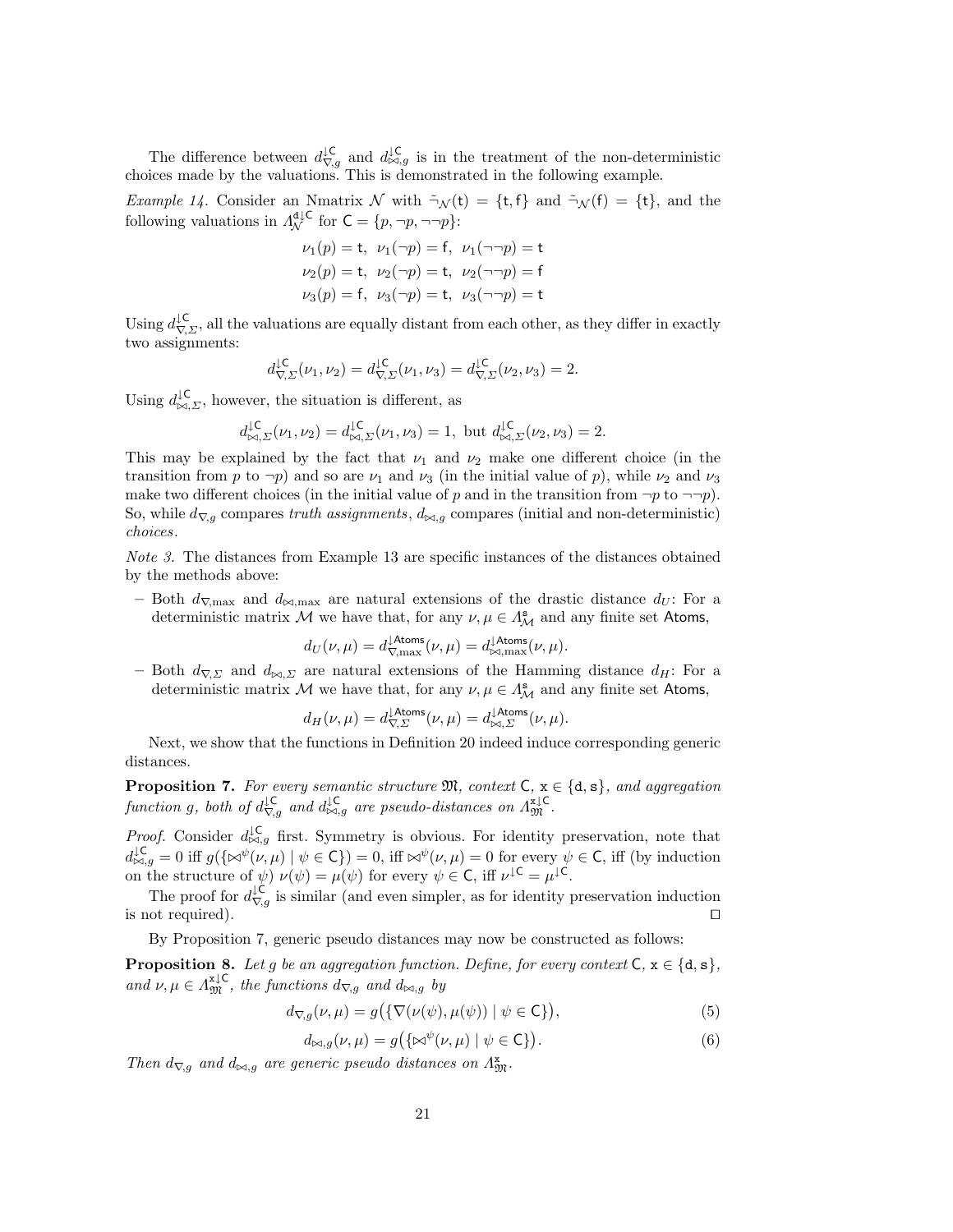The difference between $d^{\downarrow\mathsf{C}}_{\nabla,g}$ and $d^{\downarrow\mathsf{C}}_{\bowtie,g}$ is in the treatment of the non-deterministic choices made by the valuations. This is demonstrated in the following example.

*Example 14.* Consider an Nmatrix $\mathcal{N}$ with $\tilde{\neg}_{\mathcal{N}}(\mathsf{t}) = \{\mathsf{t},\mathsf{f}\}$ and $\tilde{\neg}_{\mathcal{N}}(\mathsf{f}) = \{\mathsf{t}\}$, and the following valuations in $\Lambda^{\mathsf{d}\downarrow\mathsf{C}}_{\mathcal{N}}$ for $\mathsf{C} = \{p, \neg p, \neg\neg p\}$:

$$\nu_1(p) = \mathsf{t},\ \ \nu_1(\neg p) = \mathsf{f},\ \ \nu_1(\neg\neg p) = \mathsf{t}$$
$$\nu_2(p) = \mathsf{t},\ \ \nu_2(\neg p) = \mathsf{t},\ \ \nu_2(\neg\neg p) = \mathsf{f}$$
$$\nu_3(p) = \mathsf{f},\ \ \nu_3(\neg p) = \mathsf{t},\ \ \nu_3(\neg\neg p) = \mathsf{t}$$

Using $d^{\downarrow\mathsf{C}}_{\nabla,\Sigma}$, all the valuations are equally distant from each other, as they differ in exactly two assignments:

$$d^{\downarrow\mathsf{C}}_{\nabla,\Sigma}(\nu_1,\nu_2) = d^{\downarrow\mathsf{C}}_{\nabla,\Sigma}(\nu_1,\nu_3) = d^{\downarrow\mathsf{C}}_{\nabla,\Sigma}(\nu_2,\nu_3) = 2.$$

Using $d^{\downarrow\mathsf{C}}_{\bowtie,\Sigma}$, however, the situation is different, as

$$d^{\downarrow\mathsf{C}}_{\bowtie,\Sigma}(\nu_1,\nu_2) = d^{\downarrow\mathsf{C}}_{\bowtie,\Sigma}(\nu_1,\nu_3) = 1,\ \text{but}\ d^{\downarrow\mathsf{C}}_{\bowtie,\Sigma}(\nu_2,\nu_3) = 2.$$

This may be explained by the fact that $\nu_1$ and $\nu_2$ make one different choice (in the transition from $p$ to $\neg p$) and so are $\nu_1$ and $\nu_3$ (in the initial value of $p$), while $\nu_2$ and $\nu_3$ make two different choices (in the initial value of $p$ and in the transition from $\neg p$ to $\neg\neg p$). So, while $d_{\nabla,g}$ compares *truth assignments*, $d_{\bowtie,g}$ compares (initial and non-deterministic) *choices*.

*Note 3.* The distances from Example 13 are specific instances of the distances obtained by the methods above:

– Both $d_{\nabla,\max}$ and $d_{\bowtie,\max}$ are natural extensions of the drastic distance $d_U$: For a deterministic matrix $\mathcal{M}$ we have that, for any $\nu,\mu \in \Lambda^{\mathsf{s}}_{\mathcal{M}}$ and any finite set $\mathsf{Atoms}$,

$$d_U(\nu,\mu) = d^{\downarrow\mathsf{Atoms}}_{\nabla,\max}(\nu,\mu) = d^{\downarrow\mathsf{Atoms}}_{\bowtie,\max}(\nu,\mu).$$

– Both $d_{\nabla,\Sigma}$ and $d_{\bowtie,\Sigma}$ are natural extensions of the Hamming distance $d_H$: For a deterministic matrix $\mathcal{M}$ we have that, for any $\nu,\mu \in \Lambda^{\mathsf{s}}_{\mathcal{M}}$ and any finite set $\mathsf{Atoms}$,

$$d_H(\nu,\mu) = d^{\downarrow\mathsf{Atoms}}_{\nabla,\Sigma}(\nu,\mu) = d^{\downarrow\mathsf{Atoms}}_{\bowtie,\Sigma}(\nu,\mu).$$

Next, we show that the functions in Definition 20 indeed induce corresponding generic distances.

**Proposition 7.** *For every semantic structure $\mathfrak{M}$, context $\mathsf{C}$, $\mathtt{x} \in \{\mathsf{d},\mathsf{s}\}$, and aggregation function $g$, both of $d^{\downarrow\mathsf{C}}_{\nabla,g}$ and $d^{\downarrow\mathsf{C}}_{\bowtie,g}$ are pseudo-distances on $\Lambda^{\mathtt{x}\downarrow\mathsf{C}}_{\mathfrak{M}}$.*

*Proof.* Consider $d^{\downarrow\mathsf{C}}_{\bowtie,g}$ first. Symmetry is obvious. For identity preservation, note that $d^{\downarrow\mathsf{C}}_{\bowtie,g} = 0$ iff $g(\{\bowtie^{\psi}(\nu,\mu) \mid \psi \in \mathsf{C}\}) = 0$, iff $\bowtie^{\psi}(\nu,\mu) = 0$ for every $\psi \in \mathsf{C}$, iff (by induction on the structure of $\psi$) $\nu(\psi) = \mu(\psi)$ for every $\psi \in \mathsf{C}$, iff $\nu^{\downarrow\mathsf{C}} = \mu^{\downarrow\mathsf{C}}$.

The proof for $d^{\downarrow\mathsf{C}}_{\nabla,g}$ is similar (and even simpler, as for identity preservation induction is not required). ⊓⊔

By Proposition 7, generic pseudo distances may now be constructed as follows:

**Proposition 8.** *Let $g$ be an aggregation function. Define, for every context $\mathsf{C}$, $\mathtt{x} \in \{\mathsf{d},\mathsf{s}\}$, and $\nu,\mu \in \Lambda^{\mathtt{x}\downarrow\mathsf{C}}_{\mathfrak{M}}$, the functions $d_{\nabla,g}$ and $d_{\bowtie,g}$ by*

$$d_{\nabla,g}(\nu,\mu) = g\big(\{\nabla(\nu(\psi),\mu(\psi)) \mid \psi \in \mathsf{C}\}\big), \tag{5}$$

$$d_{\bowtie,g}(\nu,\mu) = g\big(\{\bowtie^{\psi}(\nu,\mu) \mid \psi \in \mathsf{C}\}\big). \tag{6}$$

*Then $d_{\nabla,g}$ and $d_{\bowtie,g}$ are generic pseudo distances on $\Lambda^{\mathtt{x}}_{\mathfrak{M}}$.*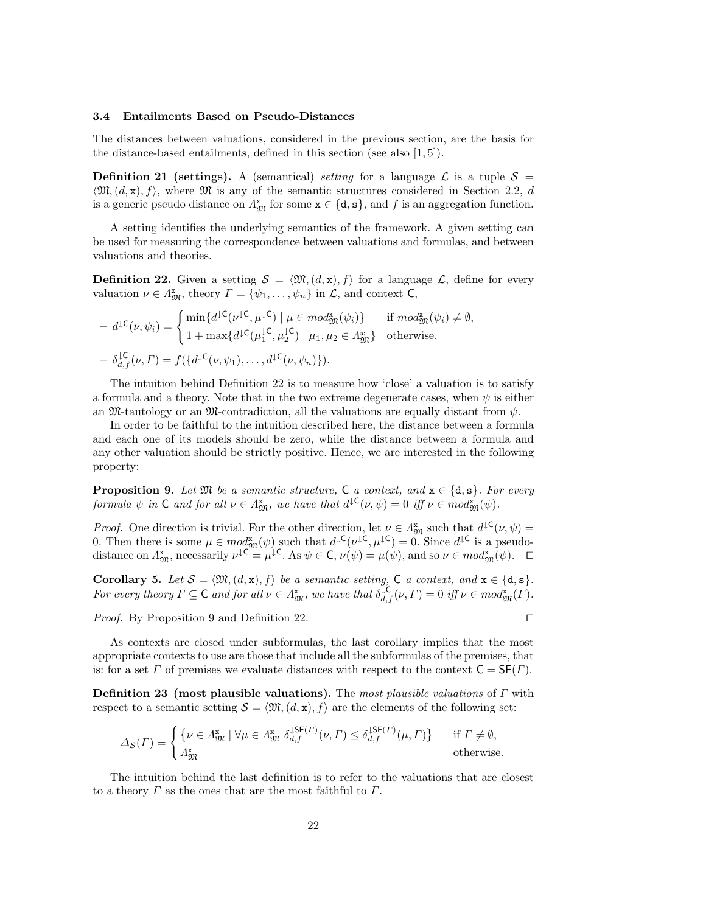### 3.4 Entailments Based on Pseudo-Distances

The distances between valuations, considered in the previous section, are the basis for the distance-based entailments, defined in this section (see also [1, 5]).

**Definition 21 (settings).** A (semantical) *setting* for a language $\mathcal{L}$ is a tuple $\mathcal{S} = \langle \mathfrak{M}, (d, \mathtt{x}), f \rangle$, where $\mathfrak{M}$ is any of the semantic structures considered in Section 2.2, $d$ is a generic pseudo distance on $\Lambda^{\mathtt{x}}_{\mathfrak{M}}$ for some $\mathtt{x} \in \{\mathtt{d}, \mathtt{s}\}$, and $f$ is an aggregation function.

A setting identifies the underlying semantics of the framework. A given setting can be used for measuring the correspondence between valuations and formulas, and between valuations and theories.

**Definition 22.** Given a setting $\mathcal{S} = \langle \mathfrak{M}, (d, \mathtt{x}), f \rangle$ for a language $\mathcal{L}$, define for every valuation $\nu \in \Lambda^{\mathtt{x}}_{\mathfrak{M}}$, theory $\Gamma = \{\psi_1, \ldots, \psi_n\}$ in $\mathcal{L}$, and context $\mathsf{C}$,

– $d^{\downarrow \mathsf{C}}(\nu, \psi_i) = \begin{cases} \min\{d^{\downarrow \mathsf{C}}(\nu^{\downarrow \mathsf{C}}, \mu^{\downarrow \mathsf{C}}) \mid \mu \in mod^{\mathtt{x}}_{\mathfrak{M}}(\psi_i)\} & \text{if } mod^{\mathtt{x}}_{\mathfrak{M}}(\psi_i) \neq \emptyset, \\ 1 + \max\{d^{\downarrow \mathsf{C}}(\mu_1^{\downarrow \mathsf{C}}, \mu_2^{\downarrow \mathsf{C}}) \mid \mu_1, \mu_2 \in \Lambda^{x}_{\mathfrak{M}}\} & \text{otherwise.} \end{cases}$

– $\delta^{\downarrow \mathsf{C}}_{d,f}(\nu, \Gamma) = f(\{d^{\downarrow \mathsf{C}}(\nu, \psi_1), \ldots, d^{\downarrow \mathsf{C}}(\nu, \psi_n)\})$.

The intuition behind Definition 22 is to measure how 'close' a valuation is to satisfy a formula and a theory. Note that in the two extreme degenerate cases, when $\psi$ is either an $\mathfrak{M}$-tautology or an $\mathfrak{M}$-contradiction, all the valuations are equally distant from $\psi$.

In order to be faithful to the intuition described here, the distance between a formula and each one of its models should be zero, while the distance between a formula and any other valuation should be strictly positive. Hence, we are interested in the following property:

**Proposition 9.** *Let $\mathfrak{M}$ be a semantic structure, $\mathsf{C}$ a context, and $\mathtt{x} \in \{\mathtt{d}, \mathtt{s}\}$. For every formula $\psi$ in $\mathsf{C}$ and for all $\nu \in \Lambda^{\mathtt{x}}_{\mathfrak{M}}$, we have that $d^{\downarrow \mathsf{C}}(\nu, \psi) = 0$ iff $\nu \in mod^{\mathtt{x}}_{\mathfrak{M}}(\psi)$.*

*Proof.* One direction is trivial. For the other direction, let $\nu \in \Lambda^{\mathtt{x}}_{\mathfrak{M}}$ such that $d^{\downarrow \mathsf{C}}(\nu, \psi) = 0$. Then there is some $\mu \in mod^{\mathtt{x}}_{\mathfrak{M}}(\psi)$ such that $d^{\downarrow \mathsf{C}}(\nu^{\downarrow \mathsf{C}}, \mu^{\downarrow \mathsf{C}}) = 0$. Since $d^{\downarrow \mathsf{C}}$ is a pseudo-distance on $\Lambda^{\mathtt{x}}_{\mathfrak{M}}$, necessarily $\nu^{\downarrow \mathsf{C}} = \mu^{\downarrow \mathsf{C}}$. As $\psi \in \mathsf{C}$, $\nu(\psi) = \mu(\psi)$, and so $\nu \in mod^{\mathtt{x}}_{\mathfrak{M}}(\psi)$. ◻

**Corollary 5.** *Let $\mathcal{S} = \langle \mathfrak{M}, (d, \mathtt{x}), f \rangle$ be a semantic setting, $\mathsf{C}$ a context, and $\mathtt{x} \in \{\mathtt{d}, \mathtt{s}\}$. For every theory $\Gamma \subseteq \mathsf{C}$ and for all $\nu \in \Lambda^{\mathtt{x}}_{\mathfrak{M}}$, we have that $\delta^{\downarrow \mathsf{C}}_{d,f}(\nu, \Gamma) = 0$ iff $\nu \in mod^{\mathtt{x}}_{\mathfrak{M}}(\Gamma)$.*

*Proof.* By Proposition 9 and Definition 22. ◻

As contexts are closed under subformulas, the last corollary implies that the most appropriate contexts to use are those that include all the subformulas of the premises, that is: for a set $\Gamma$ of premises we evaluate distances with respect to the context $\mathsf{C} = \mathsf{SF}(\Gamma)$.

**Definition 23 (most plausible valuations).** The *most plausible valuations* of $\Gamma$ with respect to a semantic setting $\mathcal{S} = \langle \mathfrak{M}, (d, \mathtt{x}), f \rangle$ are the elements of the following set:

$$\Delta_{\mathcal{S}}(\Gamma) = \begin{cases} \{\nu \in \Lambda^{\mathtt{x}}_{\mathfrak{M}} \mid \forall \mu \in \Lambda^{\mathtt{x}}_{\mathfrak{M}} \ \delta^{\downarrow \mathsf{SF}(\Gamma)}_{d,f}(\nu, \Gamma) \leq \delta^{\downarrow \mathsf{SF}(\Gamma)}_{d,f}(\mu, \Gamma)\} & \text{if } \Gamma \neq \emptyset, \\ \Lambda^{\mathtt{x}}_{\mathfrak{M}} & \text{otherwise.} \end{cases}$$

The intuition behind the last definition is to refer to the valuations that are closest to a theory $\Gamma$ as the ones that are the most faithful to $\Gamma$.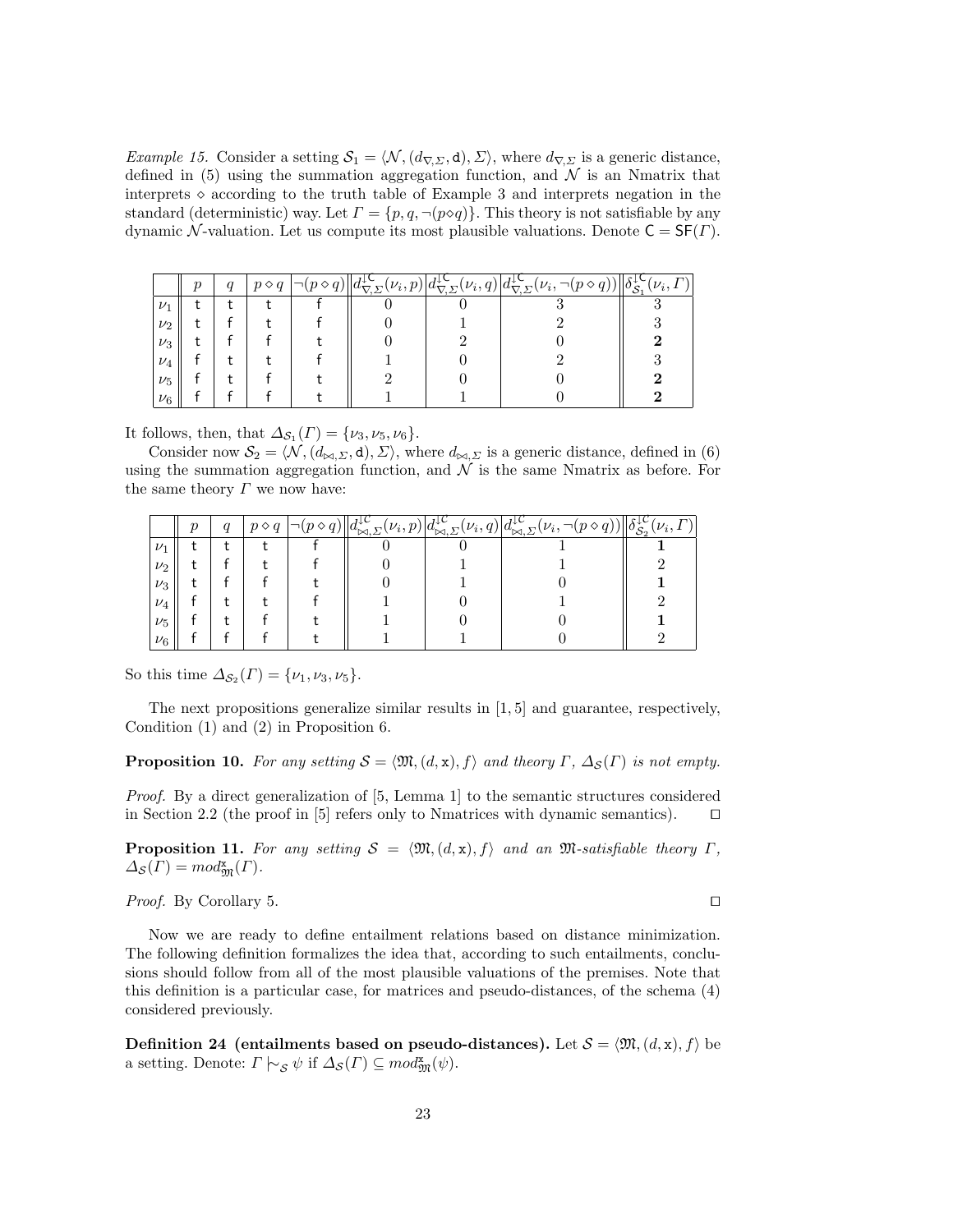*Example 15.* Consider a setting $\mathcal{S}_1 = \langle \mathcal{N}, (d_{\nabla,\Sigma}, \mathsf{d}), \Sigma \rangle$, where $d_{\nabla,\Sigma}$ is a generic distance, defined in (5) using the summation aggregation function, and $\mathcal{N}$ is an Nmatrix that interprets $\diamond$ according to the truth table of Example 3 and interprets negation in the standard (deterministic) way. Let $\Gamma = \{p, q, \neg(p \diamond q)\}$. This theory is not satisfiable by any dynamic $\mathcal{N}$-valuation. Let us compute its most plausible valuations. Denote $\mathsf{C} = \mathsf{SF}(\Gamma)$.

| | $p$ | $q$ | $p \diamond q$ | $\neg(p \diamond q)$ | $d^{\downarrow\mathsf{C}}_{\nabla,\Sigma}(\nu_i, p)$ | $d^{\downarrow\mathsf{C}}_{\nabla,\Sigma}(\nu_i, q)$ | $d^{\downarrow\mathsf{C}}_{\nabla,\Sigma}(\nu_i, \neg(p \diamond q))$ | $\delta^{\downarrow\mathsf{C}}_{\mathcal{S}_1}(\nu_i, \Gamma)$ |
|---|---|---|---|---|---|---|---|---|
| $\nu_1$ | t | t | t | f | 0 | 0 | 3 | 3 |
| $\nu_2$ | t | f | t | f | 0 | 1 | 2 | 3 |
| $\nu_3$ | t | f | f | t | 0 | 2 | 0 | **2** |
| $\nu_4$ | f | t | t | f | 1 | 0 | 2 | 3 |
| $\nu_5$ | f | t | f | t | 2 | 0 | 0 | **2** |
| $\nu_6$ | f | f | f | t | 1 | 1 | 0 | **2** |

It follows, then, that $\Delta_{\mathcal{S}_1}(\Gamma) = \{\nu_3, \nu_5, \nu_6\}$.

Consider now $\mathcal{S}_2 = \langle \mathcal{N}, (d_{\bowtie,\Sigma}, \mathsf{d}), \Sigma \rangle$, where $d_{\bowtie,\Sigma}$ is a generic distance, defined in (6) using the summation aggregation function, and $\mathcal{N}$ is the same Nmatrix as before. For the same theory $\Gamma$ we now have:

| | $p$ | $q$ | $p \diamond q$ | $\neg(p \diamond q)$ | $d^{\downarrow\mathcal{C}}_{\bowtie,\Sigma}(\nu_i, p)$ | $d^{\downarrow\mathcal{C}}_{\bowtie,\Sigma}(\nu_i, q)$ | $d^{\downarrow\mathcal{C}}_{\bowtie,\Sigma}(\nu_i, \neg(p \diamond q))$ | $\delta^{\downarrow\mathcal{C}}_{\mathcal{S}_2}(\nu_i, \Gamma)$ |
|---|---|---|---|---|---|---|---|---|
| $\nu_1$ | t | t | t | f | 0 | 0 | 1 | **1** |
| $\nu_2$ | t | f | t | f | 0 | 1 | 1 | 2 |
| $\nu_3$ | t | f | f | t | 0 | 1 | 0 | **1** |
| $\nu_4$ | f | t | t | f | 1 | 0 | 1 | 2 |
| $\nu_5$ | f | t | f | t | 1 | 0 | 0 | **1** |
| $\nu_6$ | f | f | f | t | 1 | 1 | 0 | 2 |

So this time $\Delta_{\mathcal{S}_2}(\Gamma) = \{\nu_1, \nu_3, \nu_5\}$.

The next propositions generalize similar results in [1, 5] and guarantee, respectively, Condition (1) and (2) in Proposition 6.

**Proposition 10.** *For any setting $\mathcal{S} = \langle \mathfrak{M}, (d, \mathsf{x}), f \rangle$ and theory $\Gamma$, $\Delta_{\mathcal{S}}(\Gamma)$ is not empty.*

*Proof.* By a direct generalization of [5, Lemma 1] to the semantic structures considered in Section 2.2 (the proof in [5] refers only to Nmatrices with dynamic semantics). ⊓⊔

**Proposition 11.** *For any setting $\mathcal{S} = \langle \mathfrak{M}, (d, \mathsf{x}), f \rangle$ and an $\mathfrak{M}$-satisfiable theory $\Gamma$, $\Delta_{\mathcal{S}}(\Gamma) = mod^{\mathsf{x}}_{\mathfrak{M}}(\Gamma)$.*

*Proof.* By Corollary 5. ⊓⊔

Now we are ready to define entailment relations based on distance minimization. The following definition formalizes the idea that, according to such entailments, conclusions should follow from all of the most plausible valuations of the premises. Note that this definition is a particular case, for matrices and pseudo-distances, of the schema (4) considered previously.

**Definition 24 (entailments based on pseudo-distances).** Let $\mathcal{S} = \langle \mathfrak{M}, (d, \mathsf{x}), f \rangle$ be a setting. Denote: $\Gamma \mid\!\sim_{\mathcal{S}} \psi$ if $\Delta_{\mathcal{S}}(\Gamma) \subseteq mod^{\mathsf{x}}_{\mathfrak{M}}(\psi)$.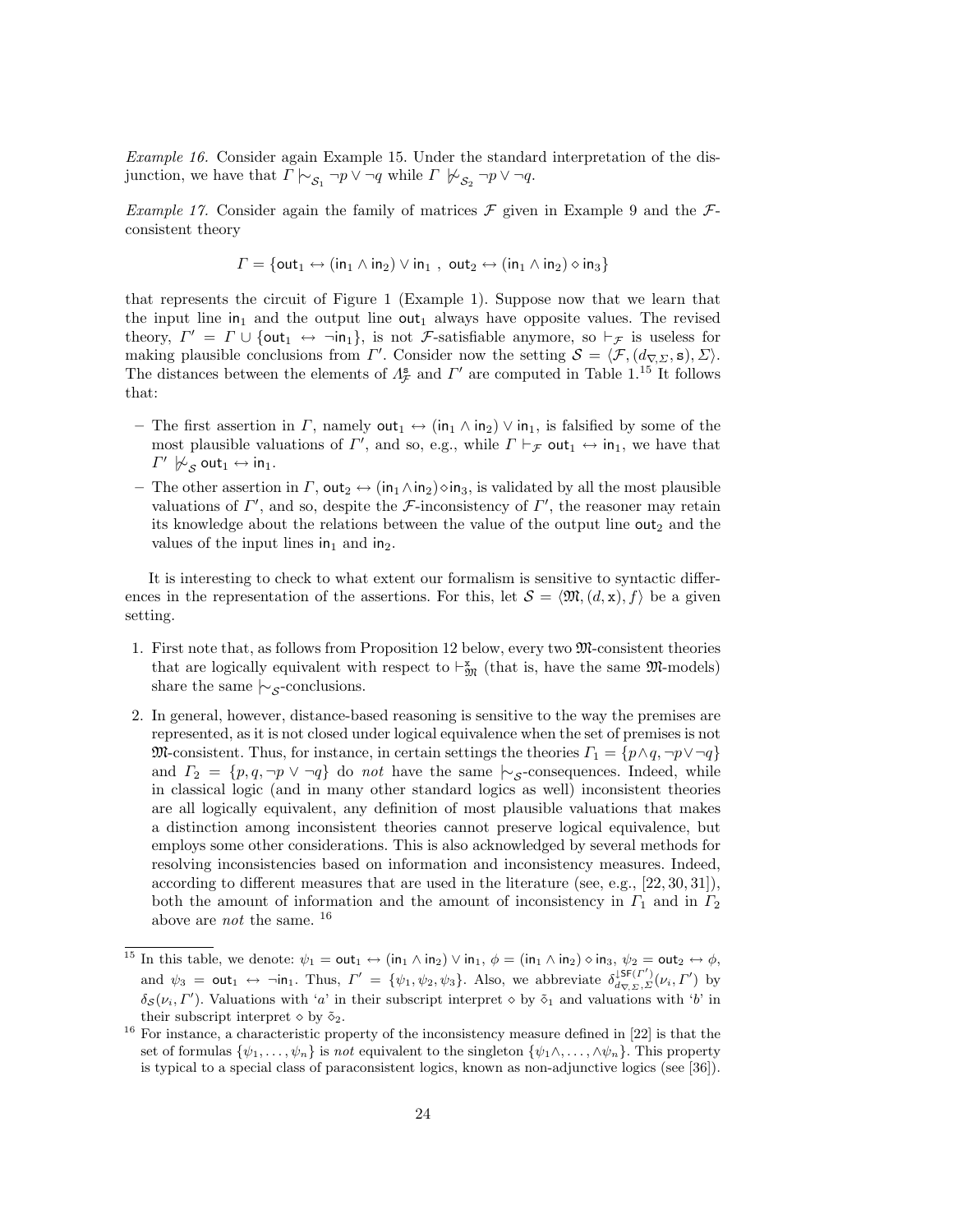*Example 16.* Consider again Example 15. Under the standard interpretation of the disjunction, we have that $\Gamma \mathrel{|\!\sim}_{\mathcal{S}_1} \neg p \vee \neg q$ while $\Gamma \mathrel{|\!\not\sim}_{\mathcal{S}_2} \neg p \vee \neg q$.

*Example 17.* Consider again the family of matrices $\mathcal{F}$ given in Example 9 and the $\mathcal{F}$-consistent theory

$$\Gamma = \{\mathsf{out}_1 \leftrightarrow (\mathsf{in}_1 \wedge \mathsf{in}_2) \vee \mathsf{in}_1 \ , \ \mathsf{out}_2 \leftrightarrow (\mathsf{in}_1 \wedge \mathsf{in}_2) \diamond \mathsf{in}_3\}$$

that represents the circuit of Figure 1 (Example 1). Suppose now that we learn that the input line $\mathsf{in}_1$ and the output line $\mathsf{out}_1$ always have opposite values. The revised theory, $\Gamma' = \Gamma \cup \{\mathsf{out}_1 \leftrightarrow \neg\mathsf{in}_1\}$, is not $\mathcal{F}$-satisfiable anymore, so $\vdash_{\mathcal{F}}$ is useless for making plausible conclusions from $\Gamma'$. Consider now the setting $\mathcal{S} = \langle \mathcal{F}, (d_{\nabla,\Sigma}, \mathsf{s}), \Sigma \rangle$. The distances between the elements of $\Lambda^{\mathsf{s}}_{\mathcal{F}}$ and $\Gamma'$ are computed in Table 1.[15] It follows that:

- The first assertion in $\Gamma$, namely $\mathsf{out}_1 \leftrightarrow (\mathsf{in}_1 \wedge \mathsf{in}_2) \vee \mathsf{in}_1$, is falsified by some of the most plausible valuations of $\Gamma'$, and so, e.g., while $\Gamma \vdash_{\mathcal{F}} \mathsf{out}_1 \leftrightarrow \mathsf{in}_1$, we have that $\Gamma' \mathrel{|\!\not\sim}_{\mathcal{S}} \mathsf{out}_1 \leftrightarrow \mathsf{in}_1$.
- The other assertion in $\Gamma$, $\mathsf{out}_2 \leftrightarrow (\mathsf{in}_1 \wedge \mathsf{in}_2) \diamond \mathsf{in}_3$, is validated by all the most plausible valuations of $\Gamma'$, and so, despite the $\mathcal{F}$-inconsistency of $\Gamma'$, the reasoner may retain its knowledge about the relations between the value of the output line $\mathsf{out}_2$ and the values of the input lines $\mathsf{in}_1$ and $\mathsf{in}_2$.

It is interesting to check to what extent our formalism is sensitive to syntactic differences in the representation of the assertions. For this, let $\mathcal{S} = \langle \mathfrak{M}, (d, \mathsf{x}), f \rangle$ be a given setting.

1. First note that, as follows from Proposition 12 below, every two $\mathfrak{M}$-consistent theories that are logically equivalent with respect to $\vdash^{\mathsf{x}}_{\mathfrak{M}}$ (that is, have the same $\mathfrak{M}$-models) share the same $\mathrel{|\!\sim}_{\mathcal{S}}$-conclusions.
2. In general, however, distance-based reasoning is sensitive to the way the premises are represented, as it is not closed under logical equivalence when the set of premises is not $\mathfrak{M}$-consistent. Thus, for instance, in certain settings the theories $\Gamma_1 = \{p \wedge q, \neg p \vee \neg q\}$ and $\Gamma_2 = \{p, q, \neg p \vee \neg q\}$ do *not* have the same $\mathrel{|\!\sim}_{\mathcal{S}}$-consequences. Indeed, while in classical logic (and in many other standard logics as well) inconsistent theories are all logically equivalent, any definition of most plausible valuations that makes a distinction among inconsistent theories cannot preserve logical equivalence, but employs some other considerations. This is also acknowledged by several methods for resolving inconsistencies based on information and inconsistency measures. Indeed, according to different measures that are used in the literature (see, e.g., [22, 30, 31]), both the amount of information and the amount of inconsistency in $\Gamma_1$ and in $\Gamma_2$ above are *not* the same. [16]

---

[15] In this table, we denote: $\psi_1 = \mathsf{out}_1 \leftrightarrow (\mathsf{in}_1 \wedge \mathsf{in}_2) \vee \mathsf{in}_1$, $\phi = (\mathsf{in}_1 \wedge \mathsf{in}_2) \diamond \mathsf{in}_3$, $\psi_2 = \mathsf{out}_2 \leftrightarrow \phi$, and $\psi_3 = \mathsf{out}_1 \leftrightarrow \neg\mathsf{in}_1$. Thus, $\Gamma' = \{\psi_1, \psi_2, \psi_3\}$. Also, we abbreviate $\delta^{\downarrow \mathsf{SF}(\Gamma')}_{d_{\nabla,\Sigma},\Sigma}(\nu_i, \Gamma')$ by $\delta_{\mathcal{S}}(\nu_i, \Gamma')$. Valuations with '$a$' in their subscript interpret $\diamond$ by $\tilde{\diamond}_1$ and valuations with '$b$' in their subscript interpret $\diamond$ by $\tilde{\diamond}_2$.

[16] For instance, a characteristic property of the inconsistency measure defined in [22] is that the set of formulas $\{\psi_1, \ldots, \psi_n\}$ is *not* equivalent to the singleton $\{\psi_1 \wedge, \ldots, \wedge \psi_n\}$. This property is typical to a special class of paraconsistent logics, known as non-adjunctive logics (see [36]).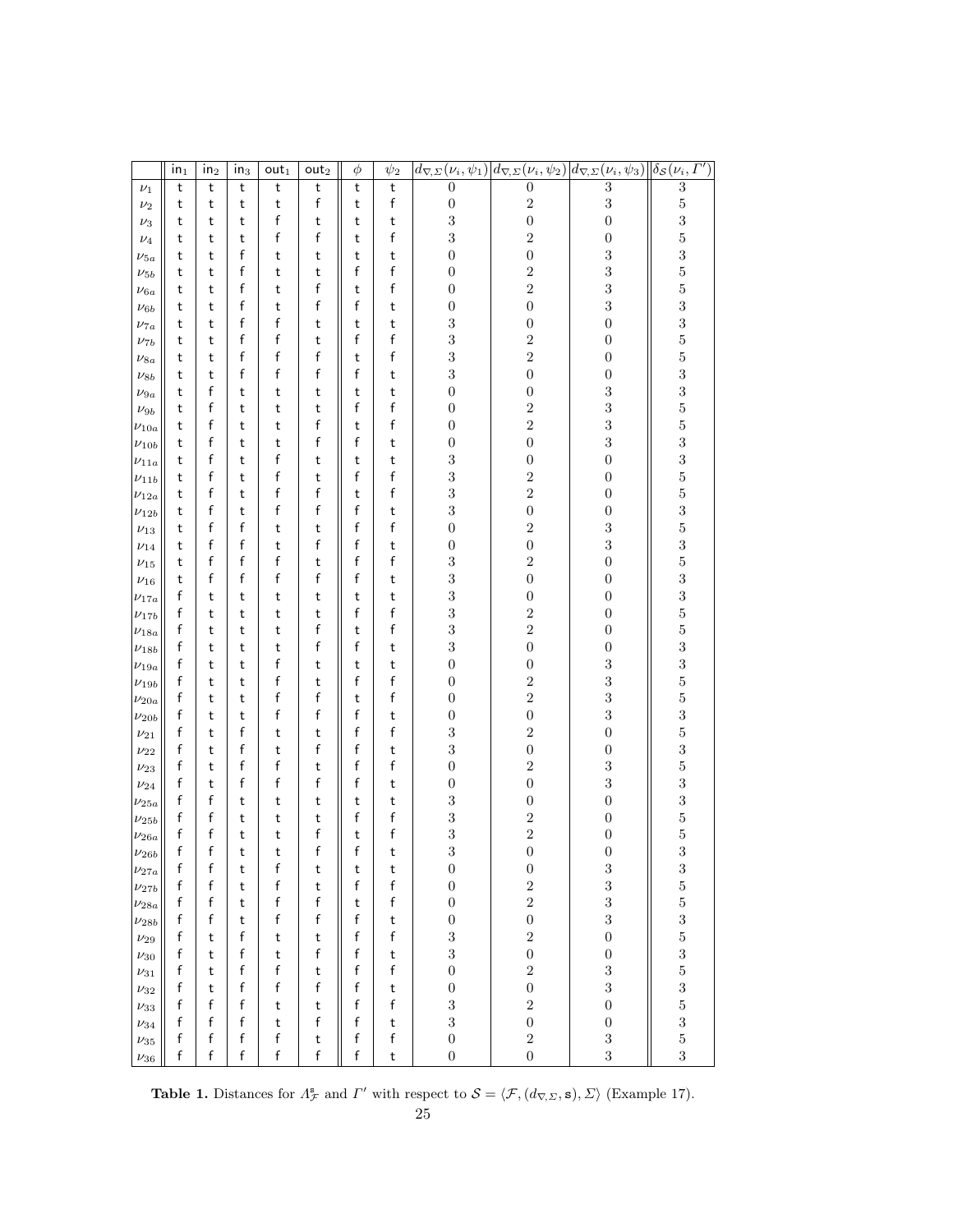| | $\mathsf{in}_1$ | $\mathsf{in}_2$ | $\mathsf{in}_3$ | $\mathsf{out}_1$ | $\mathsf{out}_2$ | $\phi$ | $\psi_2$ | $d_{\nabla,\Sigma}(\nu_i,\psi_1)$ | $d_{\nabla,\Sigma}(\nu_i,\psi_2)$ | $d_{\nabla,\Sigma}(\nu_i,\psi_3)$ | $\delta_{\mathcal{S}}(\nu_i,\Gamma')$ |
|---|---|---|---|---|---|---|---|---|---|---|---|
| $\nu_1$ | t | t | t | t | t | t | t | 0 | 0 | 3 | 3 |
| $\nu_2$ | t | t | t | t | f | t | f | 0 | 2 | 3 | 5 |
| $\nu_3$ | t | t | t | f | t | t | t | 3 | 0 | 0 | 3 |
| $\nu_4$ | t | t | t | f | f | t | f | 3 | 2 | 0 | 5 |
| $\nu_{5a}$ | t | t | f | t | t | t | t | 0 | 0 | 3 | 3 |
| $\nu_{5b}$ | t | t | f | t | t | f | f | 0 | 2 | 3 | 5 |
| $\nu_{6a}$ | t | t | f | t | f | t | f | 0 | 2 | 3 | 5 |
| $\nu_{6b}$ | t | t | f | t | f | f | t | 0 | 0 | 3 | 3 |
| $\nu_{7a}$ | t | t | f | f | t | t | t | 3 | 0 | 0 | 3 |
| $\nu_{7b}$ | t | t | f | f | t | f | f | 3 | 2 | 0 | 5 |
| $\nu_{8a}$ | t | t | f | f | f | t | f | 3 | 2 | 0 | 5 |
| $\nu_{8b}$ | t | t | f | f | f | f | t | 3 | 0 | 0 | 3 |
| $\nu_{9a}$ | t | f | t | t | t | t | t | 0 | 0 | 3 | 3 |
| $\nu_{9b}$ | t | f | t | t | t | f | f | 0 | 2 | 3 | 5 |
| $\nu_{10a}$ | t | f | t | t | f | t | f | 0 | 2 | 3 | 5 |
| $\nu_{10b}$ | t | f | t | t | f | f | t | 0 | 0 | 3 | 3 |
| $\nu_{11a}$ | t | f | t | f | t | t | t | 3 | 0 | 0 | 3 |
| $\nu_{11b}$ | t | f | t | f | t | f | f | 3 | 2 | 0 | 5 |
| $\nu_{12a}$ | t | f | t | f | f | t | f | 3 | 2 | 0 | 5 |
| $\nu_{12b}$ | t | f | t | f | f | f | t | 3 | 0 | 0 | 3 |
| $\nu_{13}$ | t | f | f | t | t | f | f | 0 | 2 | 3 | 5 |
| $\nu_{14}$ | t | f | f | t | f | f | t | 0 | 0 | 3 | 3 |
| $\nu_{15}$ | t | f | f | f | t | f | f | 3 | 2 | 0 | 5 |
| $\nu_{16}$ | t | f | f | f | f | f | t | 3 | 0 | 0 | 3 |
| $\nu_{17a}$ | f | t | t | t | t | t | t | 3 | 0 | 0 | 3 |
| $\nu_{17b}$ | f | t | t | t | t | f | f | 3 | 2 | 0 | 5 |
| $\nu_{18a}$ | f | t | t | t | f | t | f | 3 | 2 | 0 | 5 |
| $\nu_{18b}$ | f | t | t | t | f | f | t | 3 | 0 | 0 | 3 |
| $\nu_{19a}$ | f | t | t | f | t | t | t | 0 | 0 | 3 | 3 |
| $\nu_{19b}$ | f | t | t | f | t | f | f | 0 | 2 | 3 | 5 |
| $\nu_{20a}$ | f | t | t | f | f | t | f | 0 | 2 | 3 | 5 |
| $\nu_{20b}$ | f | t | t | f | f | f | t | 0 | 0 | 3 | 3 |
| $\nu_{21}$ | f | t | f | t | t | f | f | 3 | 2 | 0 | 5 |
| $\nu_{22}$ | f | t | f | t | f | f | t | 3 | 0 | 0 | 3 |
| $\nu_{23}$ | f | t | f | f | t | f | f | 0 | 2 | 3 | 5 |
| $\nu_{24}$ | f | t | f | f | f | f | t | 0 | 0 | 3 | 3 |
| $\nu_{25a}$ | f | f | t | t | t | t | t | 3 | 0 | 0 | 3 |
| $\nu_{25b}$ | f | f | t | t | t | f | f | 3 | 2 | 0 | 5 |
| $\nu_{26a}$ | f | f | t | t | f | t | f | 3 | 2 | 0 | 5 |
| $\nu_{26b}$ | f | f | t | t | f | f | t | 3 | 0 | 0 | 3 |
| $\nu_{27a}$ | f | f | t | f | t | t | t | 0 | 0 | 3 | 3 |
| $\nu_{27b}$ | f | f | t | f | t | f | f | 0 | 2 | 3 | 5 |
| $\nu_{28a}$ | f | f | t | f | f | t | f | 0 | 2 | 3 | 5 |
| $\nu_{28b}$ | f | f | t | f | f | f | t | 0 | 0 | 3 | 3 |
| $\nu_{29}$ | f | t | f | t | t | f | f | 3 | 2 | 0 | 5 |
| $\nu_{30}$ | f | t | f | t | f | f | t | 3 | 0 | 0 | 3 |
| $\nu_{31}$ | f | t | f | f | t | f | f | 0 | 2 | 3 | 5 |
| $\nu_{32}$ | f | t | f | f | f | f | t | 0 | 0 | 3 | 3 |
| $\nu_{33}$ | f | f | f | t | t | f | f | 3 | 2 | 0 | 5 |
| $\nu_{34}$ | f | f | f | t | f | f | t | 3 | 0 | 0 | 3 |
| $\nu_{35}$ | f | f | f | f | t | f | f | 0 | 2 | 3 | 5 |
| $\nu_{36}$ | f | f | f | f | f | f | t | 0 | 0 | 3 | 3 |

**Table 1.** Distances for $\Lambda^{\mathsf{s}}_{\mathcal{F}}$ and $\Gamma'$ with respect to $\mathcal{S} = \langle \mathcal{F}, (d_{\nabla,\Sigma}, \mathsf{s}), \Sigma \rangle$ (Example 17).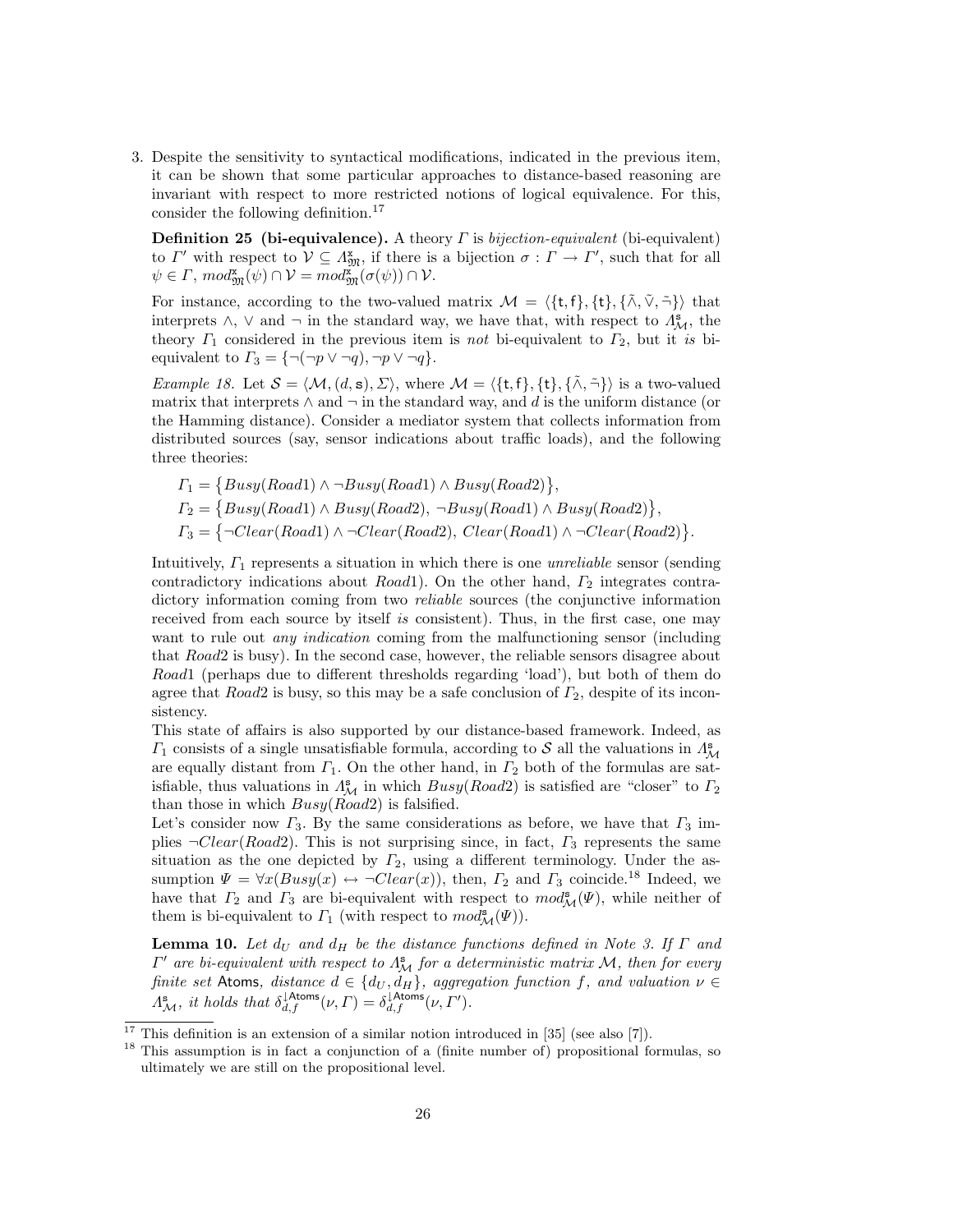3. Despite the sensitivity to syntactical modifications, indicated in the previous item, it can be shown that some particular approaches to distance-based reasoning are invariant with respect to more restricted notions of logical equivalence. For this, consider the following definition.[17]

   **Definition 25 (bi-equivalence).** A theory $\Gamma$ is *bijection-equivalent* (bi-equivalent) to $\Gamma'$ with respect to $\mathcal{V} \subseteq \Lambda^{\mathsf{x}}_{\mathfrak{M}}$, if there is a bijection $\sigma : \Gamma \to \Gamma'$, such that for all $\psi \in \Gamma$, $mod^{\mathsf{x}}_{\mathfrak{M}}(\psi) \cap \mathcal{V} = mod^{\mathsf{x}}_{\mathfrak{M}}(\sigma(\psi)) \cap \mathcal{V}$.

   For instance, according to the two-valued matrix $\mathcal{M} = \langle \{\mathsf{t},\mathsf{f}\}, \{\mathsf{t}\}, \{\tilde{\wedge}, \tilde{\vee}, \tilde{\neg}\}\rangle$ that interprets $\wedge$, $\vee$ and $\neg$ in the standard way, we have that, with respect to $\Lambda^{\mathsf{s}}_{\mathcal{M}}$, the theory $\Gamma_1$ considered in the previous item is *not* bi-equivalent to $\Gamma_2$, but it *is* bi-equivalent to $\Gamma_3 = \{\neg(\neg p \vee \neg q), \neg p \vee \neg q\}$.

   *Example 18.* Let $\mathcal{S} = \langle \mathcal{M}, (d, \mathsf{s}), \Sigma\rangle$, where $\mathcal{M} = \langle \{\mathsf{t},\mathsf{f}\}, \{\mathsf{t}\}, \{\tilde{\wedge}, \tilde{\neg}\}\rangle$ is a two-valued matrix that interprets $\wedge$ and $\neg$ in the standard way, and $d$ is the uniform distance (or the Hamming distance). Consider a mediator system that collects information from distributed sources (say, sensor indications about traffic loads), and the following three theories:

   $\Gamma_1 = \{Busy(Road1) \wedge \neg Busy(Road1) \wedge Busy(Road2)\}$,
   $\Gamma_2 = \{Busy(Road1) \wedge Busy(Road2),\ \neg Busy(Road1) \wedge Busy(Road2)\}$,
   $\Gamma_3 = \{\neg Clear(Road1) \wedge \neg Clear(Road2),\ Clear(Road1) \wedge \neg Clear(Road2)\}$.

   Intuitively, $\Gamma_1$ represents a situation in which there is one *unreliable* sensor (sending contradictory indications about *Road*1). On the other hand, $\Gamma_2$ integrates contradictory information coming from two *reliable* sources (the conjunctive information received from each source by itself *is* consistent). Thus, in the first case, one may want to rule out *any indication* coming from the malfunctioning sensor (including that *Road*2 is busy). In the second case, however, the reliable sensors disagree about *Road*1 (perhaps due to different thresholds regarding 'load'), but both of them do agree that *Road*2 is busy, so this may be a safe conclusion of $\Gamma_2$, despite of its inconsistency.

   This state of affairs is also supported by our distance-based framework. Indeed, as $\Gamma_1$ consists of a single unsatisfiable formula, according to $\mathcal{S}$ all the valuations in $\Lambda^{\mathsf{s}}_{\mathcal{M}}$ are equally distant from $\Gamma_1$. On the other hand, in $\Gamma_2$ both of the formulas are satisfiable, thus valuations in $\Lambda^{\mathsf{s}}_{\mathcal{M}}$ in which $Busy(Road2)$ is satisfied are "closer" to $\Gamma_2$ than those in which $Busy(Road2)$ is falsified.

   Let's consider now $\Gamma_3$. By the same considerations as before, we have that $\Gamma_3$ implies $\neg Clear(Road2)$. This is not surprising since, in fact, $\Gamma_3$ represents the same situation as the one depicted by $\Gamma_2$, using a different terminology. Under the assumption $\Psi = \forall x(Busy(x) \leftrightarrow \neg Clear(x))$, then, $\Gamma_2$ and $\Gamma_3$ coincide.[18] Indeed, we have that $\Gamma_2$ and $\Gamma_3$ are bi-equivalent with respect to $mod^{\mathsf{s}}_{\mathcal{M}}(\Psi)$, while neither of them is bi-equivalent to $\Gamma_1$ (with respect to $mod^{\mathsf{s}}_{\mathcal{M}}(\Psi)$).

   **Lemma 10.** *Let $d_U$ and $d_H$ be the distance functions defined in Note 3. If $\Gamma$ and $\Gamma'$ are bi-equivalent with respect to $\Lambda^{\mathsf{s}}_{\mathcal{M}}$ for a deterministic matrix $\mathcal{M}$, then for every finite set* Atoms*, distance $d \in \{d_U, d_H\}$, aggregation function $f$, and valuation $\nu \in \Lambda^{\mathsf{s}}_{\mathcal{M}}$, it holds that $\delta^{\downarrow \mathsf{Atoms}}_{d,f}(\nu, \Gamma) = \delta^{\downarrow \mathsf{Atoms}}_{d,f}(\nu, \Gamma')$.*

[17] This definition is an extension of a similar notion introduced in [35] (see also [7]).

[18] This assumption is in fact a conjunction of a (finite number of) propositional formulas, so ultimately we are still on the propositional level.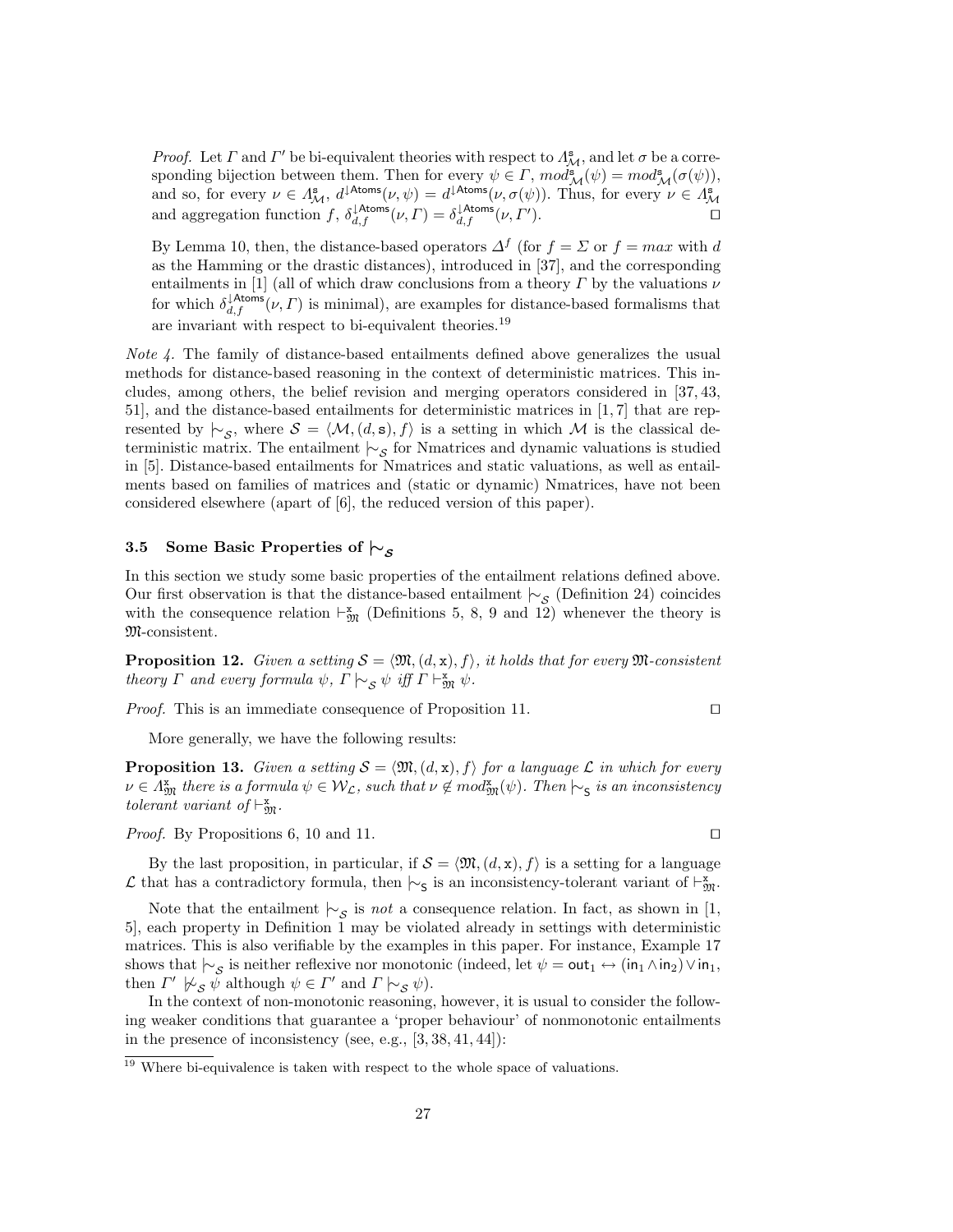*Proof.* Let $\Gamma$ and $\Gamma'$ be bi-equivalent theories with respect to $\Lambda^{\mathsf{s}}_{\mathcal{M}}$, and let $\sigma$ be a corresponding bijection between them. Then for every $\psi \in \Gamma$, $mod^{\mathsf{s}}_{\mathcal{M}}(\psi) = mod^{\mathsf{s}}_{\mathcal{M}}(\sigma(\psi))$, and so, for every $\nu \in \Lambda^{\mathsf{s}}_{\mathcal{M}}$, $d^{\downarrow\mathsf{Atoms}}(\nu, \psi) = d^{\downarrow\mathsf{Atoms}}(\nu, \sigma(\psi))$. Thus, for every $\nu \in \Lambda^{\mathsf{s}}_{\mathcal{M}}$ and aggregation function $f$, $\delta^{\downarrow\mathsf{Atoms}}_{d,f}(\nu, \Gamma) = \delta^{\downarrow\mathsf{Atoms}}_{d,f}(\nu, \Gamma')$. ◻

By Lemma 10, then, the distance-based operators $\Delta^f$ (for $f = \Sigma$ or $f = max$ with $d$ as the Hamming or the drastic distances), introduced in [37], and the corresponding entailments in [1] (all of which draw conclusions from a theory $\Gamma$ by the valuations $\nu$ for which $\delta^{\downarrow\mathsf{Atoms}}_{d,f}(\nu, \Gamma)$ is minimal), are examples for distance-based formalisms that are invariant with respect to bi-equivalent theories.[19]

*Note 4.* The family of distance-based entailments defined above generalizes the usual methods for distance-based reasoning in the context of deterministic matrices. This includes, among others, the belief revision and merging operators considered in [37, 43, 51], and the distance-based entailments for deterministic matrices in [1, 7] that are represented by $\mid\!\sim_{\mathcal{S}}$, where $\mathcal{S} = \langle \mathcal{M}, (d, \mathsf{s}), f \rangle$ is a setting in which $\mathcal{M}$ is the classical deterministic matrix. The entailment $\mid\!\sim_{\mathcal{S}}$ for Nmatrices and dynamic valuations is studied in [5]. Distance-based entailments for Nmatrices and static valuations, as well as entailments based on families of matrices and (static or dynamic) Nmatrices, have not been considered elsewhere (apart of [6], the reduced version of this paper).

### 3.5 Some Basic Properties of $\mid\!\sim_{\mathcal{S}}$

In this section we study some basic properties of the entailment relations defined above. Our first observation is that the distance-based entailment $\mid\!\sim_{\mathcal{S}}$ (Definition 24) coincides with the consequence relation $\vdash^{\mathsf{x}}_{\mathfrak{M}}$ (Definitions 5, 8, 9 and 12) whenever the theory is $\mathfrak{M}$-consistent.

**Proposition 12.** *Given a setting $\mathcal{S} = \langle \mathfrak{M}, (d, \mathsf{x}), f \rangle$, it holds that for every $\mathfrak{M}$-consistent theory $\Gamma$ and every formula $\psi$, $\Gamma \mid\!\sim_{\mathcal{S}} \psi$ iff $\Gamma \vdash^{\mathsf{x}}_{\mathfrak{M}} \psi$.*

*Proof.* This is an immediate consequence of Proposition 11. ◻

More generally, we have the following results:

**Proposition 13.** *Given a setting $\mathcal{S} = \langle \mathfrak{M}, (d, \mathsf{x}), f \rangle$ for a language $\mathcal{L}$ in which for every $\nu \in \Lambda^{\mathsf{x}}_{\mathfrak{M}}$ there is a formula $\psi \in \mathcal{W}_{\mathcal{L}}$, such that $\nu \notin mod^{\mathsf{x}}_{\mathfrak{M}}(\psi)$. Then $\mid\!\sim_{\mathsf{S}}$ is an inconsistency tolerant variant of $\vdash^{\mathsf{x}}_{\mathfrak{M}}$.*

*Proof.* By Propositions 6, 10 and 11. ◻

By the last proposition, in particular, if $\mathcal{S} = \langle \mathfrak{M}, (d, \mathsf{x}), f \rangle$ is a setting for a language $\mathcal{L}$ that has a contradictory formula, then $\mid\!\sim_{\mathsf{S}}$ is an inconsistency-tolerant variant of $\vdash^{\mathsf{x}}_{\mathfrak{M}}$.

Note that the entailment $\mid\!\sim_{\mathcal{S}}$ is *not* a consequence relation. In fact, as shown in [1, 5], each property in Definition 1 may be violated already in settings with deterministic matrices. This is also verifiable by the examples in this paper. For instance, Example 17 shows that $\mid\!\sim_{\mathcal{S}}$ is neither reflexive nor monotonic (indeed, let $\psi = \mathsf{out}_1 \leftrightarrow (\mathsf{in}_1 \wedge \mathsf{in}_2) \vee \mathsf{in}_1$, then $\Gamma' \not\mid\!\sim_{\mathcal{S}} \psi$ although $\psi \in \Gamma'$ and $\Gamma \mid\!\sim_{\mathcal{S}} \psi$).

In the context of non-monotonic reasoning, however, it is usual to consider the following weaker conditions that guarantee a 'proper behaviour' of nonmonotonic entailments in the presence of inconsistency (see, e.g., [3, 38, 41, 44]):

[19] Where bi-equivalence is taken with respect to the whole space of valuations.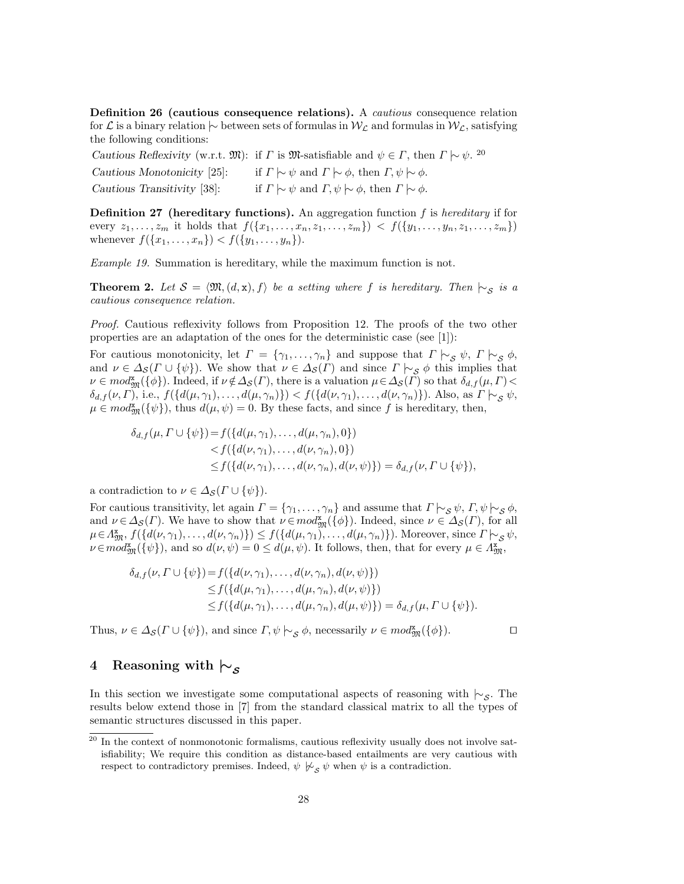**Definition 26 (cautious consequence relations).** A *cautious* consequence relation for $\mathcal{L}$ is a binary relation $\mid\!\sim$ between sets of formulas in $\mathcal{W}_{\mathcal{L}}$ and formulas in $\mathcal{W}_{\mathcal{L}}$, satisfying the following conditions:

*Cautious Reflexivity* (w.r.t. $\mathfrak{M}$): if $\Gamma$ is $\mathfrak{M}$-satisfiable and $\psi \in \Gamma$, then $\Gamma \mid\!\sim \psi$. [20]

*Cautious Monotonicity* [25]: if $\Gamma \mid\!\sim \psi$ and $\Gamma \mid\!\sim \phi$, then $\Gamma, \psi \mid\!\sim \phi$.

*Cautious Transitivity* [38]: if $\Gamma \mid\!\sim \psi$ and $\Gamma, \psi \mid\!\sim \phi$, then $\Gamma \mid\!\sim \phi$.

**Definition 27 (hereditary functions).** An aggregation function $f$ is *hereditary* if for every $z_1, \ldots, z_m$ it holds that $f(\{x_1, \ldots, x_n, z_1, \ldots, z_m\}) < f(\{y_1, \ldots, y_n, z_1, \ldots, z_m\})$ whenever $f(\{x_1, \ldots, x_n\}) < f(\{y_1, \ldots, y_n\})$.

*Example 19.* Summation is hereditary, while the maximum function is not.

**Theorem 2.** *Let $\mathcal{S} = \langle \mathfrak{M}, (d, \mathtt{x}), f \rangle$ be a setting where $f$ is hereditary. Then $\mid\!\sim_{\mathcal{S}}$ is a cautious consequence relation.*

*Proof.* Cautious reflexivity follows from Proposition 12. The proofs of the two other properties are an adaptation of the ones for the deterministic case (see [1]):

For cautious monotonicity, let $\Gamma = \{\gamma_1, \ldots, \gamma_n\}$ and suppose that $\Gamma \mid\!\sim_{\mathcal{S}} \psi$, $\Gamma \mid\!\sim_{\mathcal{S}} \phi$, and $\nu \in \Delta_{\mathcal{S}}(\Gamma \cup \{\psi\})$. We show that $\nu \in \Delta_{\mathcal{S}}(\Gamma)$ and since $\Gamma \mid\!\sim_{\mathcal{S}} \phi$ this implies that $\nu \in mod^{\mathtt{x}}_{\mathfrak{M}}(\{\phi\})$. Indeed, if $\nu \notin \Delta_{\mathcal{S}}(\Gamma)$, there is a valuation $\mu \in \Delta_{\mathcal{S}}(\Gamma)$ so that $\delta_{d,f}(\mu, \Gamma) < \delta_{d,f}(\nu, \Gamma)$, i.e., $f(\{d(\mu, \gamma_1), \ldots, d(\mu, \gamma_n)\}) < f(\{d(\nu, \gamma_1), \ldots, d(\nu, \gamma_n)\})$. Also, as $\Gamma \mid\!\sim_{\mathcal{S}} \psi$, $\mu \in mod^{\mathtt{x}}_{\mathfrak{M}}(\{\psi\})$, thus $d(\mu, \psi) = 0$. By these facts, and since $f$ is hereditary, then,

$$
\begin{aligned}
\delta_{d,f}(\mu, \Gamma \cup \{\psi\}) &= f(\{d(\mu, \gamma_1), \ldots, d(\mu, \gamma_n), 0\}) \\
&< f(\{d(\nu, \gamma_1), \ldots, d(\nu, \gamma_n), 0\}) \\
&\leq f(\{d(\nu, \gamma_1), \ldots, d(\nu, \gamma_n), d(\nu, \psi)\}) = \delta_{d,f}(\nu, \Gamma \cup \{\psi\}),
\end{aligned}
$$

a contradiction to $\nu \in \Delta_{\mathcal{S}}(\Gamma \cup \{\psi\})$.

For cautious transitivity, let again $\Gamma = \{\gamma_1, \ldots, \gamma_n\}$ and assume that $\Gamma \mid\!\sim_{\mathcal{S}} \psi$, $\Gamma, \psi \mid\!\sim_{\mathcal{S}} \phi$, and $\nu \in \Delta_{\mathcal{S}}(\Gamma)$. We have to show that $\nu \in mod^{\mathtt{x}}_{\mathfrak{M}}(\{\phi\})$. Indeed, since $\nu \in \Delta_{\mathcal{S}}(\Gamma)$, for all $\mu \in \Lambda^{\mathtt{x}}_{\mathfrak{M}}$, $f(\{d(\nu, \gamma_1), \ldots, d(\nu, \gamma_n)\}) \leq f(\{d(\mu, \gamma_1), \ldots, d(\mu, \gamma_n)\})$. Moreover, since $\Gamma \mid\!\sim_{\mathcal{S}} \psi$, $\nu \in mod^{\mathtt{x}}_{\mathfrak{M}}(\{\psi\})$, and so $d(\nu, \psi) = 0 \leq d(\mu, \psi)$. It follows, then, that for every $\mu \in \Lambda^{\mathtt{x}}_{\mathfrak{M}}$,

$$
\begin{aligned}
\delta_{d,f}(\nu, \Gamma \cup \{\psi\}) &= f(\{d(\nu, \gamma_1), \ldots, d(\nu, \gamma_n), d(\nu, \psi)\}) \\
&\leq f(\{d(\mu, \gamma_1), \ldots, d(\mu, \gamma_n), d(\nu, \psi)\}) \\
&\leq f(\{d(\mu, \gamma_1), \ldots, d(\mu, \gamma_n), d(\mu, \psi)\}) = \delta_{d,f}(\mu, \Gamma \cup \{\psi\}).
\end{aligned}
$$

Thus, $\nu \in \Delta_{\mathcal{S}}(\Gamma \cup \{\psi\})$, and since $\Gamma, \psi \mid\!\sim_{\mathcal{S}} \phi$, necessarily $\nu \in mod^{\mathtt{x}}_{\mathfrak{M}}(\{\phi\})$. $\square$

## 4 Reasoning with $\mid\!\sim_{\mathcal{S}}$

In this section we investigate some computational aspects of reasoning with $\mid\!\sim_{\mathcal{S}}$. The results below extend those in [7] from the standard classical matrix to all the types of semantic structures discussed in this paper.

[20] In the context of nonmonotonic formalisms, cautious reflexivity usually does not involve satisfiability; We require this condition as distance-based entailments are very cautious with respect to contradictory premises. Indeed, $\psi \not\mid\!\sim_{\mathcal{S}} \psi$ when $\psi$ is a contradiction.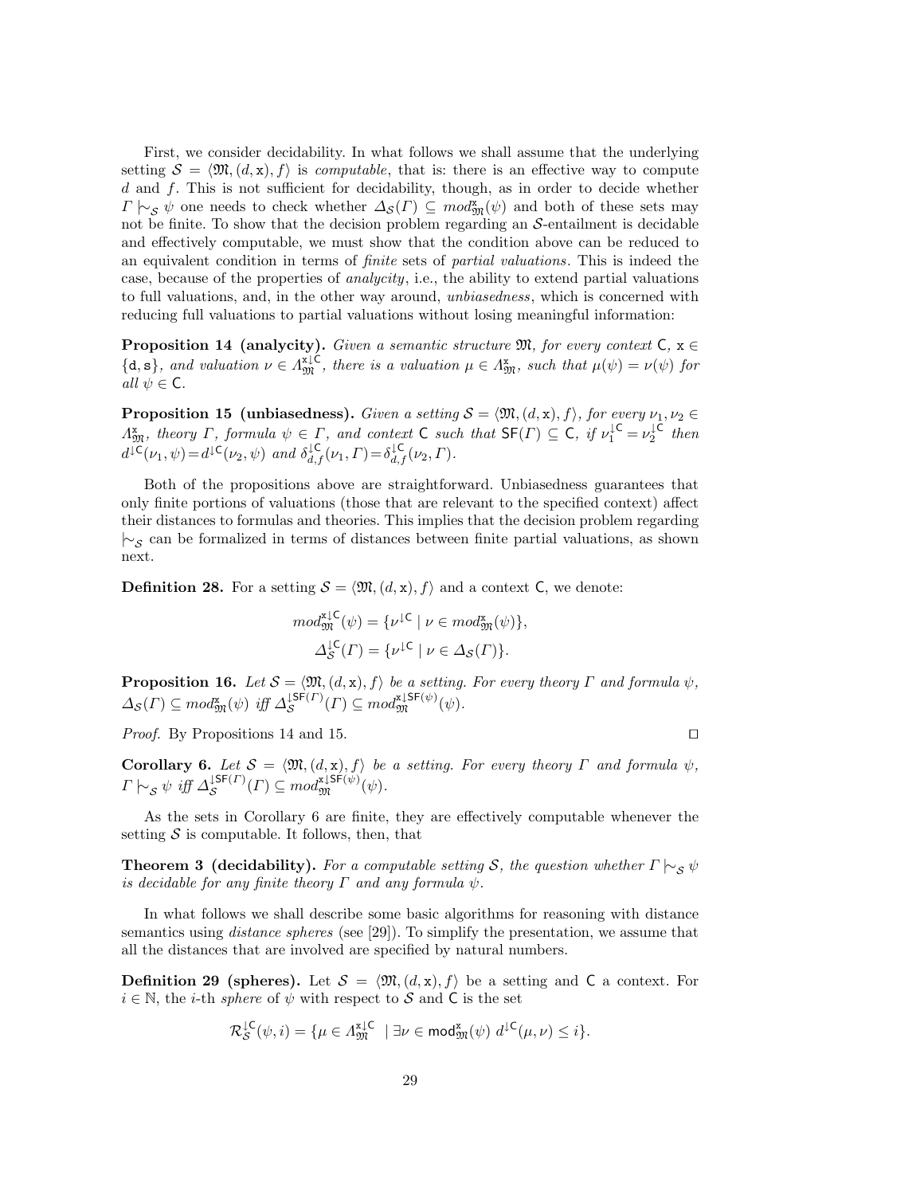First, we consider decidability. In what follows we shall assume that the underlying setting $\mathcal{S} = \langle \mathfrak{M}, (d, \mathtt{x}), f \rangle$ is *computable*, that is: there is an effective way to compute $d$ and $f$. This is not sufficient for decidability, though, as in order to decide whether $\Gamma \mid\!\sim_{\mathcal{S}} \psi$ one needs to check whether $\Delta_{\mathcal{S}}(\Gamma) \subseteq mod^{\mathtt{x}}_{\mathfrak{M}}(\psi)$ and both of these sets may not be finite. To show that the decision problem regarding an $\mathcal{S}$-entailment is decidable and effectively computable, we must show that the condition above can be reduced to an equivalent condition in terms of *finite* sets of *partial valuations*. This is indeed the case, because of the properties of *analycity*, i.e., the ability to extend partial valuations to full valuations, and, in the other way around, *unbiasedness*, which is concerned with reducing full valuations to partial valuations without losing meaningful information:

**Proposition 14 (analycity).** *Given a semantic structure $\mathfrak{M}$, for every context $\mathsf{C}$, $\mathtt{x} \in \{\mathtt{d}, \mathtt{s}\}$, and valuation $\nu \in \Lambda^{\mathtt{x}\downarrow\mathsf{C}}_{\mathfrak{M}}$, there is a valuation $\mu \in \Lambda^{\mathtt{x}}_{\mathfrak{M}}$, such that $\mu(\psi) = \nu(\psi)$ for all $\psi \in \mathsf{C}$.*

**Proposition 15 (unbiasedness).** *Given a setting $\mathcal{S} = \langle \mathfrak{M}, (d, \mathtt{x}), f \rangle$, for every $\nu_1, \nu_2 \in \Lambda^{\mathtt{x}}_{\mathfrak{M}}$, theory $\Gamma$, formula $\psi \in \Gamma$, and context $\mathsf{C}$ such that $\mathsf{SF}(\Gamma) \subseteq \mathsf{C}$, if $\nu_1^{\downarrow\mathsf{C}} = \nu_2^{\downarrow\mathsf{C}}$ then $d^{\downarrow\mathsf{C}}(\nu_1, \psi) = d^{\downarrow\mathsf{C}}(\nu_2, \psi)$ and $\delta^{\downarrow\mathsf{C}}_{d,f}(\nu_1, \Gamma) = \delta^{\downarrow\mathsf{C}}_{d,f}(\nu_2, \Gamma)$.*

Both of the propositions above are straightforward. Unbiasedness guarantees that only finite portions of valuations (those that are relevant to the specified context) affect their distances to formulas and theories. This implies that the decision problem regarding $\mid\!\sim_{\mathcal{S}}$ can be formalized in terms of distances between finite partial valuations, as shown next.

**Definition 28.** For a setting $\mathcal{S} = \langle \mathfrak{M}, (d, \mathtt{x}), f \rangle$ and a context $\mathsf{C}$, we denote:

$$mod^{\mathtt{x}\downarrow\mathsf{C}}_{\mathfrak{M}}(\psi) = \{\nu^{\downarrow\mathsf{C}} \mid \nu \in mod^{\mathtt{x}}_{\mathfrak{M}}(\psi)\},$$
$$\Delta^{\downarrow\mathsf{C}}_{\mathcal{S}}(\Gamma) = \{\nu^{\downarrow\mathsf{C}} \mid \nu \in \Delta_{\mathcal{S}}(\Gamma)\}.$$

**Proposition 16.** *Let $\mathcal{S} = \langle \mathfrak{M}, (d, \mathtt{x}), f \rangle$ be a setting. For every theory $\Gamma$ and formula $\psi$, $\Delta_{\mathcal{S}}(\Gamma) \subseteq mod^{\mathtt{x}}_{\mathfrak{M}}(\psi)$ iff $\Delta^{\downarrow\mathsf{SF}(\Gamma)}_{\mathcal{S}}(\Gamma) \subseteq mod^{\mathtt{x}\downarrow\mathsf{SF}(\psi)}_{\mathfrak{M}}(\psi)$.*

*Proof.* By Propositions 14 and 15. ◻

**Corollary 6.** *Let $\mathcal{S} = \langle \mathfrak{M}, (d, \mathtt{x}), f \rangle$ be a setting. For every theory $\Gamma$ and formula $\psi$, $\Gamma \mid\!\sim_{\mathcal{S}} \psi$ iff $\Delta^{\downarrow\mathsf{SF}(\Gamma)}_{\mathcal{S}}(\Gamma) \subseteq mod^{\mathtt{x}\downarrow\mathsf{SF}(\psi)}_{\mathfrak{M}}(\psi)$.*

As the sets in Corollary 6 are finite, they are effectively computable whenever the setting $\mathcal{S}$ is computable. It follows, then, that

**Theorem 3 (decidability).** *For a computable setting $\mathcal{S}$, the question whether $\Gamma \mid\!\sim_{\mathcal{S}} \psi$ is decidable for any finite theory $\Gamma$ and any formula $\psi$.*

In what follows we shall describe some basic algorithms for reasoning with distance semantics using *distance spheres* (see [29]). To simplify the presentation, we assume that all the distances that are involved are specified by natural numbers.

**Definition 29 (spheres).** Let $\mathcal{S} = \langle \mathfrak{M}, (d, \mathtt{x}), f \rangle$ be a setting and $\mathsf{C}$ a context. For $i \in \mathbb{N}$, the $i$-th *sphere* of $\psi$ with respect to $\mathcal{S}$ and $\mathsf{C}$ is the set

$$\mathcal{R}^{\downarrow\mathsf{C}}_{\mathcal{S}}(\psi, i) = \{\mu \in \Lambda^{\mathtt{x}\downarrow\mathsf{C}}_{\mathfrak{M}} \mid \exists \nu \in \mathsf{mod}^{\mathtt{x}}_{\mathfrak{M}}(\psi)\ d^{\downarrow\mathsf{C}}(\mu, \nu) \leq i\}.$$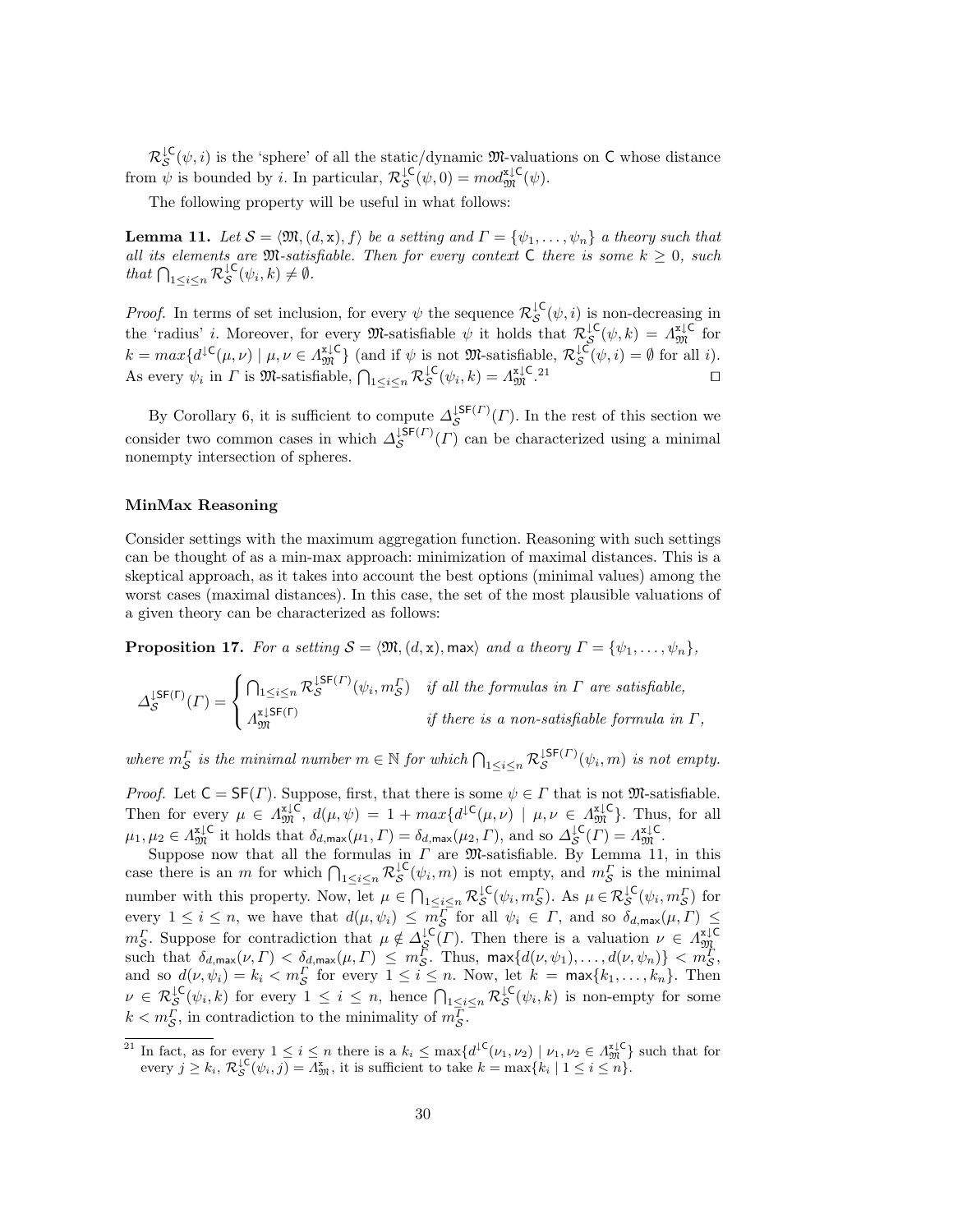$\mathcal{R}^{\downarrow \mathsf{C}}_{\mathcal{S}}(\psi, i)$ is the 'sphere' of all the static/dynamic $\mathfrak{M}$-valuations on $\mathsf{C}$ whose distance from $\psi$ is bounded by $i$. In particular, $\mathcal{R}^{\downarrow \mathsf{C}}_{\mathcal{S}}(\psi, 0) = mod^{\mathsf{x}\downarrow \mathsf{C}}_{\mathfrak{M}}(\psi)$.

The following property will be useful in what follows:

**Lemma 11.** *Let $\mathcal{S} = \langle \mathfrak{M}, (d, \mathsf{x}), f \rangle$ be a setting and $\Gamma = \{\psi_1, \ldots, \psi_n\}$ a theory such that all its elements are $\mathfrak{M}$-satisfiable. Then for every context $\mathsf{C}$ there is some $k \geq 0$, such that $\bigcap_{1 \leq i \leq n} \mathcal{R}^{\downarrow \mathsf{C}}_{\mathcal{S}}(\psi_i, k) \neq \emptyset$.*

*Proof.* In terms of set inclusion, for every $\psi$ the sequence $\mathcal{R}^{\downarrow \mathsf{C}}_{\mathcal{S}}(\psi, i)$ is non-decreasing in the 'radius' $i$. Moreover, for every $\mathfrak{M}$-satisfiable $\psi$ it holds that $\mathcal{R}^{\downarrow \mathsf{C}}_{\mathcal{S}}(\psi, k) = \Lambda^{\mathsf{x}\downarrow \mathsf{C}}_{\mathfrak{M}}$ for $k = max\{d^{\downarrow \mathsf{C}}(\mu, \nu) \mid \mu, \nu \in \Lambda^{\mathsf{x}\downarrow \mathsf{C}}_{\mathfrak{M}}\}$ (and if $\psi$ is not $\mathfrak{M}$-satisfiable, $\mathcal{R}^{\downarrow \mathsf{C}}_{\mathcal{S}}(\psi, i) = \emptyset$ for all $i$). As every $\psi_i$ in $\Gamma$ is $\mathfrak{M}$-satisfiable, $\bigcap_{1 \leq i \leq n} \mathcal{R}^{\downarrow \mathsf{C}}_{\mathcal{S}}(\psi_i, k) = \Lambda^{\mathsf{x}\downarrow \mathsf{C}}_{\mathfrak{M}}$.[21] $\square$

By Corollary 6, it is sufficient to compute $\Delta^{\downarrow \mathsf{SF}(\Gamma)}_{\mathcal{S}}(\Gamma)$. In the rest of this section we consider two common cases in which $\Delta^{\downarrow \mathsf{SF}(\Gamma)}_{\mathcal{S}}(\Gamma)$ can be characterized using a minimal nonempty intersection of spheres.

### MinMax Reasoning

Consider settings with the maximum aggregation function. Reasoning with such settings can be thought of as a min-max approach: minimization of maximal distances. This is a skeptical approach, as it takes into account the best options (minimal values) among the worst cases (maximal distances). In this case, the set of the most plausible valuations of a given theory can be characterized as follows:

**Proposition 17.** *For a setting $\mathcal{S} = \langle \mathfrak{M}, (d, \mathsf{x}), \mathsf{max} \rangle$ and a theory $\Gamma = \{\psi_1, \ldots, \psi_n\}$,*

$$\Delta^{\downarrow \mathsf{SF}(\Gamma)}_{\mathcal{S}}(\Gamma) = \begin{cases} \bigcap_{1 \leq i \leq n} \mathcal{R}^{\downarrow \mathsf{SF}(\Gamma)}_{\mathcal{S}}(\psi_i, m^{\Gamma}_{\mathcal{S}}) & \text{if all the formulas in } \Gamma \text{ are satisfiable,} \\ \Lambda^{\mathsf{x}\downarrow \mathsf{SF}(\Gamma)}_{\mathfrak{M}} & \text{if there is a non-satisfiable formula in } \Gamma, \end{cases}$$

*where $m^{\Gamma}_{\mathcal{S}}$ is the minimal number $m \in \mathbb{N}$ for which $\bigcap_{1 \leq i \leq n} \mathcal{R}^{\downarrow \mathsf{SF}(\Gamma)}_{\mathcal{S}}(\psi_i, m)$ is not empty.*

*Proof.* Let $\mathsf{C} = \mathsf{SF}(\Gamma)$. Suppose, first, that there is some $\psi \in \Gamma$ that is not $\mathfrak{M}$-satisfiable. Then for every $\mu \in \Lambda^{\mathsf{x}\downarrow \mathsf{C}}_{\mathfrak{M}}$, $d(\mu, \psi) = 1 + max\{d^{\downarrow \mathsf{C}}(\mu, \nu) \mid \mu, \nu \in \Lambda^{\mathsf{x}\downarrow \mathsf{C}}_{\mathfrak{M}}\}$. Thus, for all $\mu_1, \mu_2 \in \Lambda^{\mathsf{x}\downarrow \mathsf{C}}_{\mathfrak{M}}$ it holds that $\delta_{d,\mathsf{max}}(\mu_1, \Gamma) = \delta_{d,\mathsf{max}}(\mu_2, \Gamma)$, and so $\Delta^{\downarrow \mathsf{C}}_{\mathcal{S}}(\Gamma) = \Lambda^{\mathsf{x}\downarrow \mathsf{C}}_{\mathfrak{M}}$.

Suppose now that all the formulas in $\Gamma$ are $\mathfrak{M}$-satisfiable. By Lemma 11, in this case there is an $m$ for which $\bigcap_{1 \leq i \leq n} \mathcal{R}^{\downarrow \mathsf{C}}_{\mathcal{S}}(\psi_i, m)$ is not empty, and $m^{\Gamma}_{\mathcal{S}}$ is the minimal number with this property. Now, let $\mu \in \bigcap_{1 \leq i \leq n} \mathcal{R}^{\downarrow \mathsf{C}}_{\mathcal{S}}(\psi_i, m^{\Gamma}_{\mathcal{S}})$. As $\mu \in \mathcal{R}^{\downarrow \mathsf{C}}_{\mathcal{S}}(\psi_i, m^{\Gamma}_{\mathcal{S}})$ for every $1 \leq i \leq n$, we have that $d(\mu, \psi_i) \leq m^{\Gamma}_{\mathcal{S}}$ for all $\psi_i \in \Gamma$, and so $\delta_{d,\mathsf{max}}(\mu, \Gamma) \leq m^{\Gamma}_{\mathcal{S}}$. Suppose for contradiction that $\mu \notin \Delta^{\downarrow \mathsf{C}}_{\mathcal{S}}(\Gamma)$. Then there is a valuation $\nu \in \Lambda^{\mathsf{x}\downarrow \mathsf{C}}_{\mathfrak{M}}$ such that $\delta_{d,\mathsf{max}}(\nu, \Gamma) < \delta_{d,\mathsf{max}}(\mu, \Gamma) \leq m^{\Gamma}_{\mathcal{S}}$. Thus, $\mathsf{max}\{d(\nu, \psi_1), \ldots, d(\nu, \psi_n)\} < m^{\Gamma}_{\mathcal{S}}$, and so $d(\nu, \psi_i) = k_i < m^{\Gamma}_{\mathcal{S}}$ for every $1 \leq i \leq n$. Now, let $k = \mathsf{max}\{k_1, \ldots, k_n\}$. Then $\nu \in \mathcal{R}^{\downarrow \mathsf{C}}_{\mathcal{S}}(\psi_i, k)$ for every $1 \leq i \leq n$, hence $\bigcap_{1 \leq i \leq n} \mathcal{R}^{\downarrow \mathsf{C}}_{\mathcal{S}}(\psi_i, k)$ is non-empty for some $k < m^{\Gamma}_{\mathcal{S}}$, in contradiction to the minimality of $m^{\Gamma}_{\mathcal{S}}$.

[21] In fact, as for every $1 \leq i \leq n$ there is a $k_i \leq \max\{d^{\downarrow \mathsf{C}}(\nu_1, \nu_2) \mid \nu_1, \nu_2 \in \Lambda^{\mathsf{x}\downarrow \mathsf{C}}_{\mathfrak{M}}\}$ such that for every $j \geq k_i$, $\mathcal{R}^{\downarrow \mathsf{C}}_{\mathcal{S}}(\psi_i, j) = \Lambda^{\mathsf{x}}_{\mathfrak{M}}$, it is sufficient to take $k = \max\{k_i \mid 1 \leq i \leq n\}$.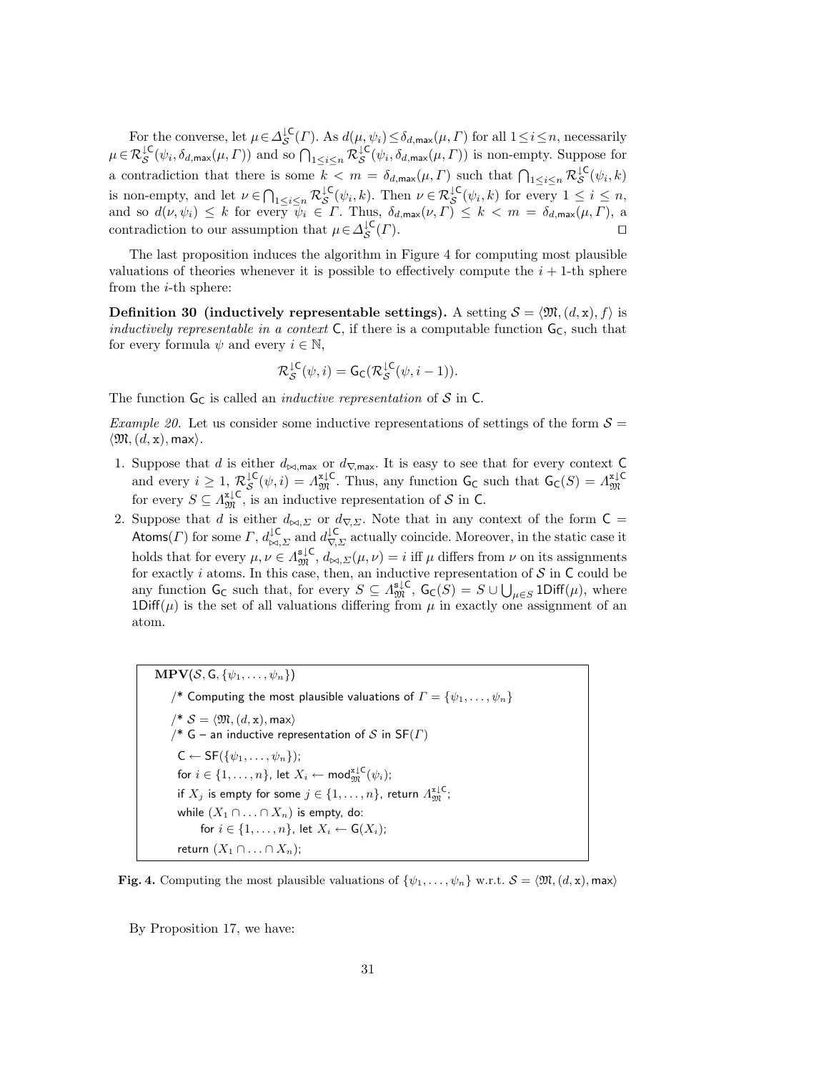For the converse, let $\mu \in \Delta_{\mathcal{S}}^{\downarrow\mathsf{C}}(\Gamma)$. As $d(\mu,\psi_i) \leq \delta_{d,\mathsf{max}}(\mu,\Gamma)$ for all $1 \leq i \leq n$, necessarily $\mu \in \mathcal{R}_{\mathcal{S}}^{\downarrow\mathsf{C}}(\psi_i, \delta_{d,\mathsf{max}}(\mu,\Gamma))$ and so $\bigcap_{1\leq i\leq n} \mathcal{R}_{\mathcal{S}}^{\downarrow\mathsf{C}}(\psi_i, \delta_{d,\mathsf{max}}(\mu,\Gamma))$ is non-empty. Suppose for a contradiction that there is some $k < m = \delta_{d,\mathsf{max}}(\mu,\Gamma)$ such that $\bigcap_{1\leq i\leq n} \mathcal{R}_{\mathcal{S}}^{\downarrow\mathsf{C}}(\psi_i,k)$ is non-empty, and let $\nu \in \bigcap_{1\leq i\leq n} \mathcal{R}_{\mathcal{S}}^{\downarrow\mathsf{C}}(\psi_i,k)$. Then $\nu \in \mathcal{R}_{\mathcal{S}}^{\downarrow\mathsf{C}}(\psi_i,k)$ for every $1 \leq i \leq n$, and so $d(\nu,\psi_i) \leq k$ for every $\psi_i \in \Gamma$. Thus, $\delta_{d,\mathsf{max}}(\nu,\Gamma) \leq k < m = \delta_{d,\mathsf{max}}(\mu,\Gamma)$, a contradiction to our assumption that $\mu \in \Delta_{\mathcal{S}}^{\downarrow\mathsf{C}}(\Gamma)$. $\square$

The last proposition induces the algorithm in Figure 4 for computing most plausible valuations of theories whenever it is possible to effectively compute the $i+1$-th sphere from the $i$-th sphere:

**Definition 30 (inductively representable settings).** A setting $\mathcal{S} = \langle \mathfrak{M}, (d,\mathtt{x}), f\rangle$ is *inductively representable in a context* $\mathsf{C}$, if there is a computable function $\mathsf{G}_\mathsf{C}$, such that for every formula $\psi$ and every $i \in \mathbb{N}$,

$$\mathcal{R}_{\mathcal{S}}^{\downarrow\mathsf{C}}(\psi,i) = \mathsf{G}_\mathsf{C}(\mathcal{R}_{\mathcal{S}}^{\downarrow\mathsf{C}}(\psi,i-1)).$$

The function $\mathsf{G}_\mathsf{C}$ is called an *inductive representation* of $\mathcal{S}$ in $\mathsf{C}$.

*Example 20.* Let us consider some inductive representations of settings of the form $\mathcal{S} = \langle \mathfrak{M}, (d,\mathtt{x}), \mathsf{max}\rangle$.

1. Suppose that $d$ is either $d_{\bowtie,\mathsf{max}}$ or $d_{\nabla,\mathsf{max}}$. It is easy to see that for every context $\mathsf{C}$ and every $i \geq 1$, $\mathcal{R}_{\mathcal{S}}^{\downarrow\mathsf{C}}(\psi,i) = \Lambda_{\mathfrak{M}}^{\mathtt{x}\downarrow\mathsf{C}}$. Thus, any function $\mathsf{G}_\mathsf{C}$ such that $\mathsf{G}_\mathsf{C}(S) = \Lambda_{\mathfrak{M}}^{\mathtt{x}\downarrow\mathsf{C}}$ for every $S \subseteq \Lambda_{\mathfrak{M}}^{\mathtt{x}\downarrow\mathsf{C}}$, is an inductive representation of $\mathcal{S}$ in $\mathsf{C}$.
2. Suppose that $d$ is either $d_{\bowtie,\Sigma}$ or $d_{\nabla,\Sigma}$. Note that in any context of the form $\mathsf{C} = \mathsf{Atoms}(\Gamma)$ for some $\Gamma$, $d_{\bowtie,\Sigma}^{\downarrow\mathsf{C}}$ and $d_{\nabla,\Sigma}^{\downarrow\mathsf{C}}$ actually coincide. Moreover, in the static case it holds that for every $\mu,\nu \in \Lambda_{\mathfrak{M}}^{\mathsf{s}\downarrow\mathsf{C}}$, $d_{\bowtie,\Sigma}(\mu,\nu) = i$ iff $\mu$ differs from $\nu$ on its assignments for exactly $i$ atoms. In this case, then, an inductive representation of $\mathcal{S}$ in $\mathsf{C}$ could be any function $\mathsf{G}_\mathsf{C}$ such that, for every $S \subseteq \Lambda_{\mathfrak{M}}^{\mathsf{s}\downarrow\mathsf{C}}$, $\mathsf{G}_\mathsf{C}(S) = S \cup \bigcup_{\mu\in S} \mathsf{1Diff}(\mu)$, where $\mathsf{1Diff}(\mu)$ is the set of all valuations differing from $\mu$ in exactly one assignment of an atom.

```
MPV(S, G, {ψ_1, ..., ψ_n})
    /* Computing the most plausible valuations of Γ = {ψ_1, ..., ψ_n}
    /* S = ⟨𝔐, (d, x), max⟩
    /* G – an inductive representation of S in SF(Γ)
    C ← SF({ψ_1, ..., ψ_n});
    for i ∈ {1, ..., n}, let X_i ← mod_𝔐^{x↓C}(ψ_i);
    if X_j is empty for some j ∈ {1, ..., n}, return Λ_𝔐^{x↓C};
    while (X_1 ∩ ... ∩ X_n) is empty, do:
        for i ∈ {1, ..., n}, let X_i ← G(X_i);
    return (X_1 ∩ ... ∩ X_n);
```

**Fig. 4.** Computing the most plausible valuations of $\{\psi_1,\ldots,\psi_n\}$ w.r.t. $\mathcal{S} = \langle \mathfrak{M}, (d,\mathtt{x}), \mathsf{max}\rangle$

By Proposition 17, we have: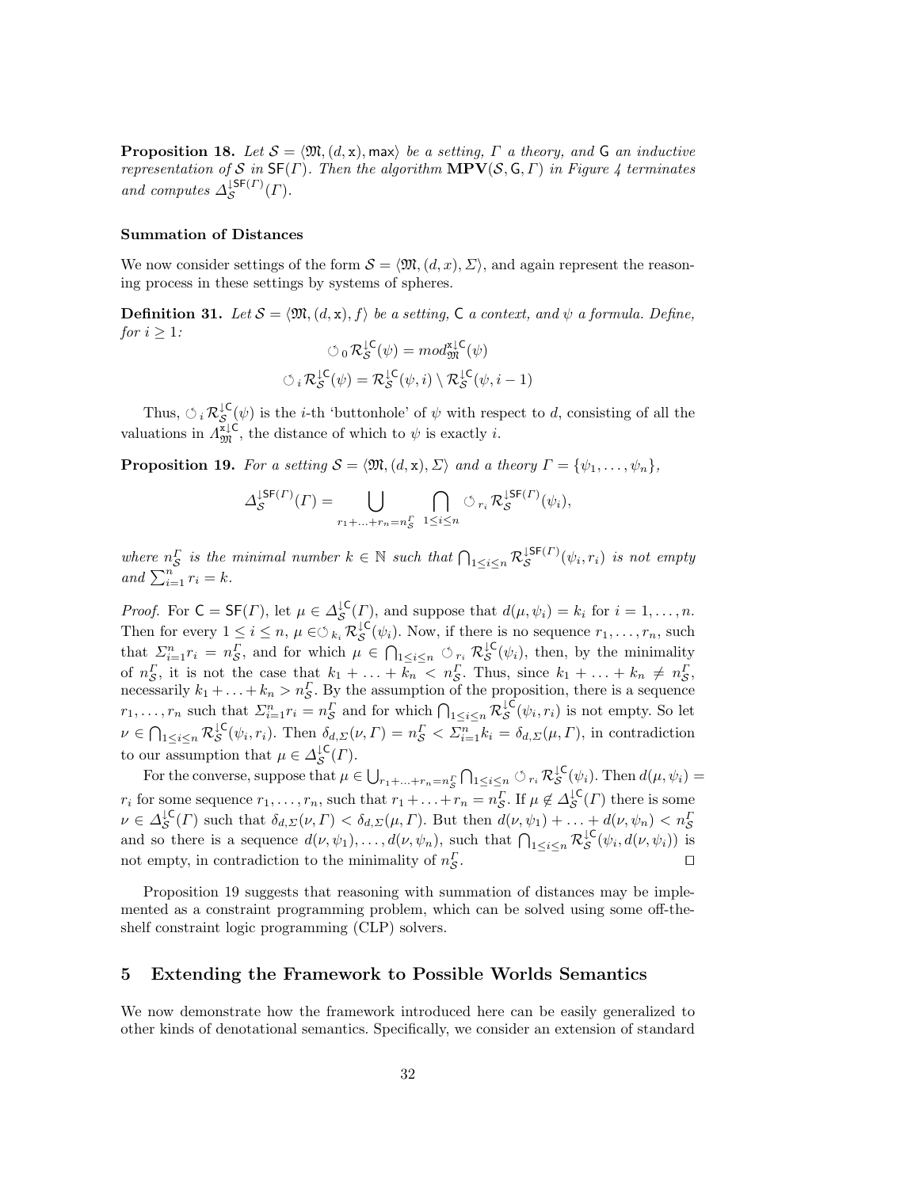**Proposition 18.** *Let $\mathcal{S} = \langle \mathfrak{M}, (d, \mathsf{x}), \max \rangle$ be a setting, $\Gamma$ a theory, and $\mathsf{G}$ an inductive representation of $\mathcal{S}$ in $\mathsf{SF}(\Gamma)$. Then the algorithm* $\mathbf{MPV}(\mathcal{S}, \mathsf{G}, \Gamma)$ *in Figure 4 terminates and computes* $\Delta_{\mathcal{S}}^{\downarrow \mathsf{SF}(\Gamma)}(\Gamma)$.

**Summation of Distances**

We now consider settings of the form $\mathcal{S} = \langle \mathfrak{M}, (d, x), \Sigma \rangle$, and again represent the reasoning process in these settings by systems of spheres.

**Definition 31.** *Let $\mathcal{S} = \langle \mathfrak{M}, (d, \mathsf{x}), f \rangle$ be a setting, $\mathsf{C}$ a context, and $\psi$ a formula. Define, for $i \geq 1$:*

$$\circlearrowleft_0 \mathcal{R}_{\mathcal{S}}^{\downarrow \mathsf{C}}(\psi) = mod_{\mathfrak{M}}^{\mathsf{x}\downarrow \mathsf{C}}(\psi)$$

$$\circlearrowleft_i \mathcal{R}_{\mathcal{S}}^{\downarrow \mathsf{C}}(\psi) = \mathcal{R}_{\mathcal{S}}^{\downarrow \mathsf{C}}(\psi, i) \setminus \mathcal{R}_{\mathcal{S}}^{\downarrow \mathsf{C}}(\psi, i-1)$$

Thus, $\circlearrowleft_i \mathcal{R}_{\mathcal{S}}^{\downarrow \mathsf{C}}(\psi)$ is the $i$-th 'buttonhole' of $\psi$ with respect to $d$, consisting of all the valuations in $\Lambda_{\mathfrak{M}}^{\mathsf{x}\downarrow \mathsf{C}}$, the distance of which to $\psi$ is exactly $i$.

**Proposition 19.** *For a setting $\mathcal{S} = \langle \mathfrak{M}, (d, \mathsf{x}), \Sigma \rangle$ and a theory $\Gamma = \{\psi_1, \ldots, \psi_n\}$,*

$$\Delta_{\mathcal{S}}^{\downarrow \mathsf{SF}(\Gamma)}(\Gamma) = \bigcup_{r_1 + \ldots + r_n = n_{\mathcal{S}}^{\Gamma}} \; \bigcap_{1 \leq i \leq n} \circlearrowleft_{r_i} \mathcal{R}_{\mathcal{S}}^{\downarrow \mathsf{SF}(\Gamma)}(\psi_i),$$

*where $n_{\mathcal{S}}^{\Gamma}$ is the minimal number $k \in \mathbb{N}$ such that $\bigcap_{1 \leq i \leq n} \mathcal{R}_{\mathcal{S}}^{\downarrow \mathsf{SF}(\Gamma)}(\psi_i, r_i)$ is not empty and $\sum_{i=1}^{n} r_i = k$.*

*Proof.* For $\mathsf{C} = \mathsf{SF}(\Gamma)$, let $\mu \in \Delta_{\mathcal{S}}^{\downarrow \mathsf{C}}(\Gamma)$, and suppose that $d(\mu, \psi_i) = k_i$ for $i = 1, \ldots, n$. Then for every $1 \leq i \leq n$, $\mu \in \circlearrowleft_{k_i} \mathcal{R}_{\mathcal{S}}^{\downarrow \mathsf{C}}(\psi_i)$. Now, if there is no sequence $r_1, \ldots, r_n$, such that $\Sigma_{i=1}^{n} r_i = n_{\mathcal{S}}^{\Gamma}$, and for which $\mu \in \bigcap_{1 \leq i \leq n} \circlearrowleft_{r_i} \mathcal{R}_{\mathcal{S}}^{\downarrow \mathsf{C}}(\psi_i)$, then, by the minimality of $n_{\mathcal{S}}^{\Gamma}$, it is not the case that $k_1 + \ldots + k_n < n_{\mathcal{S}}^{\Gamma}$. Thus, since $k_1 + \ldots + k_n \neq n_{\mathcal{S}}^{\Gamma}$, necessarily $k_1 + \ldots + k_n > n_{\mathcal{S}}^{\Gamma}$. By the assumption of the proposition, there is a sequence $r_1, \ldots, r_n$ such that $\Sigma_{i=1}^{n} r_i = n_{\mathcal{S}}^{\Gamma}$ and for which $\bigcap_{1 \leq i \leq n} \mathcal{R}_{\mathcal{S}}^{\downarrow \mathsf{C}}(\psi_i, r_i)$ is not empty. So let $\nu \in \bigcap_{1 \leq i \leq n} \mathcal{R}_{\mathcal{S}}^{\downarrow \mathsf{C}}(\psi_i, r_i)$. Then $\delta_{d,\Sigma}(\nu, \Gamma) = n_{\mathcal{S}}^{\Gamma} < \Sigma_{i=1}^{n} k_i = \delta_{d,\Sigma}(\mu, \Gamma)$, in contradiction to our assumption that $\mu \in \Delta_{\mathcal{S}}^{\downarrow \mathsf{C}}(\Gamma)$.

For the converse, suppose that $\mu \in \bigcup_{r_1 + \ldots + r_n = n_{\mathcal{S}}^{\Gamma}} \bigcap_{1 \leq i \leq n} \circlearrowleft_{r_i} \mathcal{R}_{\mathcal{S}}^{\downarrow \mathsf{C}}(\psi_i)$. Then $d(\mu, \psi_i) = r_i$ for some sequence $r_1, \ldots, r_n$, such that $r_1 + \ldots + r_n = n_{\mathcal{S}}^{\Gamma}$. If $\mu \notin \Delta_{\mathcal{S}}^{\downarrow \mathsf{C}}(\Gamma)$ there is some $\nu \in \Delta_{\mathcal{S}}^{\downarrow \mathsf{C}}(\Gamma)$ such that $\delta_{d,\Sigma}(\nu, \Gamma) < \delta_{d,\Sigma}(\mu, \Gamma)$. But then $d(\nu, \psi_1) + \ldots + d(\nu, \psi_n) < n_{\mathcal{S}}^{\Gamma}$ and so there is a sequence $d(\nu, \psi_1), \ldots, d(\nu, \psi_n)$, such that $\bigcap_{1 \leq i \leq n} \mathcal{R}_{\mathcal{S}}^{\downarrow \mathsf{C}}(\psi_i, d(\nu, \psi_i))$ is not empty, in contradiction to the minimality of $n_{\mathcal{S}}^{\Gamma}$. $\square$

Proposition 19 suggests that reasoning with summation of distances may be implemented as a constraint programming problem, which can be solved using some off-the-shelf constraint logic programming (CLP) solvers.

## 5 Extending the Framework to Possible Worlds Semantics

We now demonstrate how the framework introduced here can be easily generalized to other kinds of denotational semantics. Specifically, we consider an extension of standard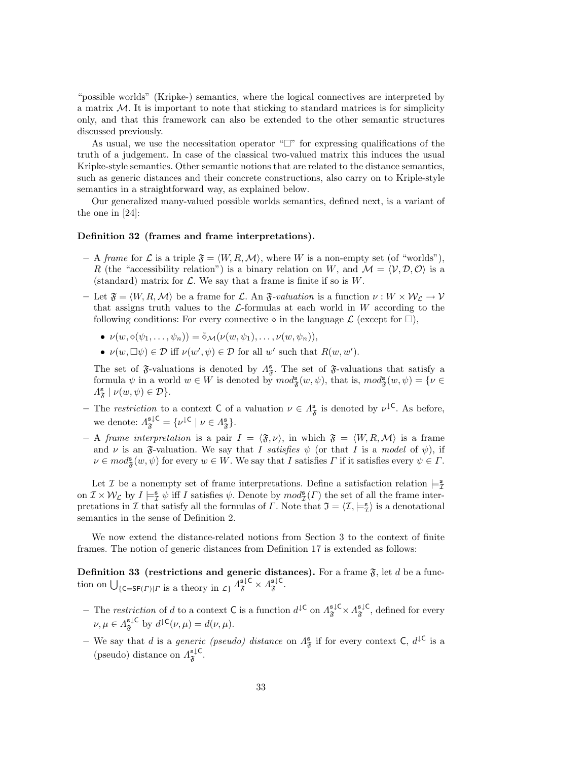"possible worlds" (Kripke-) semantics, where the logical connectives are interpreted by a matrix $\mathcal{M}$. It is important to note that sticking to standard matrices is for simplicity only, and that this framework can also be extended to the other semantic structures discussed previously.

As usual, we use the necessitation operator "$\Box$" for expressing qualifications of the truth of a judgement. In case of the classical two-valued matrix this induces the usual Kripke-style semantics. Other semantic notions that are related to the distance semantics, such as generic distances and their concrete constructions, also carry on to Kriple-style semantics in a straightforward way, as explained below.

Our generalized many-valued possible worlds semantics, defined next, is a variant of the one in [24]:

**Definition 32 (frames and frame interpretations).**

- A *frame* for $\mathcal{L}$ is a triple $\mathfrak{F} = \langle W, R, \mathcal{M}\rangle$, where $W$ is a non-empty set (of "worlds"), $R$ (the "accessibility relation") is a binary relation on $W$, and $\mathcal{M} = \langle \mathcal{V}, \mathcal{D}, \mathcal{O}\rangle$ is a (standard) matrix for $\mathcal{L}$. We say that a frame is finite if so is $W$.
- Let $\mathfrak{F} = \langle W, R, \mathcal{M}\rangle$ be a frame for $\mathcal{L}$. An $\mathfrak{F}$*-valuation* is a function $\nu : W \times \mathcal{W}_{\mathcal{L}} \to \mathcal{V}$ that assigns truth values to the $\mathcal{L}$-formulas at each world in $W$ according to the following conditions: For every connective $\diamond$ in the language $\mathcal{L}$ (except for $\Box$),
  - $\nu(w, \diamond(\psi_1, \ldots, \psi_n)) = \tilde{\diamond}_{\mathcal{M}}(\nu(w, \psi_1), \ldots, \nu(w, \psi_n))$,
  - $\nu(w, \Box\psi) \in \mathcal{D}$ iff $\nu(w', \psi) \in \mathcal{D}$ for all $w'$ such that $R(w, w')$.

  The set of $\mathfrak{F}$-valuations is denoted by $\Lambda^{\mathsf{s}}_{\mathfrak{F}}$. The set of $\mathfrak{F}$-valuations that satisfy a formula $\psi$ in a world $w \in W$ is denoted by $mod^{\mathsf{s}}_{\mathfrak{F}}(w, \psi)$, that is, $mod^{\mathsf{s}}_{\mathfrak{F}}(w, \psi) = \{\nu \in \Lambda^{\mathsf{s}}_{\mathfrak{F}} \mid \nu(w, \psi) \in \mathcal{D}\}$.
- The *restriction* to a context $\mathsf{C}$ of a valuation $\nu \in \Lambda^{\mathsf{s}}_{\mathfrak{F}}$ is denoted by $\nu^{\downarrow\mathsf{C}}$. As before, we denote: $\Lambda^{\mathsf{s}\downarrow\mathsf{C}}_{\mathfrak{F}} = \{\nu^{\downarrow\mathsf{C}} \mid \nu \in \Lambda^{\mathsf{s}}_{\mathfrak{F}}\}$.
- A *frame interpretation* is a pair $I = \langle \mathfrak{F}, \nu\rangle$, in which $\mathfrak{F} = \langle W, R, \mathcal{M}\rangle$ is a frame and $\nu$ is an $\mathfrak{F}$-valuation. We say that $I$ *satisfies* $\psi$ (or that $I$ is a *model* of $\psi$), if $\nu \in mod^{\mathsf{s}}_{\mathfrak{F}}(w, \psi)$ for every $w \in W$. We say that $I$ satisfies $\Gamma$ if it satisfies every $\psi \in \Gamma$.

Let $\mathcal{I}$ be a nonempty set of frame interpretations. Define a satisfaction relation $\models^{\mathsf{s}}_{\mathcal{I}}$ on $\mathcal{I} \times \mathcal{W}_{\mathcal{L}}$ by $I \models^{\mathsf{s}}_{\mathcal{I}} \psi$ iff $I$ satisfies $\psi$. Denote by $mod^{\mathsf{s}}_{\mathcal{I}}(\Gamma)$ the set of all the frame interpretations in $\mathcal{I}$ that satisfy all the formulas of $\Gamma$. Note that $\mathfrak{I} = \langle \mathcal{I}, \models^{\mathsf{s}}_{\mathcal{I}}\rangle$ is a denotational semantics in the sense of Definition 2.

We now extend the distance-related notions from Section 3 to the context of finite frames. The notion of generic distances from Definition 17 is extended as follows:

**Definition 33 (restrictions and generic distances).** For a frame $\mathfrak{F}$, let $d$ be a function on $\bigcup_{\{\mathsf{C}=\mathsf{SF}(\Gamma)\mid\Gamma \text{ is a theory in } \mathcal{L}\}} \Lambda^{\mathsf{s}\downarrow\mathsf{C}}_{\mathfrak{F}} \times \Lambda^{\mathsf{s}\downarrow\mathsf{C}}_{\mathfrak{F}}$.

- The *restriction* of $d$ to a context $\mathsf{C}$ is a function $d^{\downarrow\mathsf{C}}$ on $\Lambda^{\mathsf{s}\downarrow\mathsf{C}}_{\mathfrak{F}} \times \Lambda^{\mathsf{s}\downarrow\mathsf{C}}_{\mathfrak{F}}$, defined for every $\nu, \mu \in \Lambda^{\mathsf{s}\downarrow\mathsf{C}}_{\mathfrak{F}}$ by $d^{\downarrow\mathsf{C}}(\nu, \mu) = d(\nu, \mu)$.
- We say that $d$ is a *generic (pseudo) distance* on $\Lambda^{\mathsf{s}}_{\mathfrak{F}}$ if for every context $\mathsf{C}$, $d^{\downarrow\mathsf{C}}$ is a (pseudo) distance on $\Lambda^{\mathsf{s}\downarrow\mathsf{C}}_{\mathfrak{F}}$.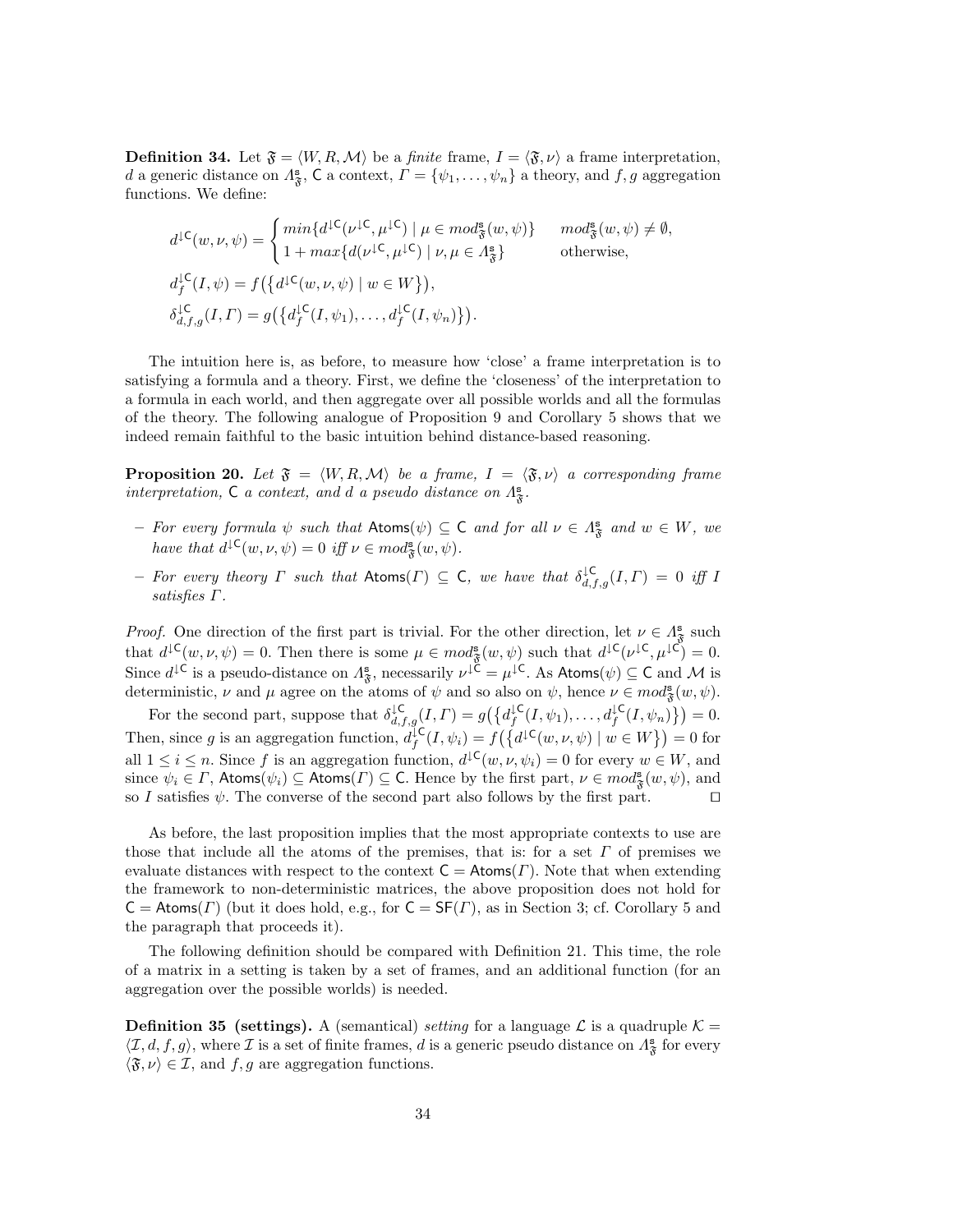**Definition 34.** Let $\mathfrak{F} = \langle W, R, \mathcal{M} \rangle$ be a *finite* frame, $I = \langle \mathfrak{F}, \nu \rangle$ a frame interpretation, $d$ a generic distance on $\Lambda^{\mathsf{s}}_{\mathfrak{F}}$, $\mathsf{C}$ a context, $\Gamma = \{\psi_1, \ldots, \psi_n\}$ a theory, and $f, g$ aggregation functions. We define:

$$
d^{\downarrow\mathsf{C}}(w, \nu, \psi) = \begin{cases} min\{d^{\downarrow\mathsf{C}}(\nu^{\downarrow\mathsf{C}}, \mu^{\downarrow\mathsf{C}}) \mid \mu \in mod^{\mathsf{s}}_{\mathfrak{F}}(w, \psi)\} & mod^{\mathsf{s}}_{\mathfrak{F}}(w, \psi) \neq \emptyset, \\ 1 + max\{d(\nu^{\downarrow\mathsf{C}}, \mu^{\downarrow\mathsf{C}}) \mid \nu, \mu \in \Lambda^{\mathsf{s}}_{\mathfrak{F}}\} & \text{otherwise,} \end{cases}
$$

$$
d^{\downarrow\mathsf{C}}_f(I, \psi) = f\big(\{d^{\downarrow\mathsf{C}}(w, \nu, \psi) \mid w \in W\}\big),
$$

$$
\delta^{\downarrow\mathsf{C}}_{d,f,g}(I, \Gamma) = g\big(\{d^{\downarrow\mathsf{C}}_f(I, \psi_1), \ldots, d^{\downarrow\mathsf{C}}_f(I, \psi_n)\}\big).
$$

The intuition here is, as before, to measure how 'close' a frame interpretation is to satisfying a formula and a theory. First, we define the 'closeness' of the interpretation to a formula in each world, and then aggregate over all possible worlds and all the formulas of the theory. The following analogue of Proposition 9 and Corollary 5 shows that we indeed remain faithful to the basic intuition behind distance-based reasoning.

**Proposition 20.** *Let $\mathfrak{F} = \langle W, R, \mathcal{M} \rangle$ be a frame, $I = \langle \mathfrak{F}, \nu \rangle$ a corresponding frame interpretation, $\mathsf{C}$ a context, and $d$ a pseudo distance on $\Lambda^{\mathsf{s}}_{\mathfrak{F}}$.*

- *For every formula $\psi$ such that $\mathsf{Atoms}(\psi) \subseteq \mathsf{C}$ and for all $\nu \in \Lambda^{\mathsf{s}}_{\mathfrak{F}}$ and $w \in W$, we have that $d^{\downarrow\mathsf{C}}(w, \nu, \psi) = 0$ iff $\nu \in mod^{\mathsf{s}}_{\mathfrak{F}}(w, \psi)$.*
- *For every theory $\Gamma$ such that $\mathsf{Atoms}(\Gamma) \subseteq \mathsf{C}$, we have that $\delta^{\downarrow\mathsf{C}}_{d,f,g}(I, \Gamma) = 0$ iff $I$ satisfies $\Gamma$.*

*Proof.* One direction of the first part is trivial. For the other direction, let $\nu \in \Lambda^{\mathsf{s}}_{\mathfrak{F}}$ such that $d^{\downarrow\mathsf{C}}(w, \nu, \psi) = 0$. Then there is some $\mu \in mod^{\mathsf{s}}_{\mathfrak{F}}(w, \psi)$ such that $d^{\downarrow\mathsf{C}}(\nu^{\downarrow\mathsf{C}}, \mu^{\downarrow\mathsf{C}}) = 0$. Since $d^{\downarrow\mathsf{C}}$ is a pseudo-distance on $\Lambda^{\mathsf{s}}_{\mathfrak{F}}$, necessarily $\nu^{\downarrow\mathsf{C}} = \mu^{\downarrow\mathsf{C}}$. As $\mathsf{Atoms}(\psi) \subseteq \mathsf{C}$ and $\mathcal{M}$ is deterministic, $\nu$ and $\mu$ agree on the atoms of $\psi$ and so also on $\psi$, hence $\nu \in mod^{\mathsf{s}}_{\mathfrak{F}}(w, \psi)$.

For the second part, suppose that $\delta^{\downarrow\mathsf{C}}_{d,f,g}(I, \Gamma) = g\big(\{d^{\downarrow\mathsf{C}}_f(I, \psi_1), \ldots, d^{\downarrow\mathsf{C}}_f(I, \psi_n)\}\big) = 0$. Then, since $g$ is an aggregation function, $d^{\downarrow\mathsf{C}}_f(I, \psi_i) = f\big(\{d^{\downarrow\mathsf{C}}(w, \nu, \psi) \mid w \in W\}\big) = 0$ for all $1 \leq i \leq n$. Since $f$ is an aggregation function, $d^{\downarrow\mathsf{C}}(w, \nu, \psi_i) = 0$ for every $w \in W$, and since $\psi_i \in \Gamma$, $\mathsf{Atoms}(\psi_i) \subseteq \mathsf{Atoms}(\Gamma) \subseteq \mathsf{C}$. Hence by the first part, $\nu \in mod^{\mathsf{s}}_{\mathfrak{F}}(w, \psi)$, and so $I$ satisfies $\psi$. The converse of the second part also follows by the first part. ⊓⊔

As before, the last proposition implies that the most appropriate contexts to use are those that include all the atoms of the premises, that is: for a set $\Gamma$ of premises we evaluate distances with respect to the context $\mathsf{C} = \mathsf{Atoms}(\Gamma)$. Note that when extending the framework to non-deterministic matrices, the above proposition does not hold for $\mathsf{C} = \mathsf{Atoms}(\Gamma)$ (but it does hold, e.g., for $\mathsf{C} = \mathsf{SF}(\Gamma)$, as in Section 3; cf. Corollary 5 and the paragraph that proceeds it).

The following definition should be compared with Definition 21. This time, the role of a matrix in a setting is taken by a set of frames, and an additional function (for an aggregation over the possible worlds) is needed.

**Definition 35 (settings).** A (semantical) *setting* for a language $\mathcal{L}$ is a quadruple $\mathcal{K} = \langle \mathcal{I}, d, f, g \rangle$, where $\mathcal{I}$ is a set of finite frames, $d$ is a generic pseudo distance on $\Lambda^{\mathsf{s}}_{\mathfrak{F}}$ for every $\langle \mathfrak{F}, \nu \rangle \in \mathcal{I}$, and $f, g$ are aggregation functions.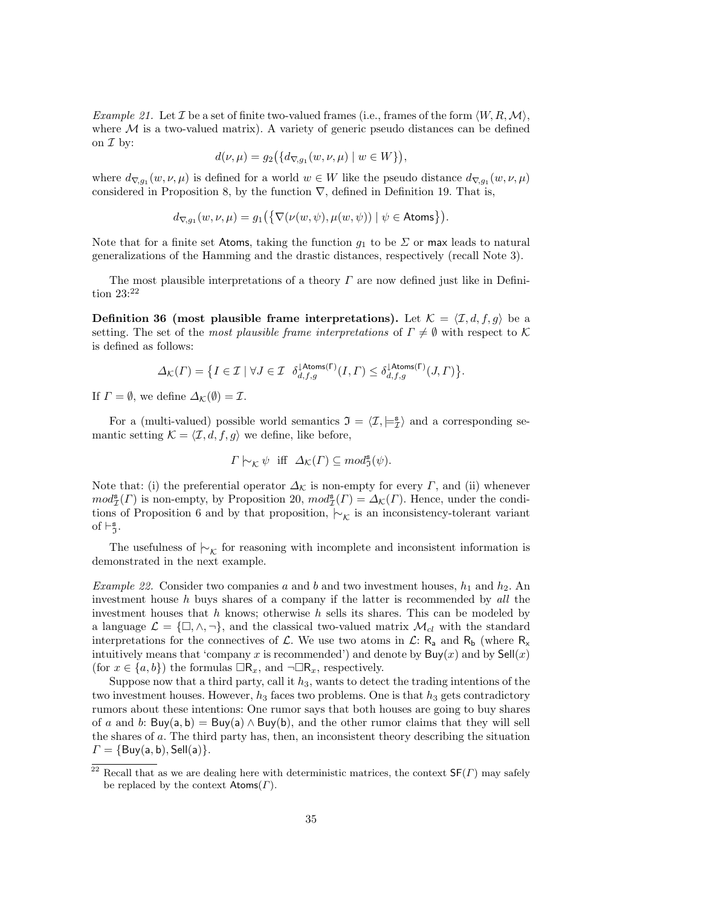*Example 21.* Let $\mathcal{I}$ be a set of finite two-valued frames (i.e., frames of the form $\langle W, R, \mathcal{M}\rangle$, where $\mathcal{M}$ is a two-valued matrix). A variety of generic pseudo distances can be defined on $\mathcal{I}$ by:

$$d(\nu, \mu) = g_2\big(\{d_{\nabla,g_1}(w, \nu, \mu) \mid w \in W\}\big),$$

where $d_{\nabla,g_1}(w, \nu, \mu)$ is defined for a world $w \in W$ like the pseudo distance $d_{\nabla,g_1}(w, \nu, \mu)$ considered in Proposition 8, by the function $\nabla$, defined in Definition 19. That is,

$$d_{\nabla,g_1}(w, \nu, \mu) = g_1\big(\{\nabla(\nu(w, \psi), \mu(w, \psi)) \mid \psi \in \mathsf{Atoms}\}\big).$$

Note that for a finite set $\mathsf{Atoms}$, taking the function $g_1$ to be $\Sigma$ or $\mathsf{max}$ leads to natural generalizations of the Hamming and the drastic distances, respectively (recall Note 3).

The most plausible interpretations of a theory $\Gamma$ are now defined just like in Definition 23:[22]

**Definition 36 (most plausible frame interpretations).** Let $\mathcal{K} = \langle \mathcal{I}, d, f, g\rangle$ be a setting. The set of the *most plausible frame interpretations* of $\Gamma \neq \emptyset$ with respect to $\mathcal{K}$ is defined as follows:

$$\Delta_{\mathcal{K}}(\Gamma) = \big\{ I \in \mathcal{I} \mid \forall J \in \mathcal{I} \;\; \delta_{d,f,g}^{\downarrow \mathsf{Atoms}(\Gamma)}(I, \Gamma) \leq \delta_{d,f,g}^{\downarrow \mathsf{Atoms}(\Gamma)}(J, \Gamma)\big\}.$$

If $\Gamma = \emptyset$, we define $\Delta_{\mathcal{K}}(\emptyset) = \mathcal{I}$.

For a (multi-valued) possible world semantics $\mathfrak{I} = \langle \mathcal{I}, \models^{\mathsf{s}}_{\mathcal{I}}\rangle$ and a corresponding semantic setting $\mathcal{K} = \langle \mathcal{I}, d, f, g\rangle$ we define, like before,

$$\Gamma \mid\!\sim_{\mathcal{K}} \psi \;\text{ iff }\; \Delta_{\mathcal{K}}(\Gamma) \subseteq mod^{\mathsf{s}}_{\mathfrak{I}}(\psi).$$

Note that: (i) the preferential operator $\Delta_{\mathcal{K}}$ is non-empty for every $\Gamma$, and (ii) whenever $mod^{\mathsf{s}}_{\mathcal{I}}(\Gamma)$ is non-empty, by Proposition 20, $mod^{\mathsf{s}}_{\mathcal{I}}(\Gamma) = \Delta_{\mathcal{K}}(\Gamma)$. Hence, under the conditions of Proposition 6 and by that proposition, $\mid\!\sim_{\mathcal{K}}$ is an inconsistency-tolerant variant of $\vdash^{\mathsf{s}}_{\mathfrak{I}}$.

The usefulness of $\mid\!\sim_{\mathcal{K}}$ for reasoning with incomplete and inconsistent information is demonstrated in the next example.

*Example 22.* Consider two companies $a$ and $b$ and two investment houses, $h_1$ and $h_2$. An investment house $h$ buys shares of a company if the latter is recommended by *all* the investment houses that $h$ knows; otherwise $h$ sells its shares. This can be modeled by a language $\mathcal{L} = \{\Box, \wedge, \neg\}$, and the classical two-valued matrix $\mathcal{M}_{cl}$ with the standard interpretations for the connectives of $\mathcal{L}$. We use two atoms in $\mathcal{L}$: $\mathsf{R_a}$ and $\mathsf{R_b}$ (where $\mathsf{R_x}$ intuitively means that 'company $x$ is recommended') and denote by $\mathsf{Buy}(x)$ and by $\mathsf{Sell}(x)$ (for $x \in \{a, b\}$) the formulas $\Box \mathsf{R}_x$, and $\neg\Box\mathsf{R}_x$, respectively.

Suppose now that a third party, call it $h_3$, wants to detect the trading intentions of the two investment houses. However, $h_3$ faces two problems. One is that $h_3$ gets contradictory rumors about these intentions: One rumor says that both houses are going to buy shares of $a$ and $b$: $\mathsf{Buy(a,b)} = \mathsf{Buy(a)} \wedge \mathsf{Buy(b)}$, and the other rumor claims that they will sell the shares of $a$. The third party has, then, an inconsistent theory describing the situation $\Gamma = \{\mathsf{Buy(a,b)}, \mathsf{Sell(a)}\}$.

[22] Recall that as we are dealing here with deterministic matrices, the context $\mathsf{SF}(\Gamma)$ may safely be replaced by the context $\mathsf{Atoms}(\Gamma)$.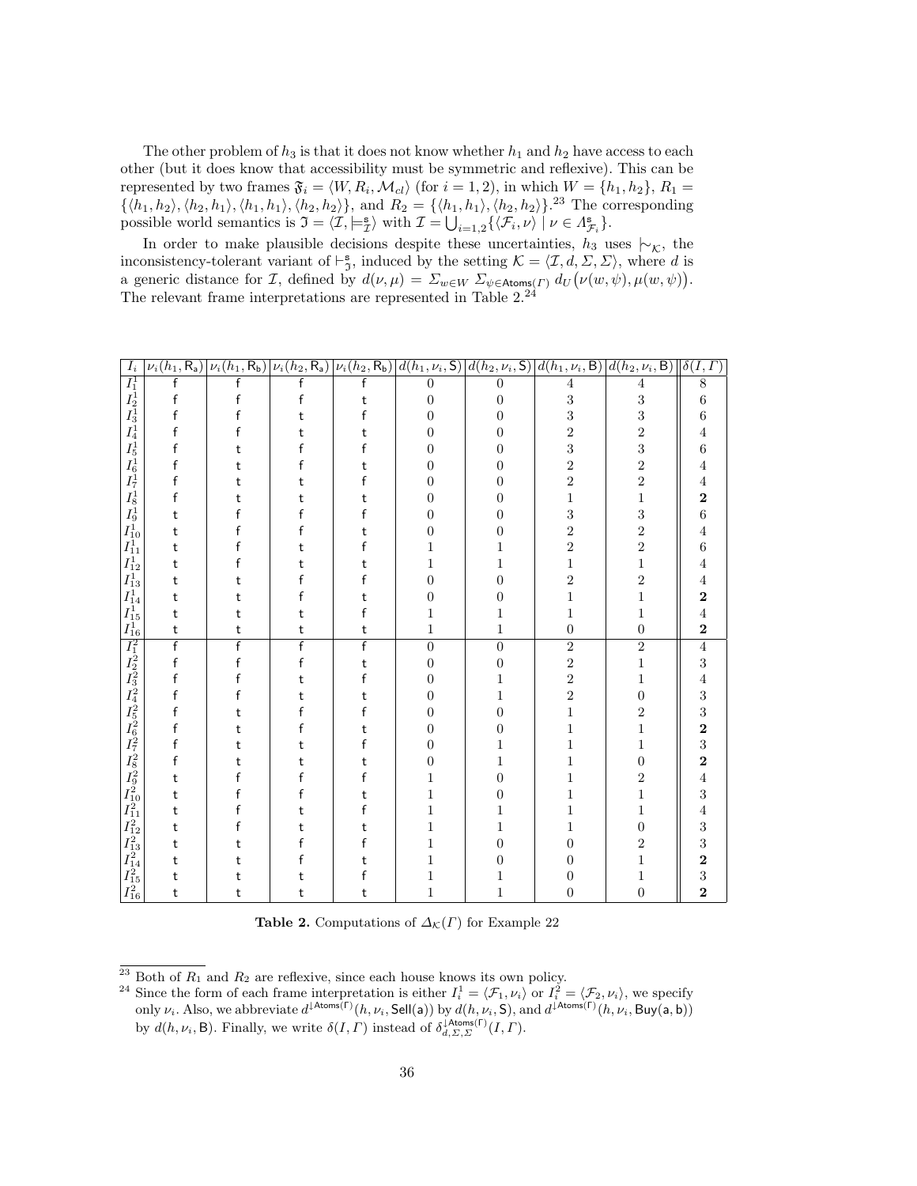The other problem of $h_3$ is that it does not know whether $h_1$ and $h_2$ have access to each other (but it does know that accessibility must be symmetric and reflexive). This can be represented by two frames $\mathfrak{F}_i = \langle W, R_i, \mathcal{M}_{cl}\rangle$ (for $i = 1, 2$), in which $W = \{h_1, h_2\}$, $R_1 = \{\langle h_1, h_2\rangle, \langle h_2, h_1\rangle, \langle h_1, h_1\rangle, \langle h_2, h_2\rangle\}$, and $R_2 = \{\langle h_1, h_1\rangle, \langle h_2, h_2\rangle\}$.[23] The corresponding possible world semantics is $\mathfrak{I} = \langle \mathcal{I}, \models^{\mathsf{s}}_{\mathcal{I}}\rangle$ with $\mathcal{I} = \bigcup_{i=1,2}\{\langle \mathcal{F}_i, \nu\rangle \mid \nu \in \Lambda^{\mathsf{s}}_{\mathcal{F}_i}\}$.

In order to make plausible decisions despite these uncertainties, $h_3$ uses $\mid\!\sim_{\mathcal{K}}$, the inconsistency-tolerant variant of $\vdash^{\mathsf{s}}_{\mathfrak{I}}$, induced by the setting $\mathcal{K} = \langle \mathcal{I}, d, \Sigma, \Sigma\rangle$, where $d$ is a generic distance for $\mathcal{I}$, defined by $d(\nu, \mu) = \Sigma_{w\in W}\, \Sigma_{\psi\in\mathsf{Atoms}(\Gamma)}\, d_U\big(\nu(w,\psi), \mu(w,\psi)\big)$. The relevant frame interpretations are represented in Table 2.[24]

| $I_i$ | $\nu_i(h_1,\mathsf{R_a})$ | $\nu_i(h_1,\mathsf{R_b})$ | $\nu_i(h_2,\mathsf{R_a})$ | $\nu_i(h_2,\mathsf{R_b})$ | $d(h_1,\nu_i,\mathsf{S})$ | $d(h_2,\nu_i,\mathsf{S})$ | $d(h_1,\nu_i,\mathsf{B})$ | $d(h_2,\nu_i,\mathsf{B})$ | $\delta(I,\Gamma)$ |
|---|---|---|---|---|---|---|---|---|---|
| $I^1_1$ | f | f | f | f | 0 | 0 | 4 | 4 | 8 |
| $I^1_2$ | f | f | f | t | 0 | 0 | 3 | 3 | 6 |
| $I^1_3$ | f | f | t | f | 0 | 0 | 3 | 3 | 6 |
| $I^1_4$ | f | f | t | t | 0 | 0 | 2 | 2 | 4 |
| $I^1_5$ | f | t | f | f | 0 | 0 | 3 | 3 | 6 |
| $I^1_6$ | f | t | f | t | 0 | 0 | 2 | 2 | 4 |
| $I^1_7$ | f | t | t | f | 0 | 0 | 2 | 2 | 4 |
| $I^1_8$ | f | t | t | t | 0 | 0 | 1 | 1 | **2** |
| $I^1_9$ | t | f | f | f | 0 | 0 | 3 | 3 | 6 |
| $I^1_{10}$ | t | f | f | t | 0 | 0 | 2 | 2 | 4 |
| $I^1_{11}$ | t | f | t | f | 1 | 1 | 2 | 2 | 6 |
| $I^1_{12}$ | t | f | t | t | 1 | 1 | 1 | 1 | 4 |
| $I^1_{13}$ | t | t | f | f | 0 | 0 | 2 | 2 | 4 |
| $I^1_{14}$ | t | t | f | t | 0 | 0 | 1 | 1 | **2** |
| $I^1_{15}$ | t | t | t | f | 1 | 1 | 1 | 1 | 4 |
| $I^1_{16}$ | t | t | t | t | 1 | 1 | 0 | 0 | **2** |
| $I^2_1$ | f | f | f | f | 0 | 0 | 2 | 2 | 4 |
| $I^2_2$ | f | f | f | t | 0 | 0 | 2 | 1 | 3 |
| $I^2_3$ | f | f | t | f | 0 | 1 | 2 | 1 | 4 |
| $I^2_4$ | f | f | t | t | 0 | 1 | 2 | 0 | 3 |
| $I^2_5$ | f | t | f | f | 0 | 0 | 1 | 2 | 3 |
| $I^2_6$ | f | t | f | t | 0 | 0 | 1 | 1 | **2** |
| $I^2_7$ | f | t | t | f | 0 | 1 | 1 | 1 | 3 |
| $I^2_8$ | f | t | t | t | 0 | 1 | 1 | 0 | **2** |
| $I^2_9$ | t | f | f | f | 1 | 0 | 1 | 2 | 4 |
| $I^2_{10}$ | t | f | f | t | 1 | 0 | 1 | 1 | 3 |
| $I^2_{11}$ | t | f | t | f | 1 | 1 | 1 | 1 | 4 |
| $I^2_{12}$ | t | f | t | t | 1 | 1 | 1 | 0 | 3 |
| $I^2_{13}$ | t | t | f | f | 1 | 0 | 0 | 2 | 3 |
| $I^2_{14}$ | t | t | f | t | 1 | 0 | 0 | 1 | **2** |
| $I^2_{15}$ | t | t | t | f | 1 | 1 | 0 | 1 | 3 |
| $I^2_{16}$ | t | t | t | t | 1 | 1 | 0 | 0 | **2** |

**Table 2.** Computations of $\Delta_{\mathcal{K}}(\Gamma)$ for Example 22

[23] Both of $R_1$ and $R_2$ are reflexive, since each house knows its own policy.

[24] Since the form of each frame interpretation is either $I^1_i = \langle \mathcal{F}_1, \nu_i\rangle$ or $I^2_i = \langle \mathcal{F}_2, \nu_i\rangle$, we specify only $\nu_i$. Also, we abbreviate $d^{\downarrow\mathsf{Atoms}(\Gamma)}(h, \nu_i, \mathsf{Sell(a)})$ by $d(h, \nu_i, \mathsf{S})$, and $d^{\downarrow\mathsf{Atoms}(\Gamma)}(h, \nu_i, \mathsf{Buy(a,b)})$ by $d(h, \nu_i, \mathsf{B})$. Finally, we write $\delta(I, \Gamma)$ instead of $\delta^{\downarrow\mathsf{Atoms}(\Gamma)}_{d,\Sigma,\Sigma}(I, \Gamma)$.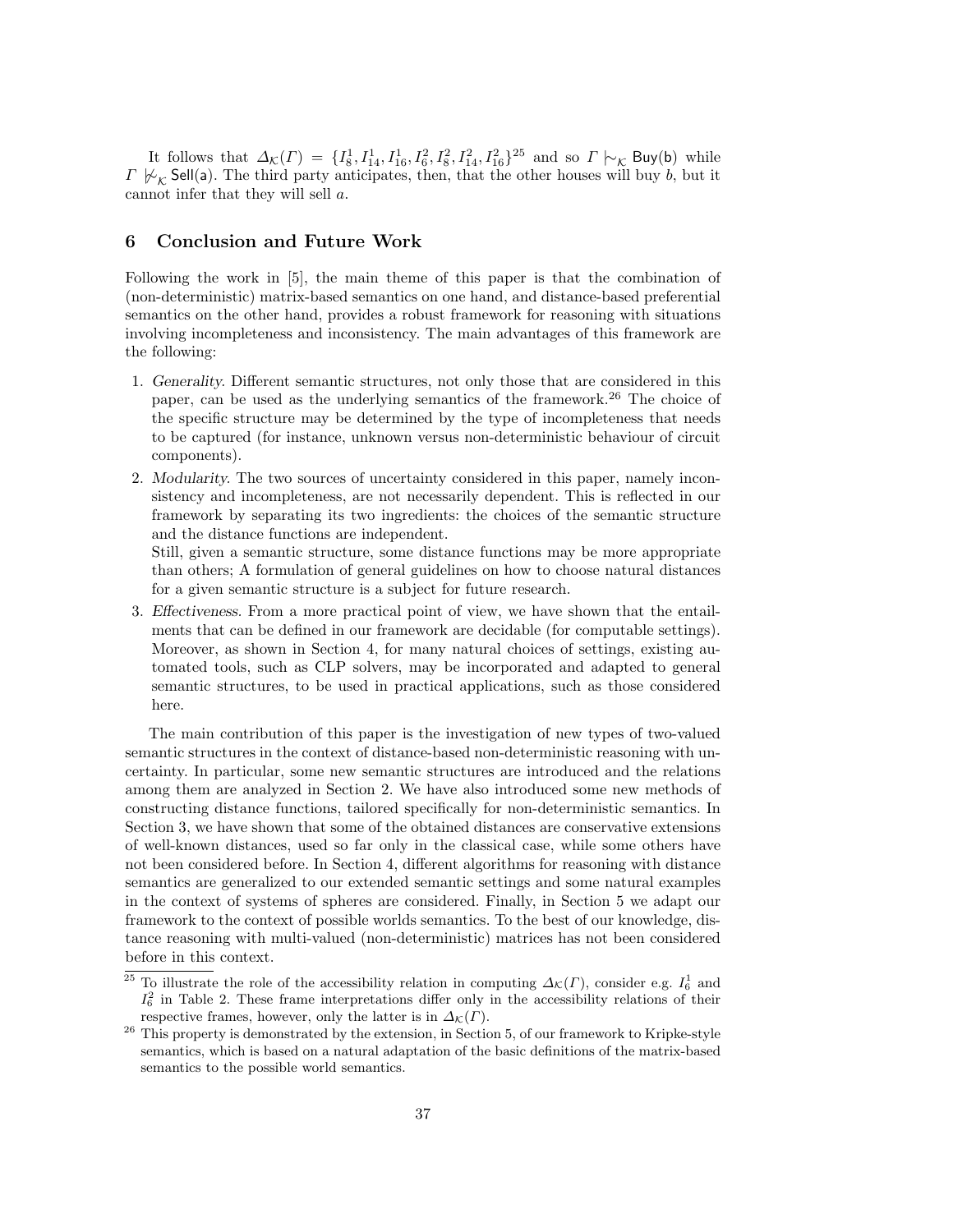It follows that $\Delta_{\mathcal{K}}(\Gamma) = \{I^1_8, I^1_{14}, I^1_{16}, I^2_6, I^2_8, I^2_{14}, I^2_{16}\}$[25] and so $\Gamma \mid\!\sim_{\mathcal{K}} \mathsf{Buy(b)}$ while $\Gamma \not\mid\!\sim_{\mathcal{K}} \mathsf{Sell(a)}$. The third party anticipates, then, that the other houses will buy $b$, but it cannot infer that they will sell $a$.

## 6 Conclusion and Future Work

Following the work in [5], the main theme of this paper is that the combination of (non-deterministic) matrix-based semantics on one hand, and distance-based preferential semantics on the other hand, provides a robust framework for reasoning with situations involving incompleteness and inconsistency. The main advantages of this framework are the following:

1. *Generality*. Different semantic structures, not only those that are considered in this paper, can be used as the underlying semantics of the framework.[26] The choice of the specific structure may be determined by the type of incompleteness that needs to be captured (for instance, unknown versus non-deterministic behaviour of circuit components).
2. *Modularity*. The two sources of uncertainty considered in this paper, namely inconsistency and incompleteness, are not necessarily dependent. This is reflected in our framework by separating its two ingredients: the choices of the semantic structure and the distance functions are independent.
   Still, given a semantic structure, some distance functions may be more appropriate than others; A formulation of general guidelines on how to choose natural distances for a given semantic structure is a subject for future research.
3. *Effectiveness*. From a more practical point of view, we have shown that the entailments that can be defined in our framework are decidable (for computable settings). Moreover, as shown in Section 4, for many natural choices of settings, existing automated tools, such as CLP solvers, may be incorporated and adapted to general semantic structures, to be used in practical applications, such as those considered here.

The main contribution of this paper is the investigation of new types of two-valued semantic structures in the context of distance-based non-deterministic reasoning with uncertainty. In particular, some new semantic structures are introduced and the relations among them are analyzed in Section 2. We have also introduced some new methods of constructing distance functions, tailored specifically for non-deterministic semantics. In Section 3, we have shown that some of the obtained distances are conservative extensions of well-known distances, used so far only in the classical case, while some others have not been considered before. In Section 4, different algorithms for reasoning with distance semantics are generalized to our extended semantic settings and some natural examples in the context of systems of spheres are considered. Finally, in Section 5 we adapt our framework to the context of possible worlds semantics. To the best of our knowledge, distance reasoning with multi-valued (non-deterministic) matrices has not been considered before in this context.

[25] To illustrate the role of the accessibility relation in computing $\Delta_{\mathcal{K}}(\Gamma)$, consider e.g. $I^1_6$ and $I^2_6$ in Table 2. These frame interpretations differ only in the accessibility relations of their respective frames, however, only the latter is in $\Delta_{\mathcal{K}}(\Gamma)$.

[26] This property is demonstrated by the extension, in Section 5, of our framework to Kripke-style semantics, which is based on a natural adaptation of the basic definitions of the matrix-based semantics to the possible world semantics.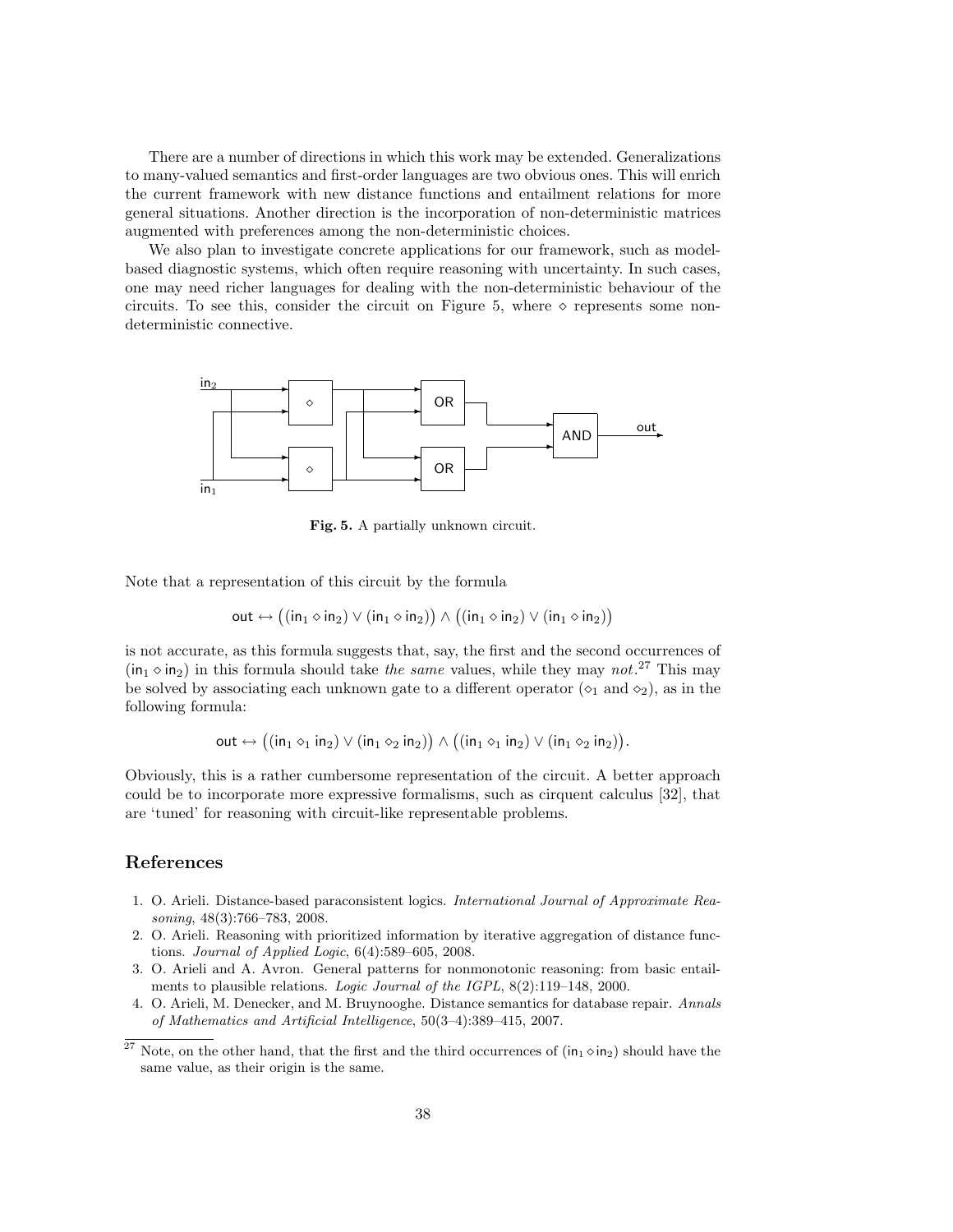There are a number of directions in which this work may be extended. Generalizations to many-valued semantics and first-order languages are two obvious ones. This will enrich the current framework with new distance functions and entailment relations for more general situations. Another direction is the incorporation of non-deterministic matrices augmented with preferences among the non-deterministic choices.

We also plan to investigate concrete applications for our framework, such as model-based diagnostic systems, which often require reasoning with uncertainty. In such cases, one may need richer languages for dealing with the non-deterministic behaviour of the circuits. To see this, consider the circuit on Figure 5, where $\diamond$ represents some non-deterministic connective.

**Fig. 5.** A partially unknown circuit.

Note that a representation of this circuit by the formula

$$\mathsf{out} \leftrightarrow \big((\mathsf{in}_1 \diamond \mathsf{in}_2) \vee (\mathsf{in}_1 \diamond \mathsf{in}_2)\big) \wedge \big((\mathsf{in}_1 \diamond \mathsf{in}_2) \vee (\mathsf{in}_1 \diamond \mathsf{in}_2)\big)$$

is not accurate, as this formula suggests that, say, the first and the second occurrences of $(\mathsf{in}_1 \diamond \mathsf{in}_2)$ in this formula should take *the same* values, while they may *not*.[27] This may be solved by associating each unknown gate to a different operator ($\diamond_1$ and $\diamond_2$), as in the following formula:

$$\mathsf{out} \leftrightarrow \big((\mathsf{in}_1 \diamond_1 \mathsf{in}_2) \vee (\mathsf{in}_1 \diamond_2 \mathsf{in}_2)\big) \wedge \big((\mathsf{in}_1 \diamond_1 \mathsf{in}_2) \vee (\mathsf{in}_1 \diamond_2 \mathsf{in}_2)\big).$$

Obviously, this is a rather cumbersome representation of the circuit. A better approach could be to incorporate more expressive formalisms, such as cirquent calculus [32], that are 'tuned' for reasoning with circuit-like representable problems.

## References

1. O. Arieli. Distance-based paraconsistent logics. *International Journal of Approximate Reasoning*, 48(3):766–783, 2008.
2. O. Arieli. Reasoning with prioritized information by iterative aggregation of distance functions. *Journal of Applied Logic*, 6(4):589–605, 2008.
3. O. Arieli and A. Avron. General patterns for nonmonotonic reasoning: from basic entailments to plausible relations. *Logic Journal of the IGPL*, 8(2):119–148, 2000.
4. O. Arieli, M. Denecker, and M. Bruynooghe. Distance semantics for database repair. *Annals of Mathematics and Artificial Intelligence*, 50(3–4):389–415, 2007.

[27] Note, on the other hand, that the first and the third occurrences of $(\mathsf{in}_1 \diamond \mathsf{in}_2)$ should have the same value, as their origin is the same.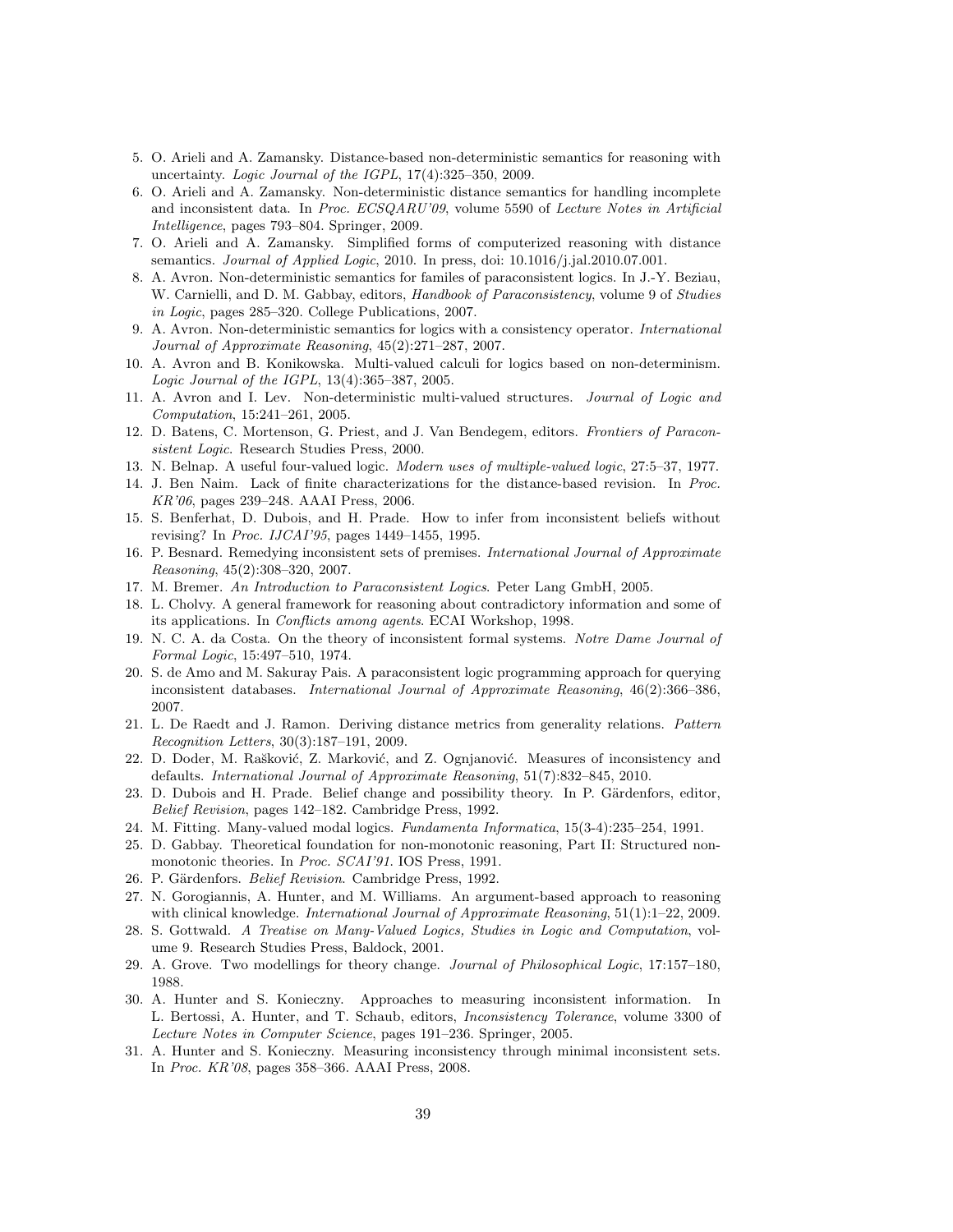5. O. Arieli and A. Zamansky. Distance-based non-deterministic semantics for reasoning with uncertainty. *Logic Journal of the IGPL*, 17(4):325–350, 2009.
6. O. Arieli and A. Zamansky. Non-deterministic distance semantics for handling incomplete and inconsistent data. In *Proc. ECSQARU'09*, volume 5590 of *Lecture Notes in Artificial Intelligence*, pages 793–804. Springer, 2009.
7. O. Arieli and A. Zamansky. Simplified forms of computerized reasoning with distance semantics. *Journal of Applied Logic*, 2010. In press, doi: 10.1016/j.jal.2010.07.001.
8. A. Avron. Non-deterministic semantics for familes of paraconsistent logics. In J.-Y. Beziau, W. Carnielli, and D. M. Gabbay, editors, *Handbook of Paraconsistency*, volume 9 of *Studies in Logic*, pages 285–320. College Publications, 2007.
9. A. Avron. Non-deterministic semantics for logics with a consistency operator. *International Journal of Approximate Reasoning*, 45(2):271–287, 2007.
10. A. Avron and B. Konikowska. Multi-valued calculi for logics based on non-determinism. *Logic Journal of the IGPL*, 13(4):365–387, 2005.
11. A. Avron and I. Lev. Non-deterministic multi-valued structures. *Journal of Logic and Computation*, 15:241–261, 2005.
12. D. Batens, C. Mortenson, G. Priest, and J. Van Bendegem, editors. *Frontiers of Paraconsistent Logic*. Research Studies Press, 2000.
13. N. Belnap. A useful four-valued logic. *Modern uses of multiple-valued logic*, 27:5–37, 1977.
14. J. Ben Naim. Lack of finite characterizations for the distance-based revision. In *Proc. KR'06*, pages 239–248. AAAI Press, 2006.
15. S. Benferhat, D. Dubois, and H. Prade. How to infer from inconsistent beliefs without revising? In *Proc. IJCAI'95*, pages 1449–1455, 1995.
16. P. Besnard. Remedying inconsistent sets of premises. *International Journal of Approximate Reasoning*, 45(2):308–320, 2007.
17. M. Bremer. *An Introduction to Paraconsistent Logics*. Peter Lang GmbH, 2005.
18. L. Cholvy. A general framework for reasoning about contradictory information and some of its applications. In *Conflicts among agents*. ECAI Workshop, 1998.
19. N. C. A. da Costa. On the theory of inconsistent formal systems. *Notre Dame Journal of Formal Logic*, 15:497–510, 1974.
20. S. de Amo and M. Sakuray Pais. A paraconsistent logic programming approach for querying inconsistent databases. *International Journal of Approximate Reasoning*, 46(2):366–386, 2007.
21. L. De Raedt and J. Ramon. Deriving distance metrics from generality relations. *Pattern Recognition Letters*, 30(3):187–191, 2009.
22. D. Doder, M. Rašković, Z. Marković, and Z. Ognjanović. Measures of inconsistency and defaults. *International Journal of Approximate Reasoning*, 51(7):832–845, 2010.
23. D. Dubois and H. Prade. Belief change and possibility theory. In P. Gärdenfors, editor, *Belief Revision*, pages 142–182. Cambridge Press, 1992.
24. M. Fitting. Many-valued modal logics. *Fundamenta Informatica*, 15(3-4):235–254, 1991.
25. D. Gabbay. Theoretical foundation for non-monotonic reasoning, Part II: Structured non-monotonic theories. In *Proc. SCAI'91*. IOS Press, 1991.
26. P. Gärdenfors. *Belief Revision*. Cambridge Press, 1992.
27. N. Gorogiannis, A. Hunter, and M. Williams. An argument-based approach to reasoning with clinical knowledge. *International Journal of Approximate Reasoning*, 51(1):1–22, 2009.
28. S. Gottwald. *A Treatise on Many-Valued Logics, Studies in Logic and Computation*, volume 9. Research Studies Press, Baldock, 2001.
29. A. Grove. Two modellings for theory change. *Journal of Philosophical Logic*, 17:157–180, 1988.
30. A. Hunter and S. Konieczny. Approaches to measuring inconsistent information. In L. Bertossi, A. Hunter, and T. Schaub, editors, *Inconsistency Tolerance*, volume 3300 of *Lecture Notes in Computer Science*, pages 191–236. Springer, 2005.
31. A. Hunter and S. Konieczny. Measuring inconsistency through minimal inconsistent sets. In *Proc. KR'08*, pages 358–366. AAAI Press, 2008.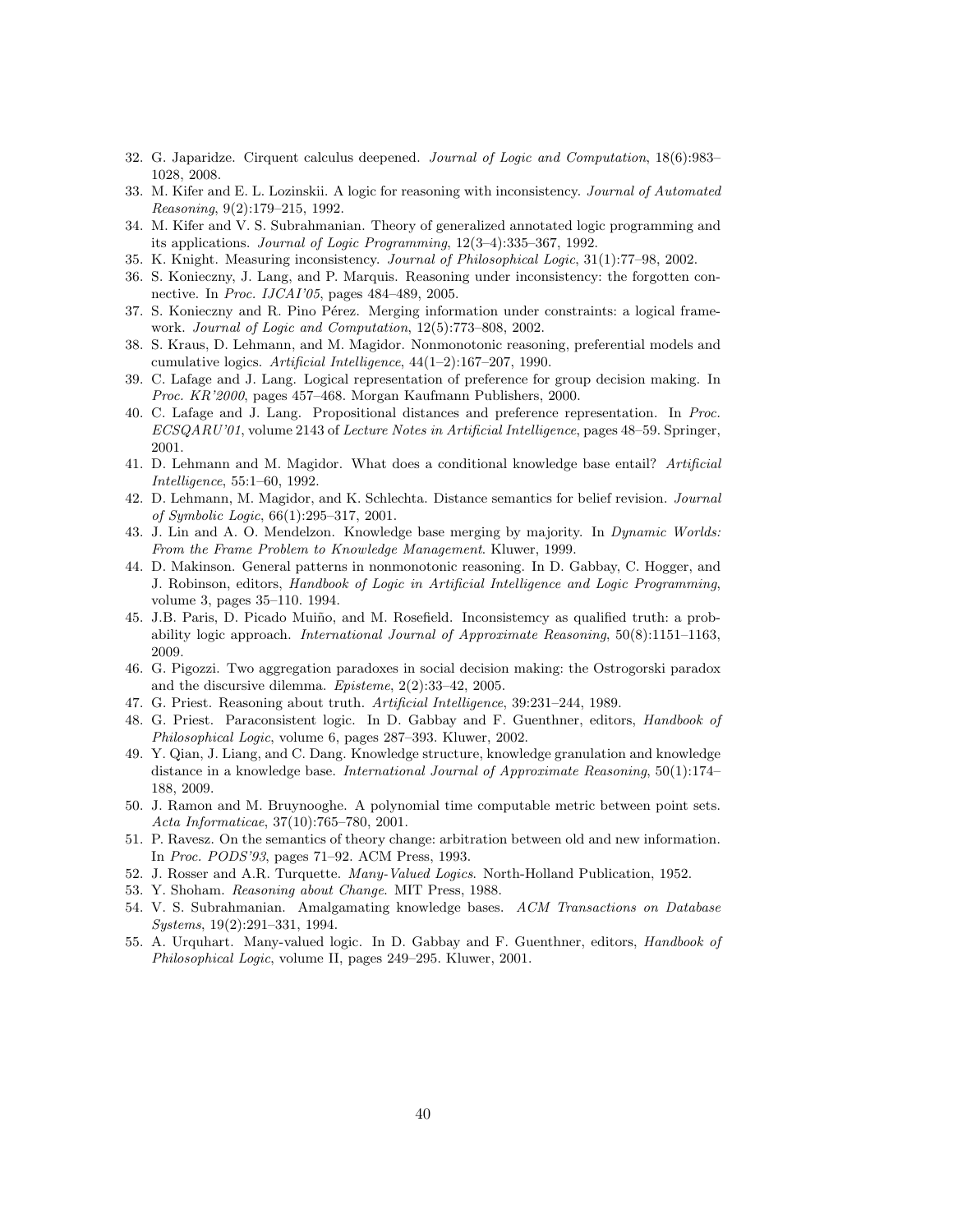32. G. Japaridze. Cirquent calculus deepened. *Journal of Logic and Computation*, 18(6):983–1028, 2008.
33. M. Kifer and E. L. Lozinskii. A logic for reasoning with inconsistency. *Journal of Automated Reasoning*, 9(2):179–215, 1992.
34. M. Kifer and V. S. Subrahmanian. Theory of generalized annotated logic programming and its applications. *Journal of Logic Programming*, 12(3–4):335–367, 1992.
35. K. Knight. Measuring inconsistency. *Journal of Philosophical Logic*, 31(1):77–98, 2002.
36. S. Konieczny, J. Lang, and P. Marquis. Reasoning under inconsistency: the forgotten connective. In *Proc. IJCAI'05*, pages 484–489, 2005.
37. S. Konieczny and R. Pino Pérez. Merging information under constraints: a logical framework. *Journal of Logic and Computation*, 12(5):773–808, 2002.
38. S. Kraus, D. Lehmann, and M. Magidor. Nonmonotonic reasoning, preferential models and cumulative logics. *Artificial Intelligence*, 44(1–2):167–207, 1990.
39. C. Lafage and J. Lang. Logical representation of preference for group decision making. In *Proc. KR'2000*, pages 457–468. Morgan Kaufmann Publishers, 2000.
40. C. Lafage and J. Lang. Propositional distances and preference representation. In *Proc. ECSQARU'01*, volume 2143 of *Lecture Notes in Artificial Intelligence*, pages 48–59. Springer, 2001.
41. D. Lehmann and M. Magidor. What does a conditional knowledge base entail? *Artificial Intelligence*, 55:1–60, 1992.
42. D. Lehmann, M. Magidor, and K. Schlechta. Distance semantics for belief revision. *Journal of Symbolic Logic*, 66(1):295–317, 2001.
43. J. Lin and A. O. Mendelzon. Knowledge base merging by majority. In *Dynamic Worlds: From the Frame Problem to Knowledge Management*. Kluwer, 1999.
44. D. Makinson. General patterns in nonmonotonic reasoning. In D. Gabbay, C. Hogger, and J. Robinson, editors, *Handbook of Logic in Artificial Intelligence and Logic Programming*, volume 3, pages 35–110. 1994.
45. J.B. Paris, D. Picado Muiño, and M. Rosefield. Inconsistemcy as qualified truth: a probability logic approach. *International Journal of Approximate Reasoning*, 50(8):1151–1163, 2009.
46. G. Pigozzi. Two aggregation paradoxes in social decision making: the Ostrogorski paradox and the discursive dilemma. *Episteme*, 2(2):33–42, 2005.
47. G. Priest. Reasoning about truth. *Artificial Intelligence*, 39:231–244, 1989.
48. G. Priest. Paraconsistent logic. In D. Gabbay and F. Guenthner, editors, *Handbook of Philosophical Logic*, volume 6, pages 287–393. Kluwer, 2002.
49. Y. Qian, J. Liang, and C. Dang. Knowledge structure, knowledge granulation and knowledge distance in a knowledge base. *International Journal of Approximate Reasoning*, 50(1):174–188, 2009.
50. J. Ramon and M. Bruynooghe. A polynomial time computable metric between point sets. *Acta Informaticae*, 37(10):765–780, 2001.
51. P. Ravesz. On the semantics of theory change: arbitration between old and new information. In *Proc. PODS'93*, pages 71–92. ACM Press, 1993.
52. J. Rosser and A.R. Turquette. *Many-Valued Logics*. North-Holland Publication, 1952.
53. Y. Shoham. *Reasoning about Change*. MIT Press, 1988.
54. V. S. Subrahmanian. Amalgamating knowledge bases. *ACM Transactions on Database Systems*, 19(2):291–331, 1994.
55. A. Urquhart. Many-valued logic. In D. Gabbay and F. Guenthner, editors, *Handbook of Philosophical Logic*, volume II, pages 249–295. Kluwer, 2001.